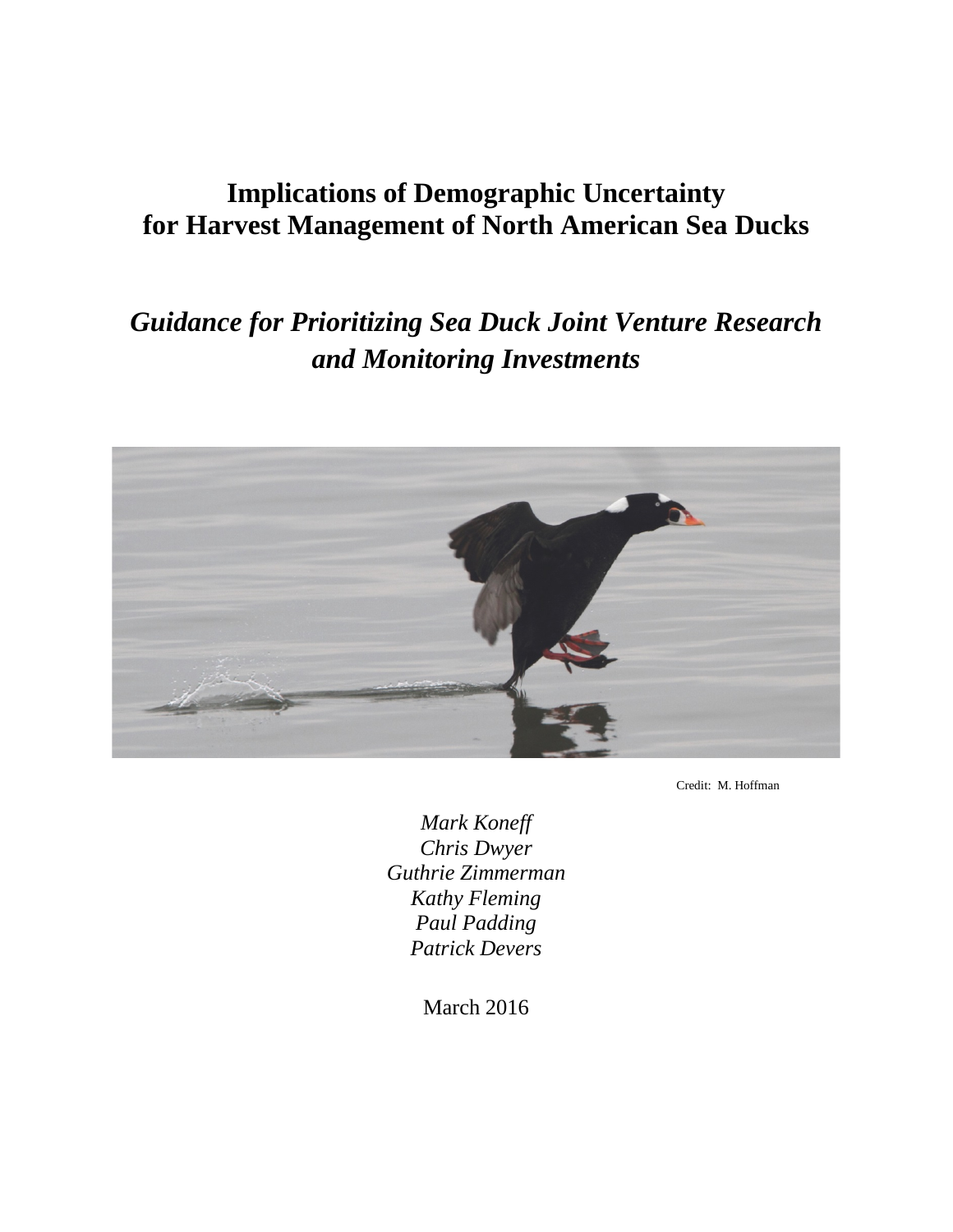# Implications of Demographic Uncertainty for Harvest Management of North American Sea Ducks

## *Guidance for Prioritizing Sea Duck Joint Venture Research and Monitoring Investments*

Credit: M. Hoffman

*Mark Koneff*
*Chris Dwyer*
*Guthrie Zimmerman*
*Kathy Fleming*
*Paul Padding*
*Patrick Devers*

March 2016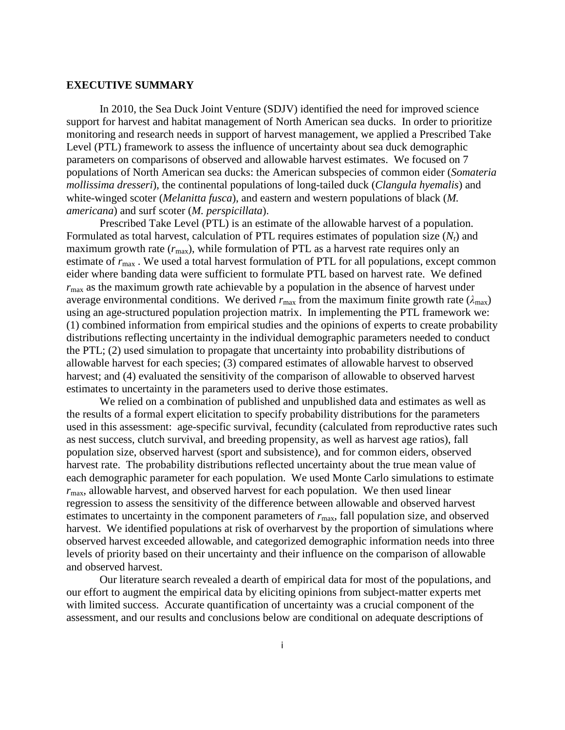## EXECUTIVE SUMMARY

In 2010, the Sea Duck Joint Venture (SDJV) identified the need for improved science support for harvest and habitat management of North American sea ducks. In order to prioritize monitoring and research needs in support of harvest management, we applied a Prescribed Take Level (PTL) framework to assess the influence of uncertainty about sea duck demographic parameters on comparisons of observed and allowable harvest estimates. We focused on 7 populations of North American sea ducks: the American subspecies of common eider (*Somateria mollissima dresseri*), the continental populations of long-tailed duck (*Clangula hyemalis*) and white-winged scoter (*Melanitta fusca*), and eastern and western populations of black (*M. americana*) and surf scoter (*M. perspicillata*).

Prescribed Take Level (PTL) is an estimate of the allowable harvest of a population. Formulated as total harvest, calculation of PTL requires estimates of population size ($N_t$) and maximum growth rate ($r_{max}$), while formulation of PTL as a harvest rate requires only an estimate of $r_{max}$ . We used a total harvest formulation of PTL for all populations, except common eider where banding data were sufficient to formulate PTL based on harvest rate. We defined $r_{max}$ as the maximum growth rate achievable by a population in the absence of harvest under average environmental conditions. We derived $r_{max}$ from the maximum finite growth rate ($\lambda_{max}$) using an age-structured population projection matrix. In implementing the PTL framework we: (1) combined information from empirical studies and the opinions of experts to create probability distributions reflecting uncertainty in the individual demographic parameters needed to conduct the PTL; (2) used simulation to propagate that uncertainty into probability distributions of allowable harvest for each species; (3) compared estimates of allowable harvest to observed harvest; and (4) evaluated the sensitivity of the comparison of allowable to observed harvest estimates to uncertainty in the parameters used to derive those estimates.

We relied on a combination of published and unpublished data and estimates as well as the results of a formal expert elicitation to specify probability distributions for the parameters used in this assessment: age-specific survival, fecundity (calculated from reproductive rates such as nest success, clutch survival, and breeding propensity, as well as harvest age ratios), fall population size, observed harvest (sport and subsistence), and for common eiders, observed harvest rate. The probability distributions reflected uncertainty about the true mean value of each demographic parameter for each population. We used Monte Carlo simulations to estimate $r_{max}$, allowable harvest, and observed harvest for each population. We then used linear regression to assess the sensitivity of the difference between allowable and observed harvest estimates to uncertainty in the component parameters of $r_{max}$, fall population size, and observed harvest. We identified populations at risk of overharvest by the proportion of simulations where observed harvest exceeded allowable, and categorized demographic information needs into three levels of priority based on their uncertainty and their influence on the comparison of allowable and observed harvest.

Our literature search revealed a dearth of empirical data for most of the populations, and our effort to augment the empirical data by eliciting opinions from subject-matter experts met with limited success. Accurate quantification of uncertainty was a crucial component of the assessment, and our results and conclusions below are conditional on adequate descriptions of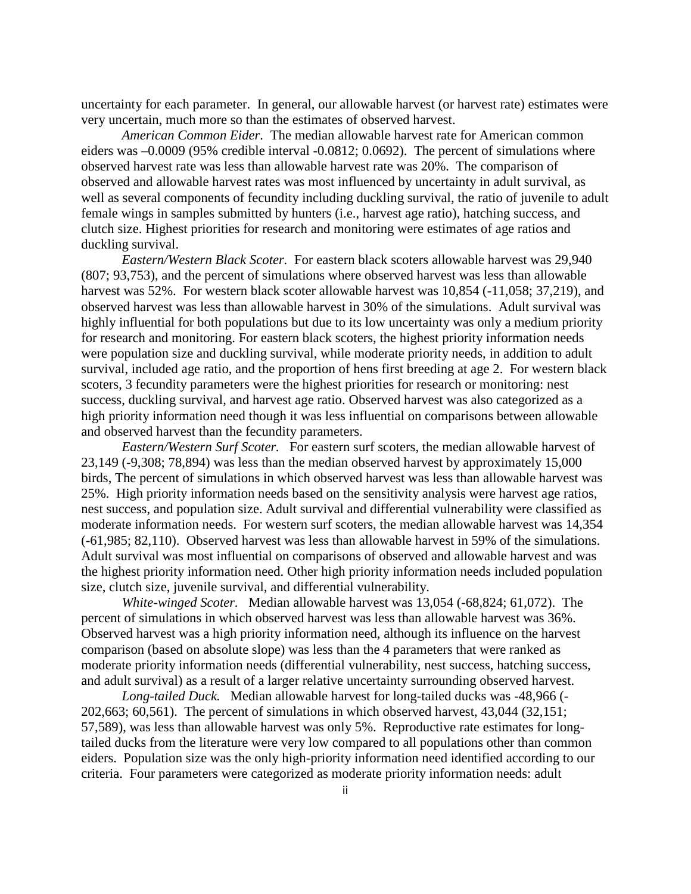uncertainty for each parameter. In general, our allowable harvest (or harvest rate) estimates were very uncertain, much more so than the estimates of observed harvest.

*American Common Eider*. The median allowable harvest rate for American common eiders was –0.0009 (95% credible interval -0.0812; 0.0692). The percent of simulations where observed harvest rate was less than allowable harvest rate was 20%. The comparison of observed and allowable harvest rates was most influenced by uncertainty in adult survival, as well as several components of fecundity including duckling survival, the ratio of juvenile to adult female wings in samples submitted by hunters (i.e., harvest age ratio), hatching success, and clutch size. Highest priorities for research and monitoring were estimates of age ratios and duckling survival.

*Eastern/Western Black Scoter.* For eastern black scoters allowable harvest was 29,940 (807; 93,753), and the percent of simulations where observed harvest was less than allowable harvest was 52%. For western black scoter allowable harvest was 10,854 (-11,058; 37,219), and observed harvest was less than allowable harvest in 30% of the simulations. Adult survival was highly influential for both populations but due to its low uncertainty was only a medium priority for research and monitoring. For eastern black scoters, the highest priority information needs were population size and duckling survival, while moderate priority needs, in addition to adult survival, included age ratio, and the proportion of hens first breeding at age 2. For western black scoters, 3 fecundity parameters were the highest priorities for research or monitoring: nest success, duckling survival, and harvest age ratio. Observed harvest was also categorized as a high priority information need though it was less influential on comparisons between allowable and observed harvest than the fecundity parameters.

*Eastern/Western Surf Scoter.* For eastern surf scoters, the median allowable harvest of 23,149 (-9,308; 78,894) was less than the median observed harvest by approximately 15,000 birds, The percent of simulations in which observed harvest was less than allowable harvest was 25%. High priority information needs based on the sensitivity analysis were harvest age ratios, nest success, and population size. Adult survival and differential vulnerability were classified as moderate information needs. For western surf scoters, the median allowable harvest was 14,354 (-61,985; 82,110). Observed harvest was less than allowable harvest in 59% of the simulations. Adult survival was most influential on comparisons of observed and allowable harvest and was the highest priority information need. Other high priority information needs included population size, clutch size, juvenile survival, and differential vulnerability.

*White-winged Scoter.* Median allowable harvest was 13,054 (-68,824; 61,072). The percent of simulations in which observed harvest was less than allowable harvest was 36%. Observed harvest was a high priority information need, although its influence on the harvest comparison (based on absolute slope) was less than the 4 parameters that were ranked as moderate priority information needs (differential vulnerability, nest success, hatching success, and adult survival) as a result of a larger relative uncertainty surrounding observed harvest.

*Long-tailed Duck.* Median allowable harvest for long-tailed ducks was -48,966 (-202,663; 60,561). The percent of simulations in which observed harvest, 43,044 (32,151; 57,589), was less than allowable harvest was only 5%. Reproductive rate estimates for long-tailed ducks from the literature were very low compared to all populations other than common eiders. Population size was the only high-priority information need identified according to our criteria. Four parameters were categorized as moderate priority information needs: adult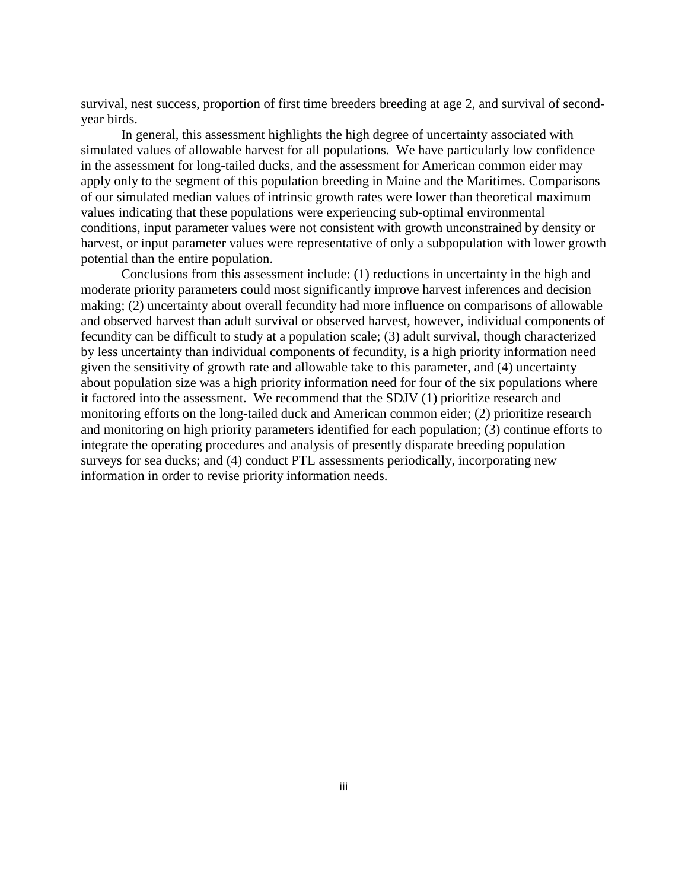survival, nest success, proportion of first time breeders breeding at age 2, and survival of second-year birds.

In general, this assessment highlights the high degree of uncertainty associated with simulated values of allowable harvest for all populations. We have particularly low confidence in the assessment for long-tailed ducks, and the assessment for American common eider may apply only to the segment of this population breeding in Maine and the Maritimes. Comparisons of our simulated median values of intrinsic growth rates were lower than theoretical maximum values indicating that these populations were experiencing sub-optimal environmental conditions, input parameter values were not consistent with growth unconstrained by density or harvest, or input parameter values were representative of only a subpopulation with lower growth potential than the entire population.

Conclusions from this assessment include: (1) reductions in uncertainty in the high and moderate priority parameters could most significantly improve harvest inferences and decision making; (2) uncertainty about overall fecundity had more influence on comparisons of allowable and observed harvest than adult survival or observed harvest, however, individual components of fecundity can be difficult to study at a population scale; (3) adult survival, though characterized by less uncertainty than individual components of fecundity, is a high priority information need given the sensitivity of growth rate and allowable take to this parameter, and (4) uncertainty about population size was a high priority information need for four of the six populations where it factored into the assessment. We recommend that the SDJV (1) prioritize research and monitoring efforts on the long-tailed duck and American common eider; (2) prioritize research and monitoring on high priority parameters identified for each population; (3) continue efforts to integrate the operating procedures and analysis of presently disparate breeding population surveys for sea ducks; and (4) conduct PTL assessments periodically, incorporating new information in order to revise priority information needs.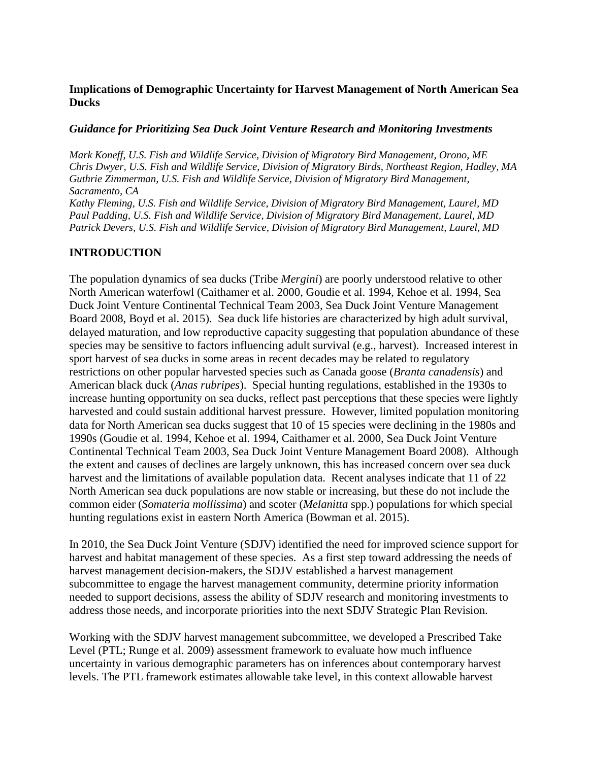**Implications of Demographic Uncertainty for Harvest Management of North American Sea Ducks**

***Guidance for Prioritizing Sea Duck Joint Venture Research and Monitoring Investments***

*Mark Koneff, U.S. Fish and Wildlife Service, Division of Migratory Bird Management, Orono, ME*
*Chris Dwyer, U.S. Fish and Wildlife Service, Division of Migratory Birds, Northeast Region, Hadley, MA*
*Guthrie Zimmerman, U.S. Fish and Wildlife Service, Division of Migratory Bird Management, Sacramento, CA*
*Kathy Fleming, U.S. Fish and Wildlife Service, Division of Migratory Bird Management, Laurel, MD*
*Paul Padding, U.S. Fish and Wildlife Service, Division of Migratory Bird Management, Laurel, MD*
*Patrick Devers, U.S. Fish and Wildlife Service, Division of Migratory Bird Management, Laurel, MD*

## INTRODUCTION

The population dynamics of sea ducks (Tribe *Mergini*) are poorly understood relative to other North American waterfowl (Caithamer et al. 2000, Goudie et al. 1994, Kehoe et al. 1994, Sea Duck Joint Venture Continental Technical Team 2003, Sea Duck Joint Venture Management Board 2008, Boyd et al. 2015). Sea duck life histories are characterized by high adult survival, delayed maturation, and low reproductive capacity suggesting that population abundance of these species may be sensitive to factors influencing adult survival (e.g., harvest). Increased interest in sport harvest of sea ducks in some areas in recent decades may be related to regulatory restrictions on other popular harvested species such as Canada goose (*Branta canadensis*) and American black duck (*Anas rubripes*). Special hunting regulations, established in the 1930s to increase hunting opportunity on sea ducks, reflect past perceptions that these species were lightly harvested and could sustain additional harvest pressure. However, limited population monitoring data for North American sea ducks suggest that 10 of 15 species were declining in the 1980s and 1990s (Goudie et al. 1994, Kehoe et al. 1994, Caithamer et al. 2000, Sea Duck Joint Venture Continental Technical Team 2003, Sea Duck Joint Venture Management Board 2008). Although the extent and causes of declines are largely unknown, this has increased concern over sea duck harvest and the limitations of available population data. Recent analyses indicate that 11 of 22 North American sea duck populations are now stable or increasing, but these do not include the common eider (*Somateria mollissima*) and scoter (*Melanitta* spp.) populations for which special hunting regulations exist in eastern North America (Bowman et al. 2015).

In 2010, the Sea Duck Joint Venture (SDJV) identified the need for improved science support for harvest and habitat management of these species. As a first step toward addressing the needs of harvest management decision-makers, the SDJV established a harvest management subcommittee to engage the harvest management community, determine priority information needed to support decisions, assess the ability of SDJV research and monitoring investments to address those needs, and incorporate priorities into the next SDJV Strategic Plan Revision.

Working with the SDJV harvest management subcommittee, we developed a Prescribed Take Level (PTL; Runge et al. 2009) assessment framework to evaluate how much influence uncertainty in various demographic parameters has on inferences about contemporary harvest levels. The PTL framework estimates allowable take level, in this context allowable harvest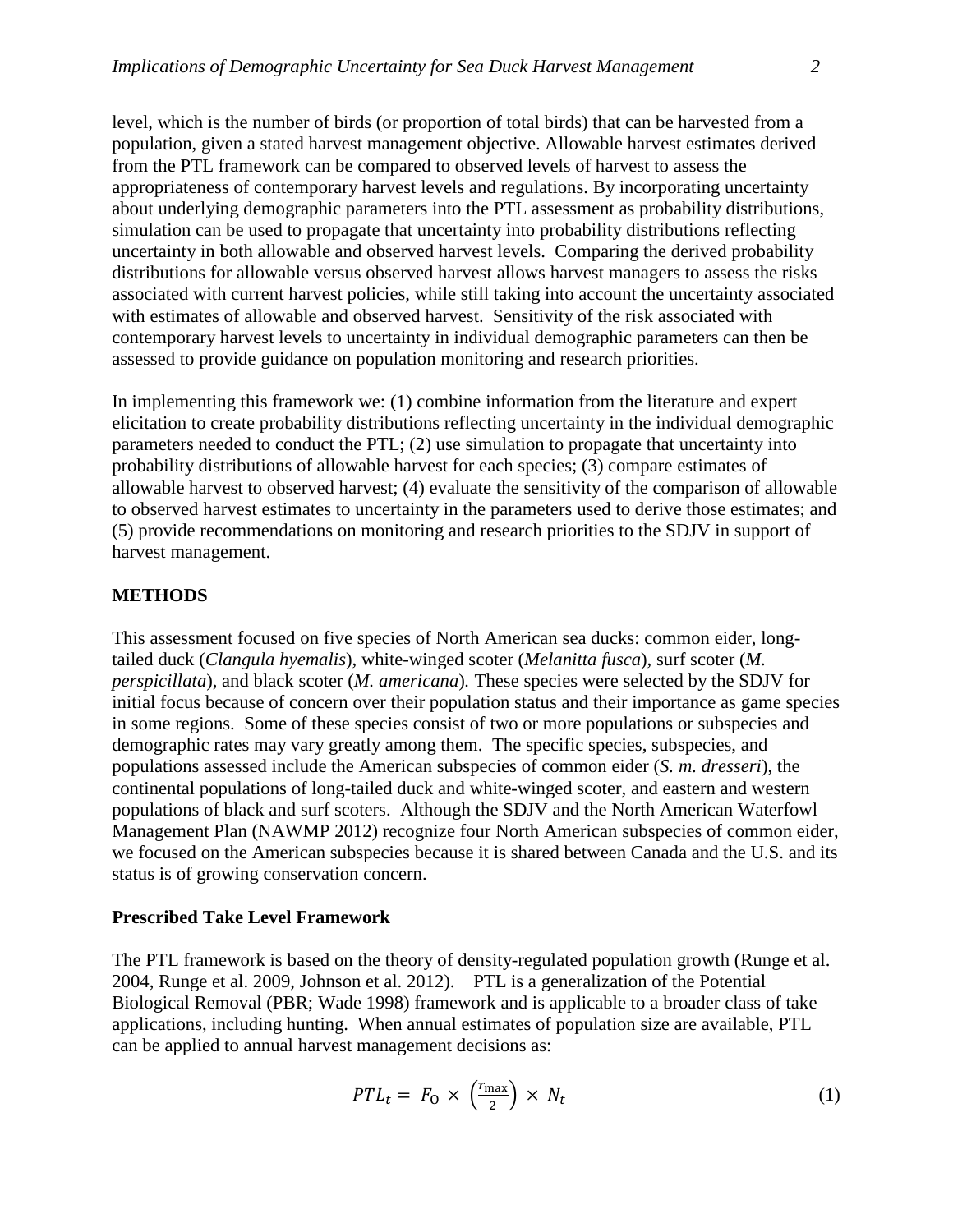level, which is the number of birds (or proportion of total birds) that can be harvested from a population, given a stated harvest management objective. Allowable harvest estimates derived from the PTL framework can be compared to observed levels of harvest to assess the appropriateness of contemporary harvest levels and regulations. By incorporating uncertainty about underlying demographic parameters into the PTL assessment as probability distributions, simulation can be used to propagate that uncertainty into probability distributions reflecting uncertainty in both allowable and observed harvest levels. Comparing the derived probability distributions for allowable versus observed harvest allows harvest managers to assess the risks associated with current harvest policies, while still taking into account the uncertainty associated with estimates of allowable and observed harvest. Sensitivity of the risk associated with contemporary harvest levels to uncertainty in individual demographic parameters can then be assessed to provide guidance on population monitoring and research priorities.

In implementing this framework we: (1) combine information from the literature and expert elicitation to create probability distributions reflecting uncertainty in the individual demographic parameters needed to conduct the PTL; (2) use simulation to propagate that uncertainty into probability distributions of allowable harvest for each species; (3) compare estimates of allowable harvest to observed harvest; (4) evaluate the sensitivity of the comparison of allowable to observed harvest estimates to uncertainty in the parameters used to derive those estimates; and (5) provide recommendations on monitoring and research priorities to the SDJV in support of harvest management.

## METHODS

This assessment focused on five species of North American sea ducks: common eider, long-tailed duck (*Clangula hyemalis*), white-winged scoter (*Melanitta fusca*), surf scoter (*M. perspicillata*), and black scoter (*M. americana*). These species were selected by the SDJV for initial focus because of concern over their population status and their importance as game species in some regions. Some of these species consist of two or more populations or subspecies and demographic rates may vary greatly among them. The specific species, subspecies, and populations assessed include the American subspecies of common eider (*S. m. dresseri*), the continental populations of long-tailed duck and white-winged scoter, and eastern and western populations of black and surf scoters. Although the SDJV and the North American Waterfowl Management Plan (NAWMP 2012) recognize four North American subspecies of common eider, we focused on the American subspecies because it is shared between Canada and the U.S. and its status is of growing conservation concern.

### Prescribed Take Level Framework

The PTL framework is based on the theory of density-regulated population growth (Runge et al. 2004, Runge et al. 2009, Johnson et al. 2012). PTL is a generalization of the Potential Biological Removal (PBR; Wade 1998) framework and is applicable to a broader class of take applications, including hunting. When annual estimates of population size are available, PTL can be applied to annual harvest management decisions as:

$$PTL_t = F_O \times \left(\frac{r_{\max}}{2}\right) \times N_t \tag{1}$$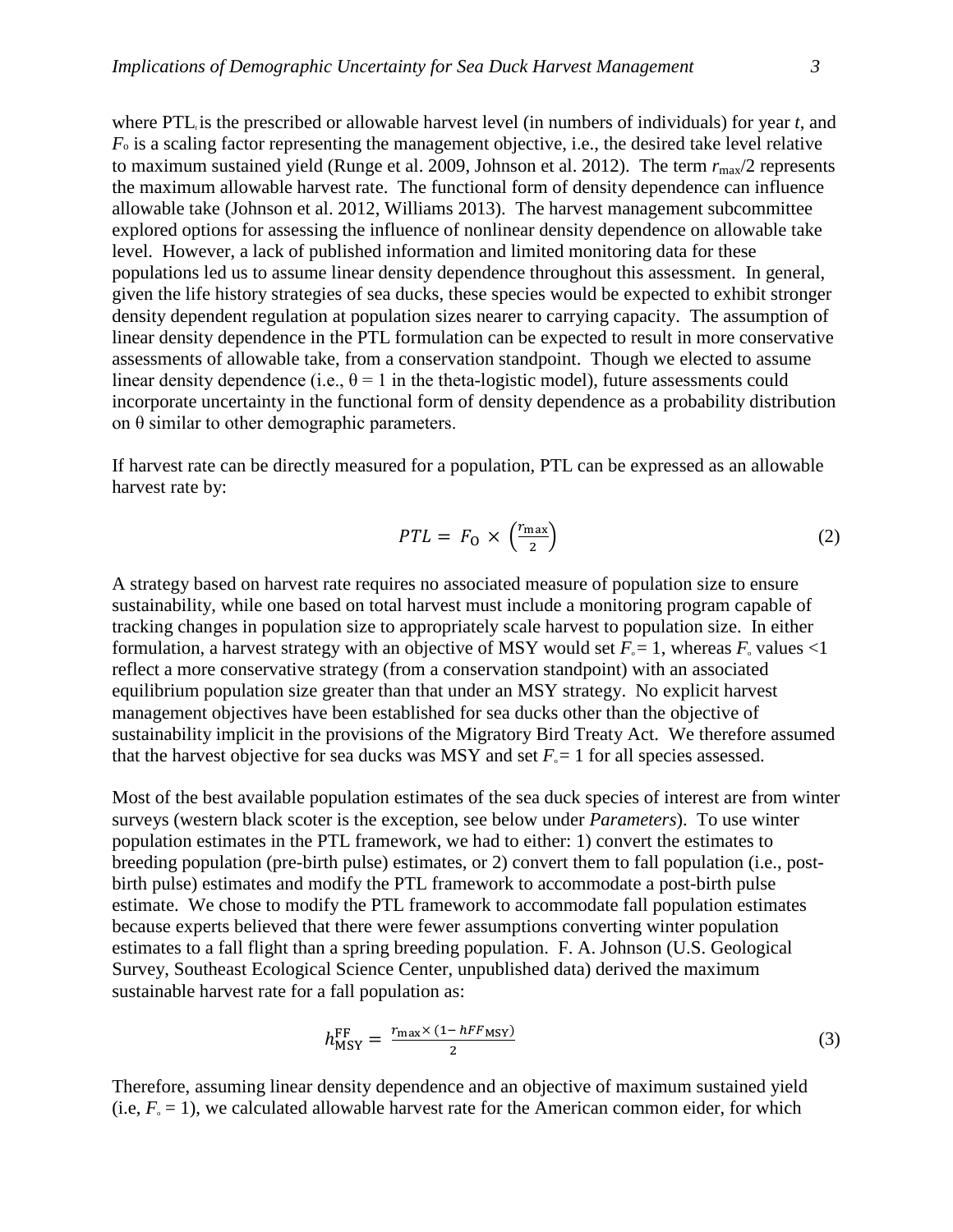where $PTL_t$ is the prescribed or allowable harvest level (in numbers of individuals) for year *t*, and $F_O$ is a scaling factor representing the management objective, i.e., the desired take level relative to maximum sustained yield (Runge et al. 2009, Johnson et al. 2012). The term $r_{max}/2$ represents the maximum allowable harvest rate. The functional form of density dependence can influence allowable take (Johnson et al. 2012, Williams 2013). The harvest management subcommittee explored options for assessing the influence of nonlinear density dependence on allowable take level. However, a lack of published information and limited monitoring data for these populations led us to assume linear density dependence throughout this assessment. In general, given the life history strategies of sea ducks, these species would be expected to exhibit stronger density dependent regulation at population sizes nearer to carrying capacity. The assumption of linear density dependence in the PTL formulation can be expected to result in more conservative assessments of allowable take, from a conservation standpoint. Though we elected to assume linear density dependence (i.e., $\theta = 1$ in the theta-logistic model), future assessments could incorporate uncertainty in the functional form of density dependence as a probability distribution on $\theta$ similar to other demographic parameters.

If harvest rate can be directly measured for a population, PTL can be expressed as an allowable harvest rate by:

$$PTL = F_O \times \left(\frac{r_{max}}{2}\right) \tag{2}$$

A strategy based on harvest rate requires no associated measure of population size to ensure sustainability, while one based on total harvest must include a monitoring program capable of tracking changes in population size to appropriately scale harvest to population size. In either formulation, a harvest strategy with an objective of MSY would set $F_O = 1$, whereas $F_O$ values <1 reflect a more conservative strategy (from a conservation standpoint) with an associated equilibrium population size greater than that under an MSY strategy. No explicit harvest management objectives have been established for sea ducks other than the objective of sustainability implicit in the provisions of the Migratory Bird Treaty Act. We therefore assumed that the harvest objective for sea ducks was MSY and set $F_O = 1$ for all species assessed.

Most of the best available population estimates of the sea duck species of interest are from winter surveys (western black scoter is the exception, see below under *Parameters*). To use winter population estimates in the PTL framework, we had to either: 1) convert the estimates to breeding population (pre-birth pulse) estimates, or 2) convert them to fall population (i.e., post-birth pulse) estimates and modify the PTL framework to accommodate a post-birth pulse estimate. We chose to modify the PTL framework to accommodate fall population estimates because experts believed that there were fewer assumptions converting winter population estimates to a fall flight than a spring breeding population. F. A. Johnson (U.S. Geological Survey, Southeast Ecological Science Center, unpublished data) derived the maximum sustainable harvest rate for a fall population as:

$$h_{MSY}^{FF} = \frac{r_{max} \times (1 - hFF_{MSY})}{2} \tag{3}$$

Therefore, assuming linear density dependence and an objective of maximum sustained yield (i.e, $F_O = 1$), we calculated allowable harvest rate for the American common eider, for which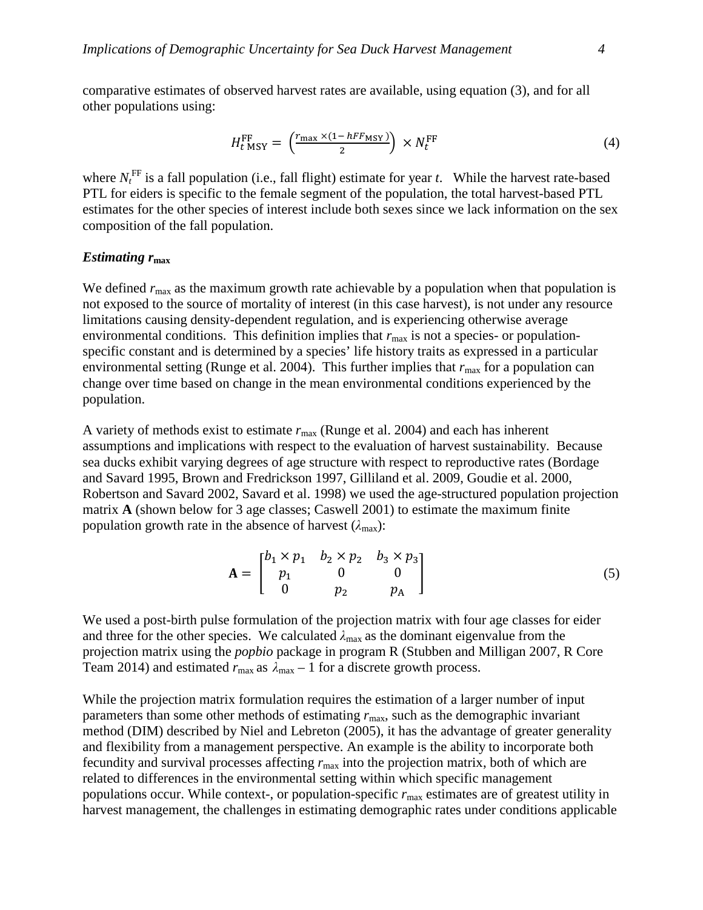comparative estimates of observed harvest rates are available, using equation (3), and for all other populations using:

$$H_{t\,\text{MSY}}^{\text{FF}} = \left(\frac{r_{\text{max}} \times (1 - hFF_{\text{MSY}})}{2}\right) \times N_t^{\text{FF}} \tag{4}$$

where $N_t^{\text{FF}}$ is a fall population (i.e., fall flight) estimate for year *t*. While the harvest rate-based PTL for eiders is specific to the female segment of the population, the total harvest-based PTL estimates for the other species of interest include both sexes since we lack information on the sex composition of the fall population.

### *Estimating $r_{\text{max}}$*

We defined $r_{\text{max}}$ as the maximum growth rate achievable by a population when that population is not exposed to the source of mortality of interest (in this case harvest), is not under any resource limitations causing density-dependent regulation, and is experiencing otherwise average environmental conditions. This definition implies that $r_{\text{max}}$ is not a species- or population-specific constant and is determined by a species' life history traits as expressed in a particular environmental setting (Runge et al. 2004). This further implies that $r_{\text{max}}$ for a population can change over time based on change in the mean environmental conditions experienced by the population.

A variety of methods exist to estimate $r_{\text{max}}$ (Runge et al. 2004) and each has inherent assumptions and implications with respect to the evaluation of harvest sustainability. Because sea ducks exhibit varying degrees of age structure with respect to reproductive rates (Bordage and Savard 1995, Brown and Fredrickson 1997, Gilliland et al. 2009, Goudie et al. 2000, Robertson and Savard 2002, Savard et al. 1998) we used the age-structured population projection matrix **A** (shown below for 3 age classes; Caswell 2001) to estimate the maximum finite population growth rate in the absence of harvest ($\lambda_{\text{max}}$):

$$\mathbf{A} = \begin{bmatrix} b_1 \times p_1 & b_2 \times p_2 & b_3 \times p_3 \\ p_1 & 0 & 0 \\ 0 & p_2 & p_{\text{A}} \end{bmatrix} \tag{5}$$

We used a post-birth pulse formulation of the projection matrix with four age classes for eider and three for the other species. We calculated $\lambda_{\text{max}}$ as the dominant eigenvalue from the projection matrix using the *popbio* package in program R (Stubben and Milligan 2007, R Core Team 2014) and estimated $r_{\text{max}}$ as $\lambda_{\text{max}} - 1$ for a discrete growth process.

While the projection matrix formulation requires the estimation of a larger number of input parameters than some other methods of estimating $r_{\text{max}}$, such as the demographic invariant method (DIM) described by Niel and Lebreton (2005), it has the advantage of greater generality and flexibility from a management perspective. An example is the ability to incorporate both fecundity and survival processes affecting $r_{\text{max}}$ into the projection matrix, both of which are related to differences in the environmental setting within which specific management populations occur. While context-, or population-specific $r_{\text{max}}$ estimates are of greatest utility in harvest management, the challenges in estimating demographic rates under conditions applicable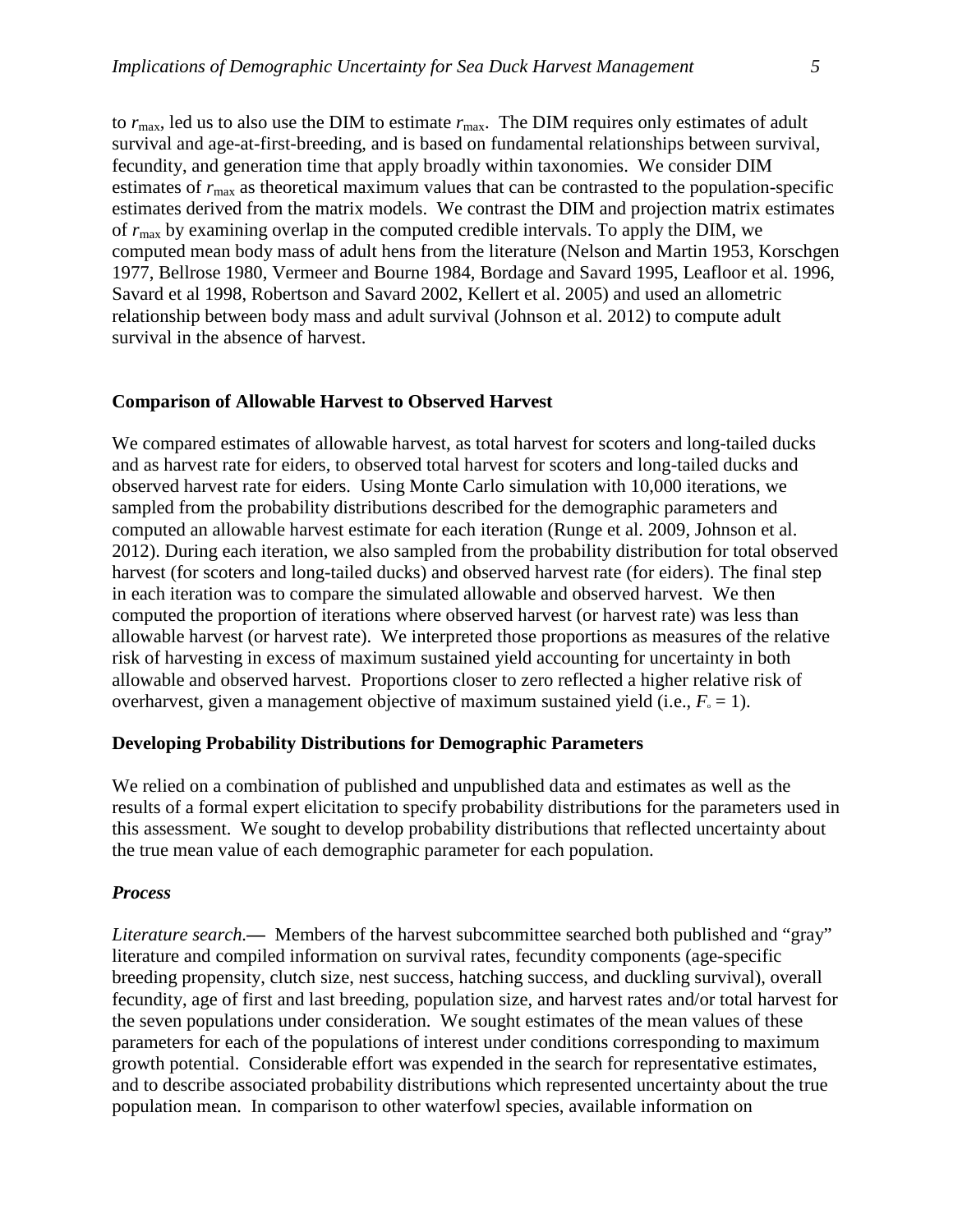to $r_{max}$, led us to also use the DIM to estimate $r_{max}$. The DIM requires only estimates of adult survival and age-at-first-breeding, and is based on fundamental relationships between survival, fecundity, and generation time that apply broadly within taxonomies. We consider DIM estimates of $r_{max}$ as theoretical maximum values that can be contrasted to the population-specific estimates derived from the matrix models. We contrast the DIM and projection matrix estimates of $r_{max}$ by examining overlap in the computed credible intervals. To apply the DIM, we computed mean body mass of adult hens from the literature (Nelson and Martin 1953, Korschgen 1977, Bellrose 1980, Vermeer and Bourne 1984, Bordage and Savard 1995, Leafloor et al. 1996, Savard et al 1998, Robertson and Savard 2002, Kellert et al. 2005) and used an allometric relationship between body mass and adult survival (Johnson et al. 2012) to compute adult survival in the absence of harvest.

## Comparison of Allowable Harvest to Observed Harvest

We compared estimates of allowable harvest, as total harvest for scoters and long-tailed ducks and as harvest rate for eiders, to observed total harvest for scoters and long-tailed ducks and observed harvest rate for eiders. Using Monte Carlo simulation with 10,000 iterations, we sampled from the probability distributions described for the demographic parameters and computed an allowable harvest estimate for each iteration (Runge et al. 2009, Johnson et al. 2012). During each iteration, we also sampled from the probability distribution for total observed harvest (for scoters and long-tailed ducks) and observed harvest rate (for eiders). The final step in each iteration was to compare the simulated allowable and observed harvest. We then computed the proportion of iterations where observed harvest (or harvest rate) was less than allowable harvest (or harvest rate). We interpreted those proportions as measures of the relative risk of harvesting in excess of maximum sustained yield accounting for uncertainty in both allowable and observed harvest. Proportions closer to zero reflected a higher relative risk of overharvest, given a management objective of maximum sustained yield (i.e., $F_{\circ} = 1$).

## Developing Probability Distributions for Demographic Parameters

We relied on a combination of published and unpublished data and estimates as well as the results of a formal expert elicitation to specify probability distributions for the parameters used in this assessment. We sought to develop probability distributions that reflected uncertainty about the true mean value of each demographic parameter for each population.

### *Process*

*Literature search.—* Members of the harvest subcommittee searched both published and "gray" literature and compiled information on survival rates, fecundity components (age-specific breeding propensity, clutch size, nest success, hatching success, and duckling survival), overall fecundity, age of first and last breeding, population size, and harvest rates and/or total harvest for the seven populations under consideration. We sought estimates of the mean values of these parameters for each of the populations of interest under conditions corresponding to maximum growth potential. Considerable effort was expended in the search for representative estimates, and to describe associated probability distributions which represented uncertainty about the true population mean. In comparison to other waterfowl species, available information on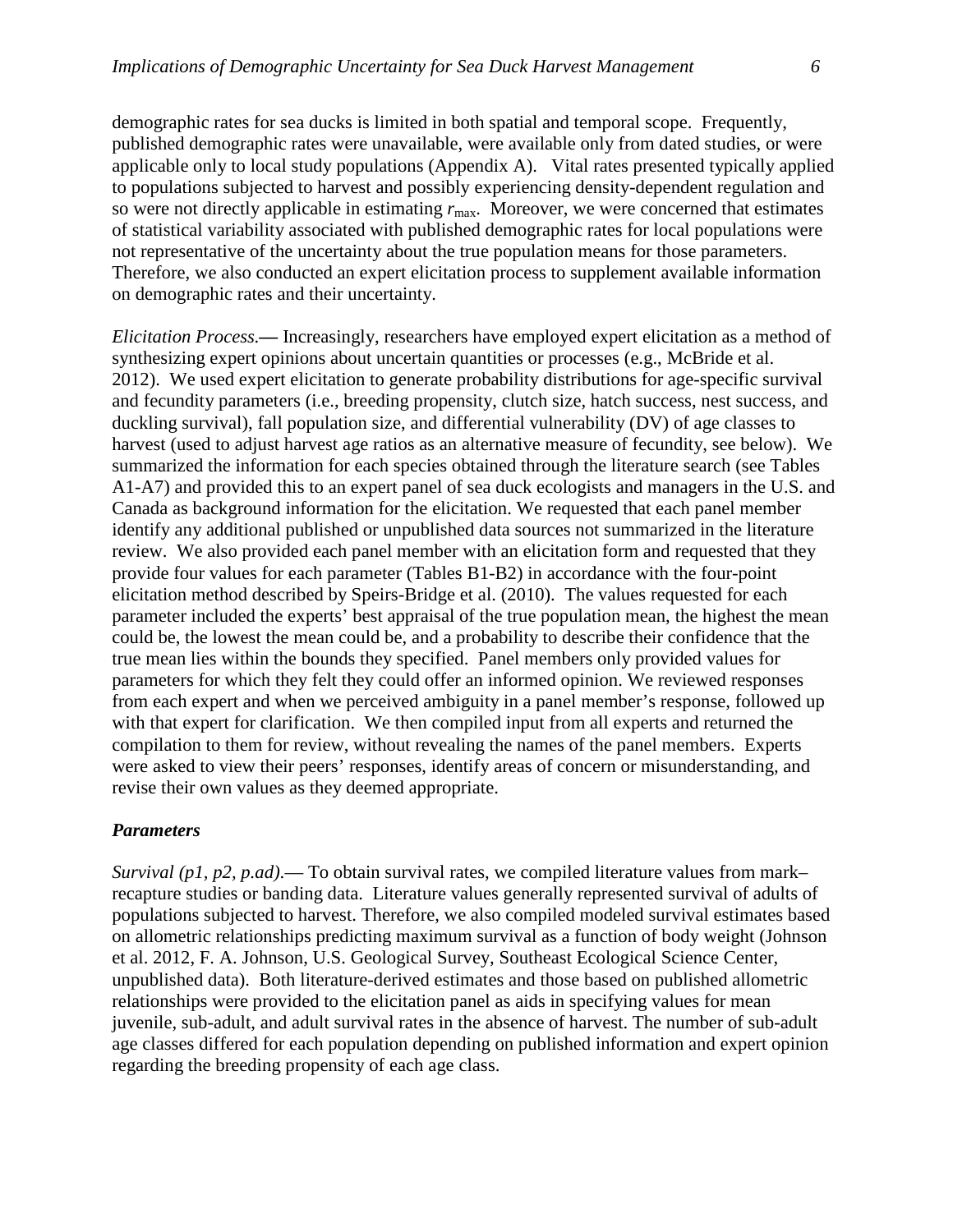demographic rates for sea ducks is limited in both spatial and temporal scope. Frequently, published demographic rates were unavailable, were available only from dated studies, or were applicable only to local study populations (Appendix A). Vital rates presented typically applied to populations subjected to harvest and possibly experiencing density-dependent regulation and so were not directly applicable in estimating $r_{\max}$. Moreover, we were concerned that estimates of statistical variability associated with published demographic rates for local populations were not representative of the uncertainty about the true population means for those parameters. Therefore, we also conducted an expert elicitation process to supplement available information on demographic rates and their uncertainty.

*Elicitation Process.*— Increasingly, researchers have employed expert elicitation as a method of synthesizing expert opinions about uncertain quantities or processes (e.g., McBride et al. 2012). We used expert elicitation to generate probability distributions for age-specific survival and fecundity parameters (i.e., breeding propensity, clutch size, hatch success, nest success, and duckling survival), fall population size, and differential vulnerability (DV) of age classes to harvest (used to adjust harvest age ratios as an alternative measure of fecundity, see below). We summarized the information for each species obtained through the literature search (see Tables A1-A7) and provided this to an expert panel of sea duck ecologists and managers in the U.S. and Canada as background information for the elicitation. We requested that each panel member identify any additional published or unpublished data sources not summarized in the literature review. We also provided each panel member with an elicitation form and requested that they provide four values for each parameter (Tables B1-B2) in accordance with the four-point elicitation method described by Speirs-Bridge et al. (2010). The values requested for each parameter included the experts' best appraisal of the true population mean, the highest the mean could be, the lowest the mean could be, and a probability to describe their confidence that the true mean lies within the bounds they specified. Panel members only provided values for parameters for which they felt they could offer an informed opinion. We reviewed responses from each expert and when we perceived ambiguity in a panel member's response, followed up with that expert for clarification. We then compiled input from all experts and returned the compilation to them for review, without revealing the names of the panel members. Experts were asked to view their peers' responses, identify areas of concern or misunderstanding, and revise their own values as they deemed appropriate.

### *Parameters*

*Survival (p1, p2, p.ad).*— To obtain survival rates, we compiled literature values from mark–recapture studies or banding data. Literature values generally represented survival of adults of populations subjected to harvest. Therefore, we also compiled modeled survival estimates based on allometric relationships predicting maximum survival as a function of body weight (Johnson et al. 2012, F. A. Johnson, U.S. Geological Survey, Southeast Ecological Science Center, unpublished data). Both literature-derived estimates and those based on published allometric relationships were provided to the elicitation panel as aids in specifying values for mean juvenile, sub-adult, and adult survival rates in the absence of harvest. The number of sub-adult age classes differed for each population depending on published information and expert opinion regarding the breeding propensity of each age class.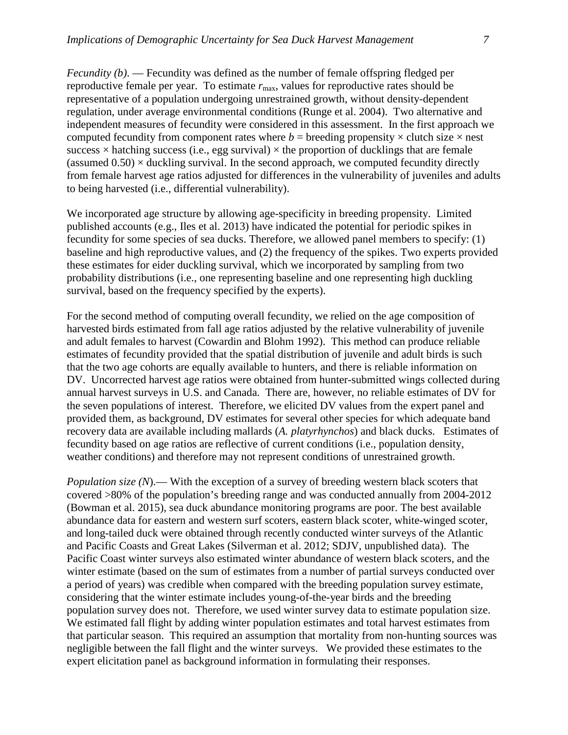*Fecundity (b)*. — Fecundity was defined as the number of female offspring fledged per reproductive female per year. To estimate $r_{max}$, values for reproductive rates should be representative of a population undergoing unrestrained growth, without density-dependent regulation, under average environmental conditions (Runge et al. 2004). Two alternative and independent measures of fecundity were considered in this assessment. In the first approach we computed fecundity from component rates where $b$ = breeding propensity × clutch size × nest success × hatching success (i.e., egg survival) × the proportion of ducklings that are female (assumed 0.50) × duckling survival. In the second approach, we computed fecundity directly from female harvest age ratios adjusted for differences in the vulnerability of juveniles and adults to being harvested (i.e., differential vulnerability).

We incorporated age structure by allowing age-specificity in breeding propensity. Limited published accounts (e.g., Iles et al. 2013) have indicated the potential for periodic spikes in fecundity for some species of sea ducks. Therefore, we allowed panel members to specify: (1) baseline and high reproductive values, and (2) the frequency of the spikes. Two experts provided these estimates for eider duckling survival, which we incorporated by sampling from two probability distributions (i.e., one representing baseline and one representing high duckling survival, based on the frequency specified by the experts).

For the second method of computing overall fecundity, we relied on the age composition of harvested birds estimated from fall age ratios adjusted by the relative vulnerability of juvenile and adult females to harvest (Cowardin and Blohm 1992). This method can produce reliable estimates of fecundity provided that the spatial distribution of juvenile and adult birds is such that the two age cohorts are equally available to hunters, and there is reliable information on DV. Uncorrected harvest age ratios were obtained from hunter-submitted wings collected during annual harvest surveys in U.S. and Canada. There are, however, no reliable estimates of DV for the seven populations of interest. Therefore, we elicited DV values from the expert panel and provided them, as background, DV estimates for several other species for which adequate band recovery data are available including mallards (*A. platyrhynchos*) and black ducks. Estimates of fecundity based on age ratios are reflective of current conditions (i.e., population density, weather conditions) and therefore may not represent conditions of unrestrained growth.

*Population size (N)*.— With the exception of a survey of breeding western black scoters that covered >80% of the population's breeding range and was conducted annually from 2004-2012 (Bowman et al. 2015), sea duck abundance monitoring programs are poor. The best available abundance data for eastern and western surf scoters, eastern black scoter, white-winged scoter, and long-tailed duck were obtained through recently conducted winter surveys of the Atlantic and Pacific Coasts and Great Lakes (Silverman et al. 2012; SDJV, unpublished data). The Pacific Coast winter surveys also estimated winter abundance of western black scoters, and the winter estimate (based on the sum of estimates from a number of partial surveys conducted over a period of years) was credible when compared with the breeding population survey estimate, considering that the winter estimate includes young-of-the-year birds and the breeding population survey does not. Therefore, we used winter survey data to estimate population size. We estimated fall flight by adding winter population estimates and total harvest estimates from that particular season. This required an assumption that mortality from non-hunting sources was negligible between the fall flight and the winter surveys. We provided these estimates to the expert elicitation panel as background information in formulating their responses.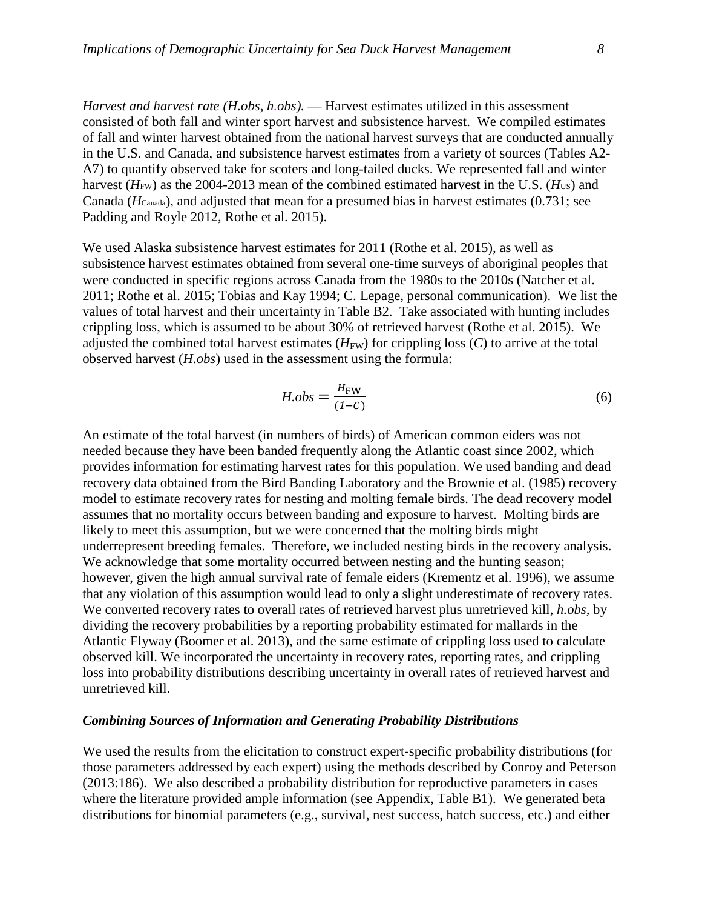*Harvest and harvest rate (H.obs, h.obs).* — Harvest estimates utilized in this assessment consisted of both fall and winter sport harvest and subsistence harvest. We compiled estimates of fall and winter harvest obtained from the national harvest surveys that are conducted annually in the U.S. and Canada, and subsistence harvest estimates from a variety of sources (Tables A2-A7) to quantify observed take for scoters and long-tailed ducks. We represented fall and winter harvest ($H_{FW}$) as the 2004-2013 mean of the combined estimated harvest in the U.S. ($H_{US}$) and Canada ($H_{Canada}$), and adjusted that mean for a presumed bias in harvest estimates (0.731; see Padding and Royle 2012, Rothe et al. 2015).

We used Alaska subsistence harvest estimates for 2011 (Rothe et al. 2015), as well as subsistence harvest estimates obtained from several one-time surveys of aboriginal peoples that were conducted in specific regions across Canada from the 1980s to the 2010s (Natcher et al. 2011; Rothe et al. 2015; Tobias and Kay 1994; C. Lepage, personal communication). We list the values of total harvest and their uncertainty in Table B2. Take associated with hunting includes crippling loss, which is assumed to be about 30% of retrieved harvest (Rothe et al. 2015). We adjusted the combined total harvest estimates ($H_{FW}$) for crippling loss ($C$) to arrive at the total observed harvest (*H.obs*) used in the assessment using the formula:

$$H.obs = \frac{H_{FW}}{(1-C)} \tag{6}$$

An estimate of the total harvest (in numbers of birds) of American common eiders was not needed because they have been banded frequently along the Atlantic coast since 2002, which provides information for estimating harvest rates for this population. We used banding and dead recovery data obtained from the Bird Banding Laboratory and the Brownie et al. (1985) recovery model to estimate recovery rates for nesting and molting female birds. The dead recovery model assumes that no mortality occurs between banding and exposure to harvest. Molting birds are likely to meet this assumption, but we were concerned that the molting birds might underrepresent breeding females. Therefore, we included nesting birds in the recovery analysis. We acknowledge that some mortality occurred between nesting and the hunting season; however, given the high annual survival rate of female eiders (Krementz et al. 1996), we assume that any violation of this assumption would lead to only a slight underestimate of recovery rates. We converted recovery rates to overall rates of retrieved harvest plus unretrieved kill, *h.obs*, by dividing the recovery probabilities by a reporting probability estimated for mallards in the Atlantic Flyway (Boomer et al. 2013), and the same estimate of crippling loss used to calculate observed kill. We incorporated the uncertainty in recovery rates, reporting rates, and crippling loss into probability distributions describing uncertainty in overall rates of retrieved harvest and unretrieved kill.

### *Combining Sources of Information and Generating Probability Distributions*

We used the results from the elicitation to construct expert-specific probability distributions (for those parameters addressed by each expert) using the methods described by Conroy and Peterson (2013:186). We also described a probability distribution for reproductive parameters in cases where the literature provided ample information (see Appendix, Table B1). We generated beta distributions for binomial parameters (e.g., survival, nest success, hatch success, etc.) and either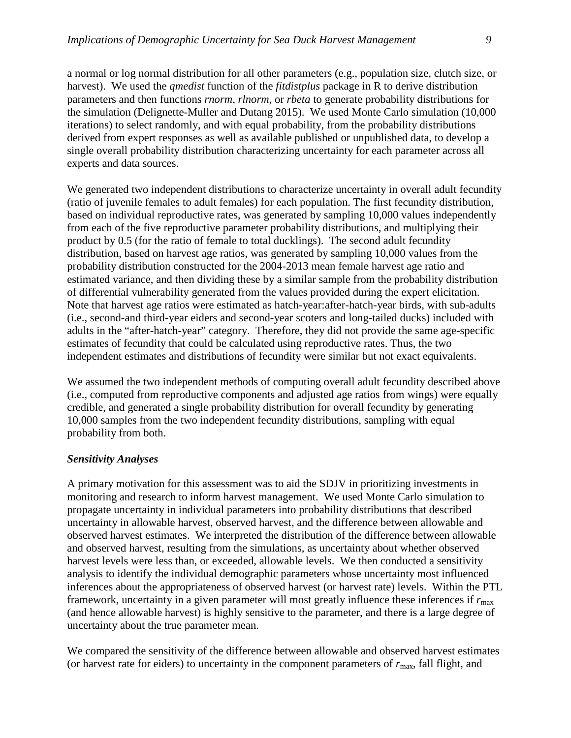a normal or log normal distribution for all other parameters (e.g., population size, clutch size, or harvest). We used the *qmedist* function of the *fitdistplus* package in R to derive distribution parameters and then functions *rnorm*, *rlnorm*, or *rbeta* to generate probability distributions for the simulation (Delignette-Muller and Dutang 2015). We used Monte Carlo simulation (10,000 iterations) to select randomly, and with equal probability, from the probability distributions derived from expert responses as well as available published or unpublished data, to develop a single overall probability distribution characterizing uncertainty for each parameter across all experts and data sources.

We generated two independent distributions to characterize uncertainty in overall adult fecundity (ratio of juvenile females to adult females) for each population. The first fecundity distribution, based on individual reproductive rates, was generated by sampling 10,000 values independently from each of the five reproductive parameter probability distributions, and multiplying their product by 0.5 (for the ratio of female to total ducklings). The second adult fecundity distribution, based on harvest age ratios, was generated by sampling 10,000 values from the probability distribution constructed for the 2004-2013 mean female harvest age ratio and estimated variance, and then dividing these by a similar sample from the probability distribution of differential vulnerability generated from the values provided during the expert elicitation. Note that harvest age ratios were estimated as hatch-year:after-hatch-year birds, with sub-adults (i.e., second-and third-year eiders and second-year scoters and long-tailed ducks) included with adults in the "after-hatch-year" category. Therefore, they did not provide the same age-specific estimates of fecundity that could be calculated using reproductive rates. Thus, the two independent estimates and distributions of fecundity were similar but not exact equivalents.

We assumed the two independent methods of computing overall adult fecundity described above (i.e., computed from reproductive components and adjusted age ratios from wings) were equally credible, and generated a single probability distribution for overall fecundity by generating 10,000 samples from the two independent fecundity distributions, sampling with equal probability from both.

### *Sensitivity Analyses*

A primary motivation for this assessment was to aid the SDJV in prioritizing investments in monitoring and research to inform harvest management. We used Monte Carlo simulation to propagate uncertainty in individual parameters into probability distributions that described uncertainty in allowable harvest, observed harvest, and the difference between allowable and observed harvest estimates. We interpreted the distribution of the difference between allowable and observed harvest, resulting from the simulations, as uncertainty about whether observed harvest levels were less than, or exceeded, allowable levels. We then conducted a sensitivity analysis to identify the individual demographic parameters whose uncertainty most influenced inferences about the appropriateness of observed harvest (or harvest rate) levels. Within the PTL framework, uncertainty in a given parameter will most greatly influence these inferences if $r_{max}$ (and hence allowable harvest) is highly sensitive to the parameter, and there is a large degree of uncertainty about the true parameter mean.

We compared the sensitivity of the difference between allowable and observed harvest estimates (or harvest rate for eiders) to uncertainty in the component parameters of $r_{max}$, fall flight, and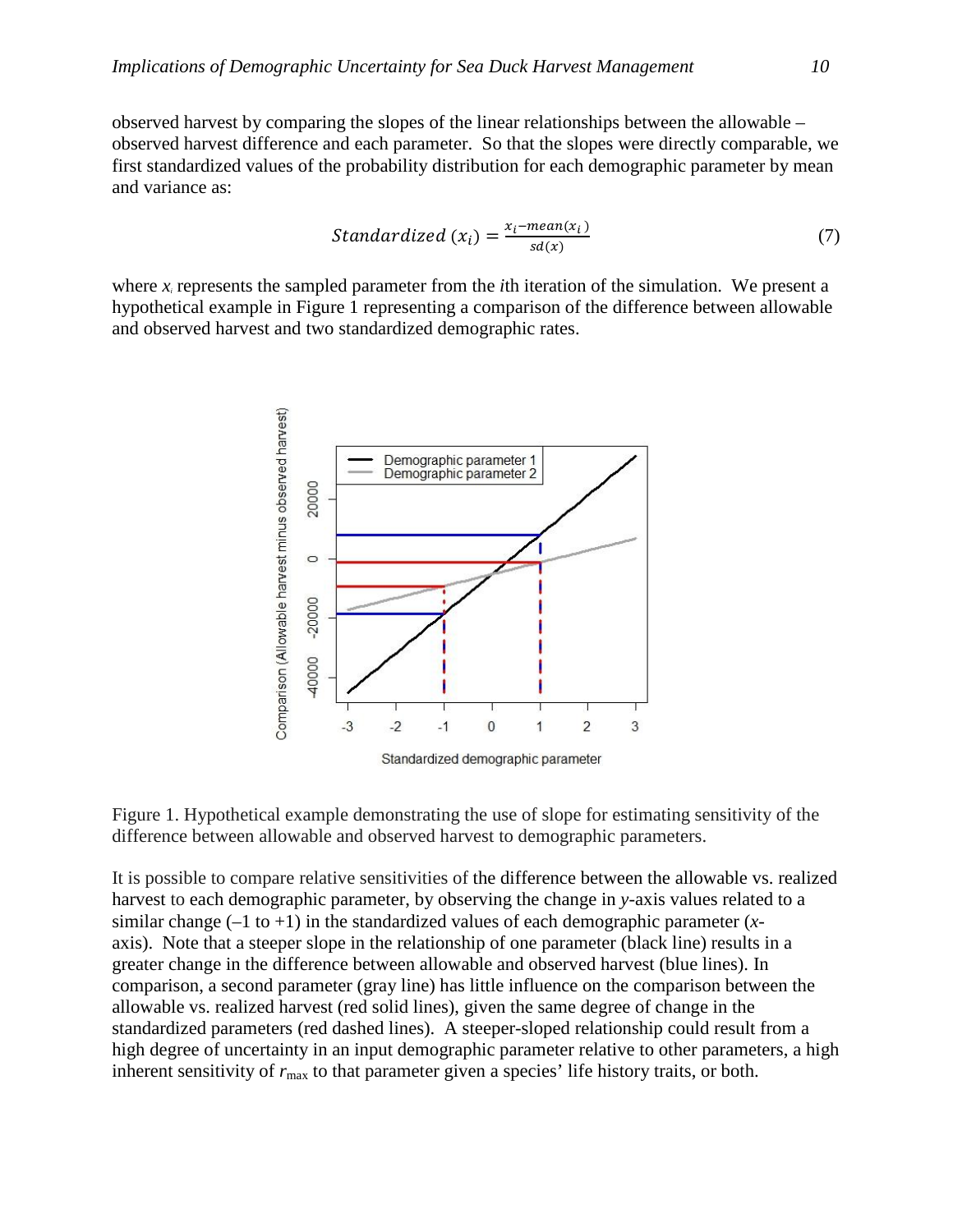observed harvest by comparing the slopes of the linear relationships between the allowable – observed harvest difference and each parameter. So that the slopes were directly comparable, we first standardized values of the probability distribution for each demographic parameter by mean and variance as:

$$Standardized\ (x_i) = \frac{x_i - mean(x_i)}{sd(x)} \tag{7}$$

where $x_i$ represents the sampled parameter from the *i*th iteration of the simulation. We present a hypothetical example in Figure 1 representing a comparison of the difference between allowable and observed harvest and two standardized demographic rates.

Figure 1. Hypothetical example demonstrating the use of slope for estimating sensitivity of the difference between allowable and observed harvest to demographic parameters.

It is possible to compare relative sensitivities of the difference between the allowable vs. realized harvest to each demographic parameter, by observing the change in *y*-axis values related to a similar change (–1 to +1) in the standardized values of each demographic parameter (*x*-axis). Note that a steeper slope in the relationship of one parameter (black line) results in a greater change in the difference between allowable and observed harvest (blue lines). In comparison, a second parameter (gray line) has little influence on the comparison between the allowable vs. realized harvest (red solid lines), given the same degree of change in the standardized parameters (red dashed lines). A steeper-sloped relationship could result from a high degree of uncertainty in an input demographic parameter relative to other parameters, a high inherent sensitivity of $r_{max}$ to that parameter given a species' life history traits, or both.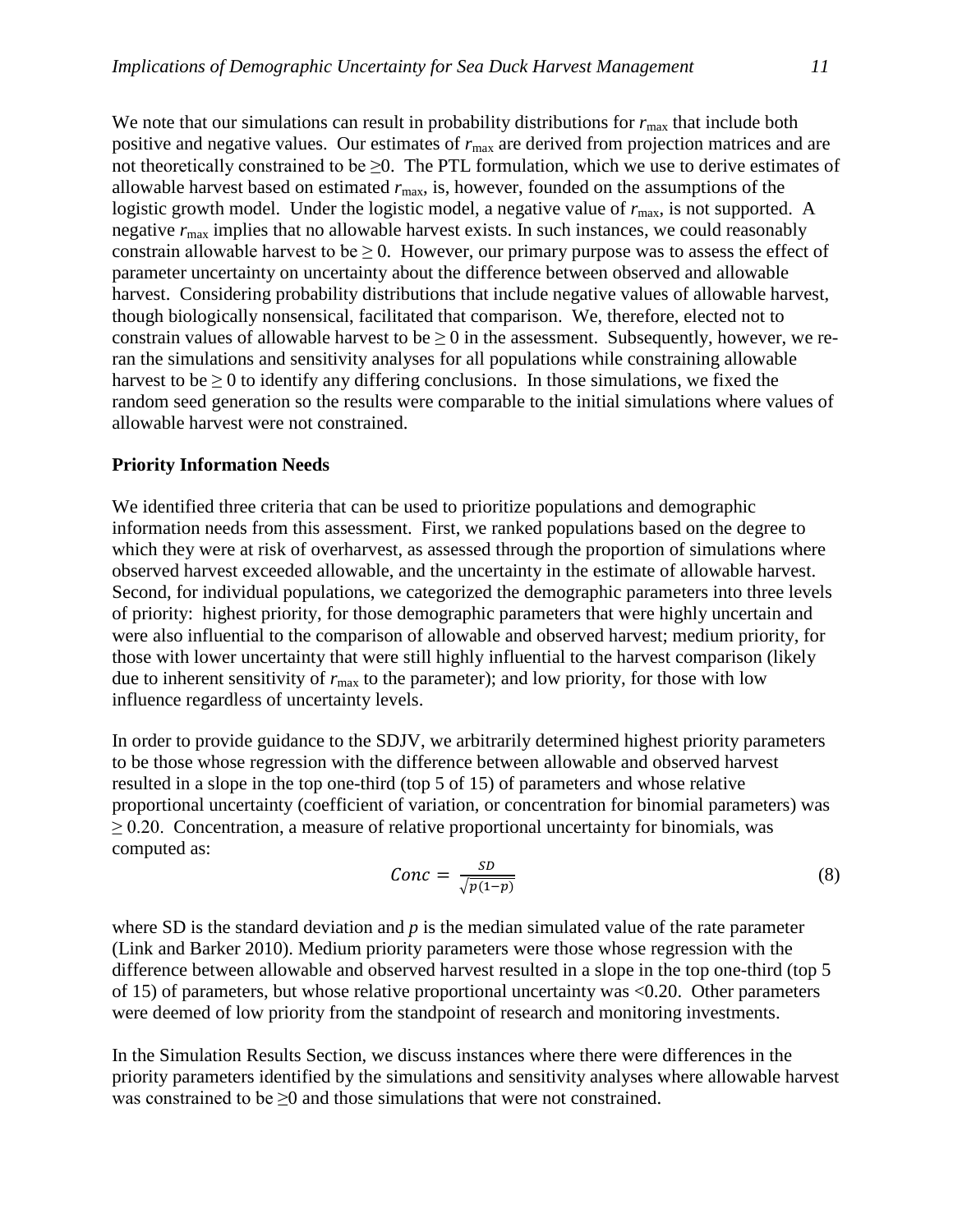We note that our simulations can result in probability distributions for $r_{max}$ that include both positive and negative values. Our estimates of $r_{max}$ are derived from projection matrices and are not theoretically constrained to be $\geq 0$. The PTL formulation, which we use to derive estimates of allowable harvest based on estimated $r_{max}$, is, however, founded on the assumptions of the logistic growth model. Under the logistic model, a negative value of $r_{max}$, is not supported. A negative $r_{max}$ implies that no allowable harvest exists. In such instances, we could reasonably constrain allowable harvest to be $\geq 0$. However, our primary purpose was to assess the effect of parameter uncertainty on uncertainty about the difference between observed and allowable harvest. Considering probability distributions that include negative values of allowable harvest, though biologically nonsensical, facilitated that comparison. We, therefore, elected not to constrain values of allowable harvest to be $\geq 0$ in the assessment. Subsequently, however, we re-ran the simulations and sensitivity analyses for all populations while constraining allowable harvest to be $\geq 0$ to identify any differing conclusions. In those simulations, we fixed the random seed generation so the results were comparable to the initial simulations where values of allowable harvest were not constrained.

**Priority Information Needs**

We identified three criteria that can be used to prioritize populations and demographic information needs from this assessment. First, we ranked populations based on the degree to which they were at risk of overharvest, as assessed through the proportion of simulations where observed harvest exceeded allowable, and the uncertainty in the estimate of allowable harvest. Second, for individual populations, we categorized the demographic parameters into three levels of priority: highest priority, for those demographic parameters that were highly uncertain and were also influential to the comparison of allowable and observed harvest; medium priority, for those with lower uncertainty that were still highly influential to the harvest comparison (likely due to inherent sensitivity of $r_{max}$ to the parameter); and low priority, for those with low influence regardless of uncertainty levels.

In order to provide guidance to the SDJV, we arbitrarily determined highest priority parameters to be those whose regression with the difference between allowable and observed harvest resulted in a slope in the top one-third (top 5 of 15) of parameters and whose relative proportional uncertainty (coefficient of variation, or concentration for binomial parameters) was $\geq 0.20$. Concentration, a measure of relative proportional uncertainty for binomials, was computed as:

$$Conc = \frac{SD}{\sqrt{p(1-p)}} \tag{8}$$

where SD is the standard deviation and $p$ is the median simulated value of the rate parameter (Link and Barker 2010). Medium priority parameters were those whose regression with the difference between allowable and observed harvest resulted in a slope in the top one-third (top 5 of 15) of parameters, but whose relative proportional uncertainty was $<0.20$. Other parameters were deemed of low priority from the standpoint of research and monitoring investments.

In the Simulation Results Section, we discuss instances where there were differences in the priority parameters identified by the simulations and sensitivity analyses where allowable harvest was constrained to be $\geq 0$ and those simulations that were not constrained.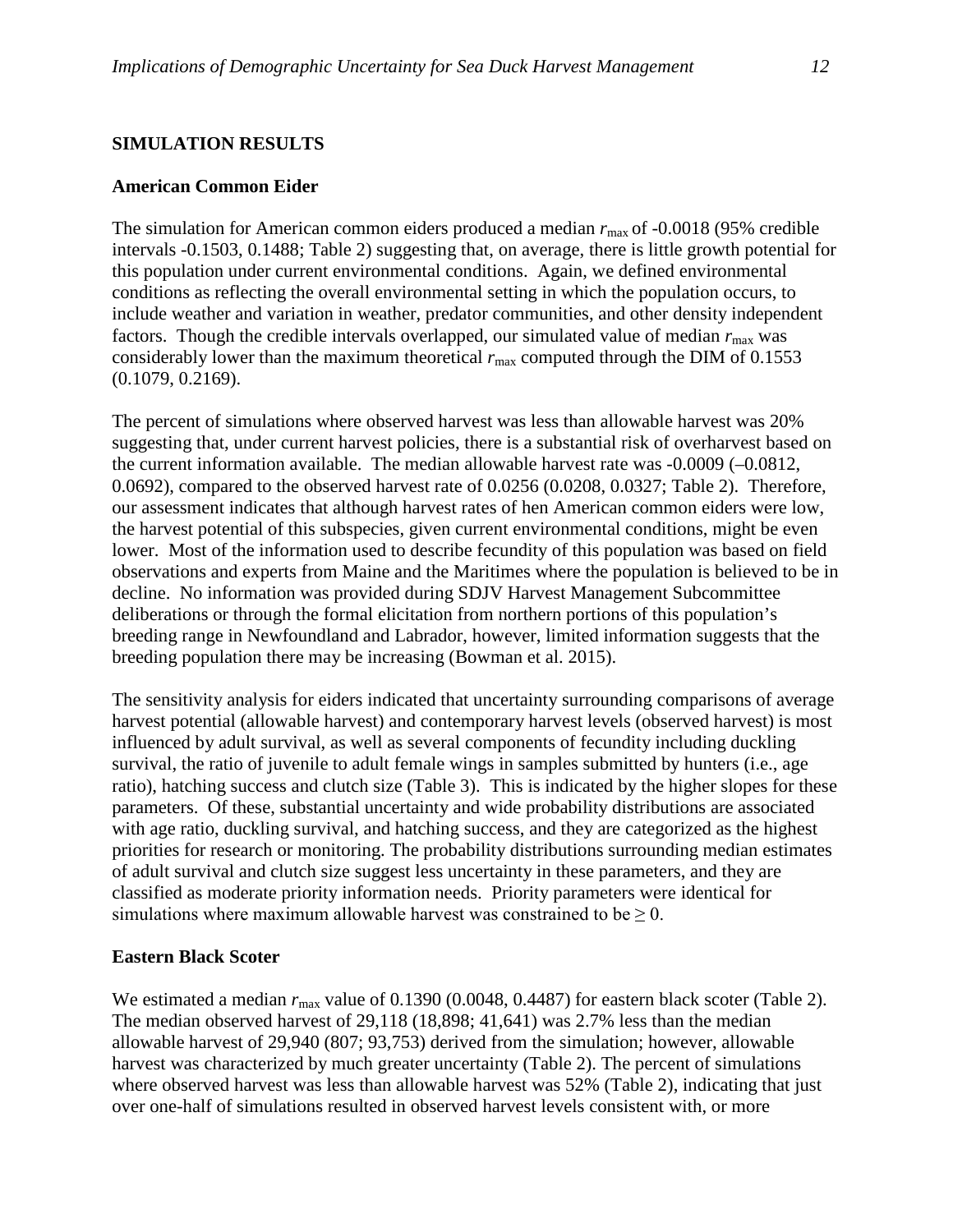## SIMULATION RESULTS

### American Common Eider

The simulation for American common eiders produced a median $r_{max}$ of -0.0018 (95% credible intervals -0.1503, 0.1488; Table 2) suggesting that, on average, there is little growth potential for this population under current environmental conditions. Again, we defined environmental conditions as reflecting the overall environmental setting in which the population occurs, to include weather and variation in weather, predator communities, and other density independent factors. Though the credible intervals overlapped, our simulated value of median $r_{max}$ was considerably lower than the maximum theoretical $r_{max}$ computed through the DIM of 0.1553 (0.1079, 0.2169).

The percent of simulations where observed harvest was less than allowable harvest was 20% suggesting that, under current harvest policies, there is a substantial risk of overharvest based on the current information available. The median allowable harvest rate was -0.0009 (–0.0812, 0.0692), compared to the observed harvest rate of 0.0256 (0.0208, 0.0327; Table 2). Therefore, our assessment indicates that although harvest rates of hen American common eiders were low, the harvest potential of this subspecies, given current environmental conditions, might be even lower. Most of the information used to describe fecundity of this population was based on field observations and experts from Maine and the Maritimes where the population is believed to be in decline. No information was provided during SDJV Harvest Management Subcommittee deliberations or through the formal elicitation from northern portions of this population's breeding range in Newfoundland and Labrador, however, limited information suggests that the breeding population there may be increasing (Bowman et al. 2015).

The sensitivity analysis for eiders indicated that uncertainty surrounding comparisons of average harvest potential (allowable harvest) and contemporary harvest levels (observed harvest) is most influenced by adult survival, as well as several components of fecundity including duckling survival, the ratio of juvenile to adult female wings in samples submitted by hunters (i.e., age ratio), hatching success and clutch size (Table 3). This is indicated by the higher slopes for these parameters. Of these, substantial uncertainty and wide probability distributions are associated with age ratio, duckling survival, and hatching success, and they are categorized as the highest priorities for research or monitoring. The probability distributions surrounding median estimates of adult survival and clutch size suggest less uncertainty in these parameters, and they are classified as moderate priority information needs. Priority parameters were identical for simulations where maximum allowable harvest was constrained to be $\geq 0$.

### Eastern Black Scoter

We estimated a median $r_{max}$ value of 0.1390 (0.0048, 0.4487) for eastern black scoter (Table 2). The median observed harvest of 29,118 (18,898; 41,641) was 2.7% less than the median allowable harvest of 29,940 (807; 93,753) derived from the simulation; however, allowable harvest was characterized by much greater uncertainty (Table 2). The percent of simulations where observed harvest was less than allowable harvest was 52% (Table 2), indicating that just over one-half of simulations resulted in observed harvest levels consistent with, or more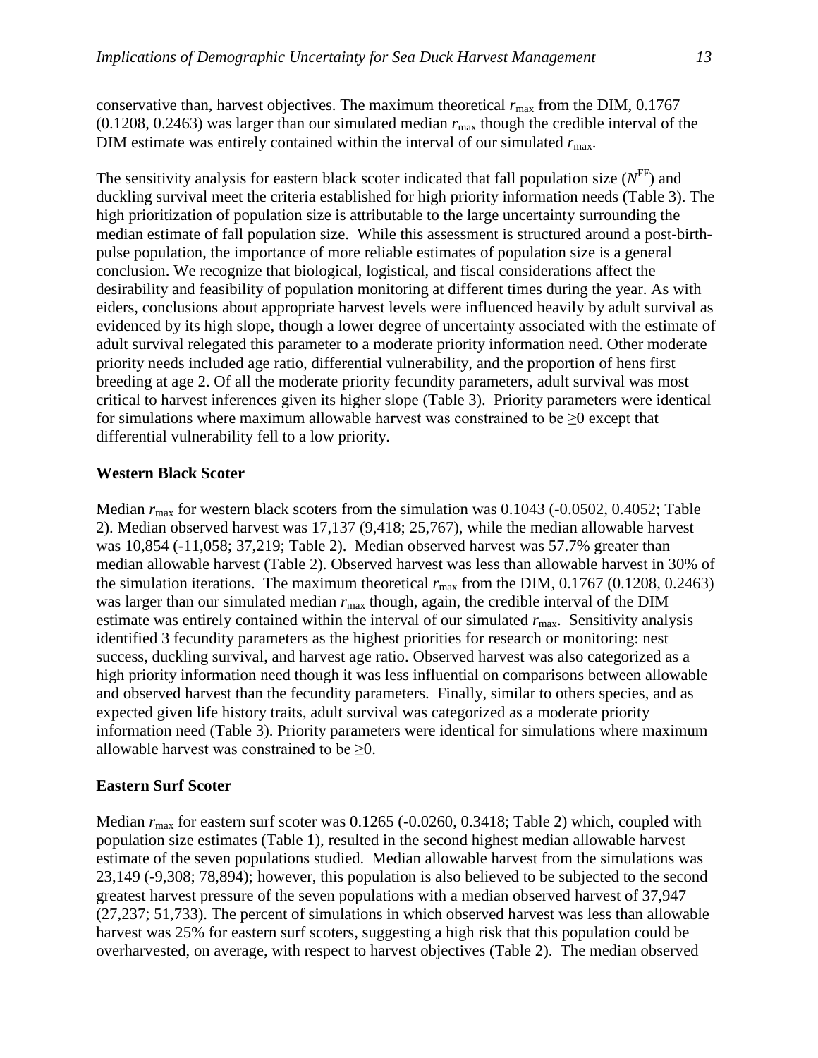conservative than, harvest objectives. The maximum theoretical $r_{max}$ from the DIM, 0.1767 (0.1208, 0.2463) was larger than our simulated median $r_{max}$ though the credible interval of the DIM estimate was entirely contained within the interval of our simulated $r_{max}$.

The sensitivity analysis for eastern black scoter indicated that fall population size ($N^{FF}$) and duckling survival meet the criteria established for high priority information needs (Table 3). The high prioritization of population size is attributable to the large uncertainty surrounding the median estimate of fall population size. While this assessment is structured around a post-birth-pulse population, the importance of more reliable estimates of population size is a general conclusion. We recognize that biological, logistical, and fiscal considerations affect the desirability and feasibility of population monitoring at different times during the year. As with eiders, conclusions about appropriate harvest levels were influenced heavily by adult survival as evidenced by its high slope, though a lower degree of uncertainty associated with the estimate of adult survival relegated this parameter to a moderate priority information need. Other moderate priority needs included age ratio, differential vulnerability, and the proportion of hens first breeding at age 2. Of all the moderate priority fecundity parameters, adult survival was most critical to harvest inferences given its higher slope (Table 3). Priority parameters were identical for simulations where maximum allowable harvest was constrained to be ≥0 except that differential vulnerability fell to a low priority.

### Western Black Scoter

Median $r_{max}$ for western black scoters from the simulation was 0.1043 (-0.0502, 0.4052; Table 2). Median observed harvest was 17,137 (9,418; 25,767), while the median allowable harvest was 10,854 (-11,058; 37,219; Table 2). Median observed harvest was 57.7% greater than median allowable harvest (Table 2). Observed harvest was less than allowable harvest in 30% of the simulation iterations. The maximum theoretical $r_{max}$ from the DIM, 0.1767 (0.1208, 0.2463) was larger than our simulated median $r_{max}$ though, again, the credible interval of the DIM estimate was entirely contained within the interval of our simulated $r_{max}$. Sensitivity analysis identified 3 fecundity parameters as the highest priorities for research or monitoring: nest success, duckling survival, and harvest age ratio. Observed harvest was also categorized as a high priority information need though it was less influential on comparisons between allowable and observed harvest than the fecundity parameters. Finally, similar to others species, and as expected given life history traits, adult survival was categorized as a moderate priority information need (Table 3). Priority parameters were identical for simulations where maximum allowable harvest was constrained to be ≥0.

### Eastern Surf Scoter

Median $r_{max}$ for eastern surf scoter was 0.1265 (-0.0260, 0.3418; Table 2) which, coupled with population size estimates (Table 1), resulted in the second highest median allowable harvest estimate of the seven populations studied. Median allowable harvest from the simulations was 23,149 (-9,308; 78,894); however, this population is also believed to be subjected to the second greatest harvest pressure of the seven populations with a median observed harvest of 37,947 (27,237; 51,733). The percent of simulations in which observed harvest was less than allowable harvest was 25% for eastern surf scoters, suggesting a high risk that this population could be overharvested, on average, with respect to harvest objectives (Table 2). The median observed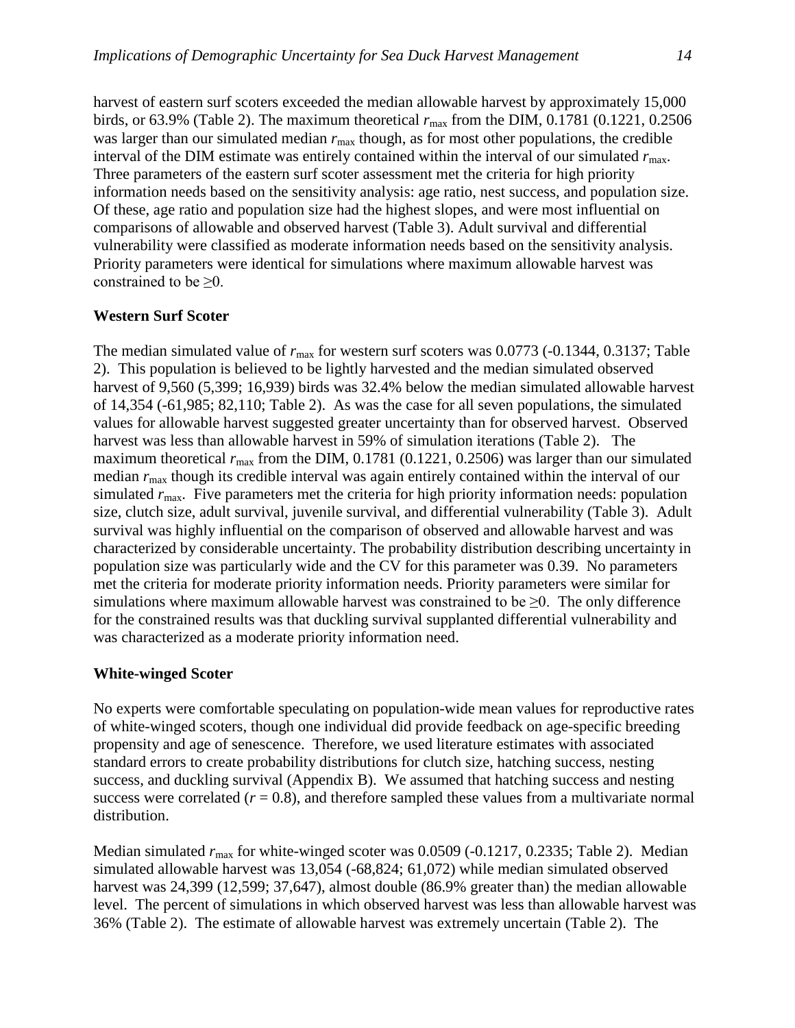harvest of eastern surf scoters exceeded the median allowable harvest by approximately 15,000 birds, or 63.9% (Table 2). The maximum theoretical $r_{max}$ from the DIM, 0.1781 (0.1221, 0.2506 was larger than our simulated median $r_{max}$ though, as for most other populations, the credible interval of the DIM estimate was entirely contained within the interval of our simulated $r_{max}$. Three parameters of the eastern surf scoter assessment met the criteria for high priority information needs based on the sensitivity analysis: age ratio, nest success, and population size. Of these, age ratio and population size had the highest slopes, and were most influential on comparisons of allowable and observed harvest (Table 3). Adult survival and differential vulnerability were classified as moderate information needs based on the sensitivity analysis. Priority parameters were identical for simulations where maximum allowable harvest was constrained to be ≥0.

**Western Surf Scoter**

The median simulated value of $r_{max}$ for western surf scoters was 0.0773 (-0.1344, 0.3137; Table 2). This population is believed to be lightly harvested and the median simulated observed harvest of 9,560 (5,399; 16,939) birds was 32.4% below the median simulated allowable harvest of 14,354 (-61,985; 82,110; Table 2). As was the case for all seven populations, the simulated values for allowable harvest suggested greater uncertainty than for observed harvest. Observed harvest was less than allowable harvest in 59% of simulation iterations (Table 2). The maximum theoretical $r_{max}$ from the DIM, 0.1781 (0.1221, 0.2506) was larger than our simulated median $r_{max}$ though its credible interval was again entirely contained within the interval of our simulated $r_{max}$. Five parameters met the criteria for high priority information needs: population size, clutch size, adult survival, juvenile survival, and differential vulnerability (Table 3). Adult survival was highly influential on the comparison of observed and allowable harvest and was characterized by considerable uncertainty. The probability distribution describing uncertainty in population size was particularly wide and the CV for this parameter was 0.39. No parameters met the criteria for moderate priority information needs. Priority parameters were similar for simulations where maximum allowable harvest was constrained to be ≥0. The only difference for the constrained results was that duckling survival supplanted differential vulnerability and was characterized as a moderate priority information need.

**White-winged Scoter**

No experts were comfortable speculating on population-wide mean values for reproductive rates of white-winged scoters, though one individual did provide feedback on age-specific breeding propensity and age of senescence. Therefore, we used literature estimates with associated standard errors to create probability distributions for clutch size, hatching success, nesting success, and duckling survival (Appendix B). We assumed that hatching success and nesting success were correlated ($r = 0.8$), and therefore sampled these values from a multivariate normal distribution.

Median simulated $r_{max}$ for white-winged scoter was 0.0509 (-0.1217, 0.2335; Table 2). Median simulated allowable harvest was 13,054 (-68,824; 61,072) while median simulated observed harvest was 24,399 (12,599; 37,647), almost double (86.9% greater than) the median allowable level. The percent of simulations in which observed harvest was less than allowable harvest was 36% (Table 2). The estimate of allowable harvest was extremely uncertain (Table 2). The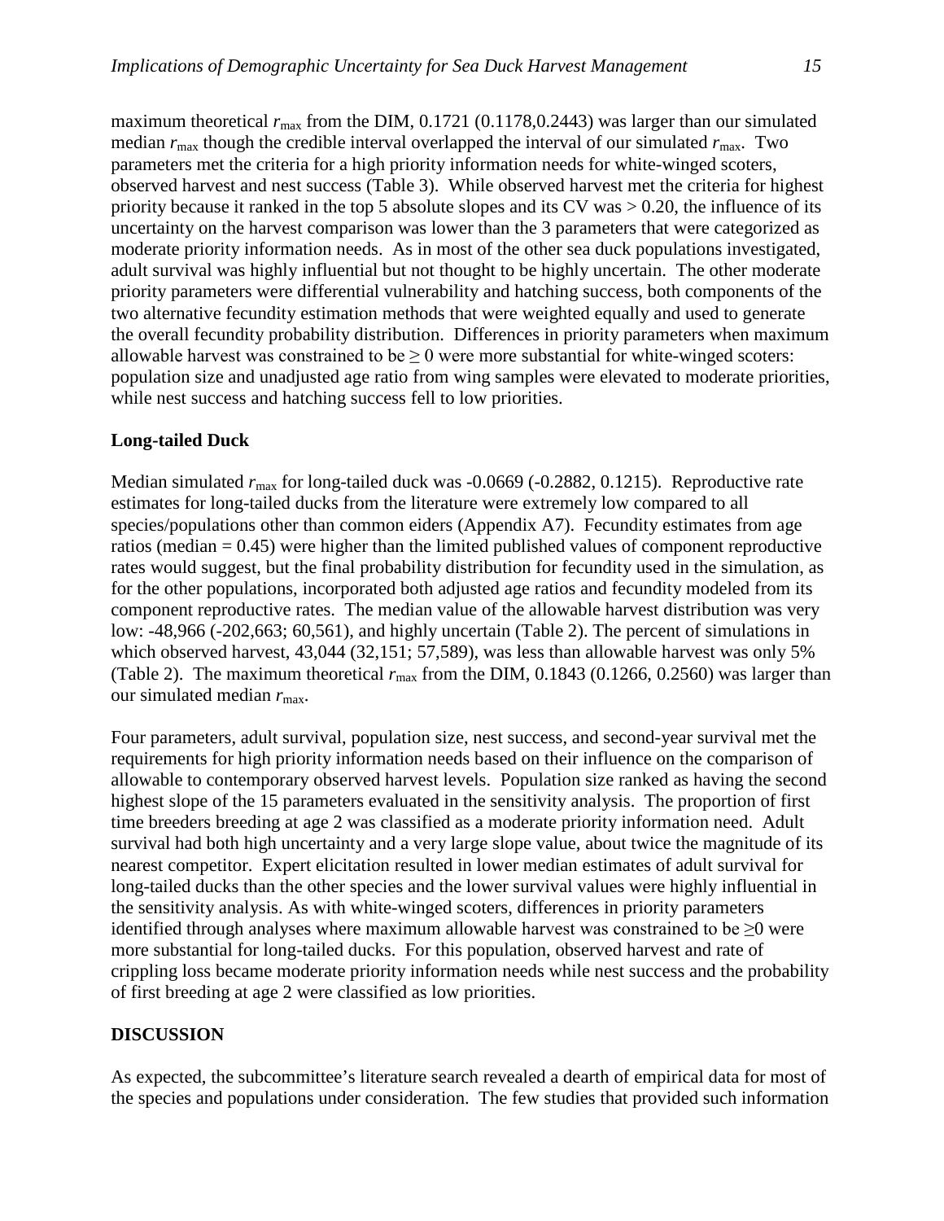maximum theoretical $r_{max}$ from the DIM, 0.1721 (0.1178,0.2443) was larger than our simulated median $r_{max}$ though the credible interval overlapped the interval of our simulated $r_{max}$. Two parameters met the criteria for a high priority information needs for white-winged scoters, observed harvest and nest success (Table 3). While observed harvest met the criteria for highest priority because it ranked in the top 5 absolute slopes and its CV was > 0.20, the influence of its uncertainty on the harvest comparison was lower than the 3 parameters that were categorized as moderate priority information needs. As in most of the other sea duck populations investigated, adult survival was highly influential but not thought to be highly uncertain. The other moderate priority parameters were differential vulnerability and hatching success, both components of the two alternative fecundity estimation methods that were weighted equally and used to generate the overall fecundity probability distribution. Differences in priority parameters when maximum allowable harvest was constrained to be ≥ 0 were more substantial for white-winged scoters: population size and unadjusted age ratio from wing samples were elevated to moderate priorities, while nest success and hatching success fell to low priorities.

**Long-tailed Duck**

Median simulated $r_{max}$ for long-tailed duck was -0.0669 (-0.2882, 0.1215). Reproductive rate estimates for long-tailed ducks from the literature were extremely low compared to all species/populations other than common eiders (Appendix A7). Fecundity estimates from age ratios (median = 0.45) were higher than the limited published values of component reproductive rates would suggest, but the final probability distribution for fecundity used in the simulation, as for the other populations, incorporated both adjusted age ratios and fecundity modeled from its component reproductive rates. The median value of the allowable harvest distribution was very low: -48,966 (-202,663; 60,561), and highly uncertain (Table 2). The percent of simulations in which observed harvest, 43,044 (32,151; 57,589), was less than allowable harvest was only 5% (Table 2). The maximum theoretical $r_{max}$ from the DIM, 0.1843 (0.1266, 0.2560) was larger than our simulated median $r_{max}$.

Four parameters, adult survival, population size, nest success, and second-year survival met the requirements for high priority information needs based on their influence on the comparison of allowable to contemporary observed harvest levels. Population size ranked as having the second highest slope of the 15 parameters evaluated in the sensitivity analysis. The proportion of first time breeders breeding at age 2 was classified as a moderate priority information need. Adult survival had both high uncertainty and a very large slope value, about twice the magnitude of its nearest competitor. Expert elicitation resulted in lower median estimates of adult survival for long-tailed ducks than the other species and the lower survival values were highly influential in the sensitivity analysis. As with white-winged scoters, differences in priority parameters identified through analyses where maximum allowable harvest was constrained to be ≥0 were more substantial for long-tailed ducks. For this population, observed harvest and rate of crippling loss became moderate priority information needs while nest success and the probability of first breeding at age 2 were classified as low priorities.

**DISCUSSION**

As expected, the subcommittee's literature search revealed a dearth of empirical data for most of the species and populations under consideration. The few studies that provided such information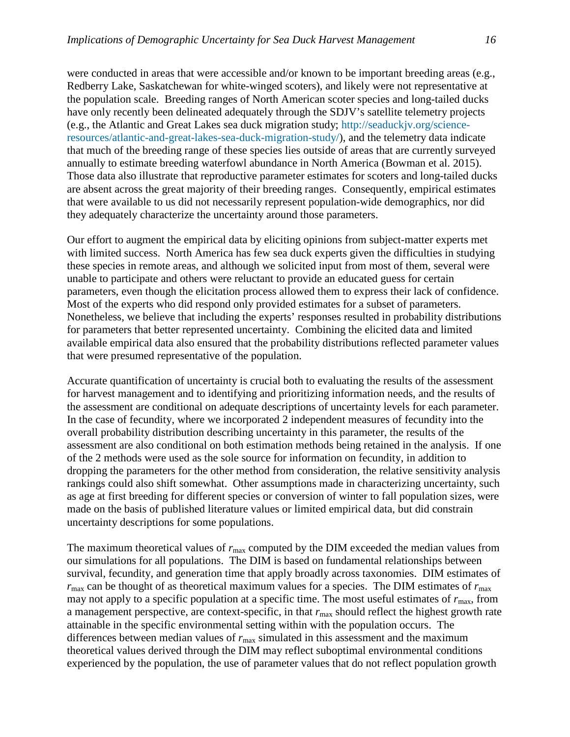were conducted in areas that were accessible and/or known to be important breeding areas (e.g., Redberry Lake, Saskatchewan for white-winged scoters), and likely were not representative at the population scale. Breeding ranges of North American scoter species and long-tailed ducks have only recently been delineated adequately through the SDJV's satellite telemetry projects (e.g., the Atlantic and Great Lakes sea duck migration study; http://seaduckjv.org/science-resources/atlantic-and-great-lakes-sea-duck-migration-study/), and the telemetry data indicate that much of the breeding range of these species lies outside of areas that are currently surveyed annually to estimate breeding waterfowl abundance in North America (Bowman et al. 2015). Those data also illustrate that reproductive parameter estimates for scoters and long-tailed ducks are absent across the great majority of their breeding ranges. Consequently, empirical estimates that were available to us did not necessarily represent population-wide demographics, nor did they adequately characterize the uncertainty around those parameters.

Our effort to augment the empirical data by eliciting opinions from subject-matter experts met with limited success. North America has few sea duck experts given the difficulties in studying these species in remote areas, and although we solicited input from most of them, several were unable to participate and others were reluctant to provide an educated guess for certain parameters, even though the elicitation process allowed them to express their lack of confidence. Most of the experts who did respond only provided estimates for a subset of parameters. Nonetheless, we believe that including the experts' responses resulted in probability distributions for parameters that better represented uncertainty. Combining the elicited data and limited available empirical data also ensured that the probability distributions reflected parameter values that were presumed representative of the population.

Accurate quantification of uncertainty is crucial both to evaluating the results of the assessment for harvest management and to identifying and prioritizing information needs, and the results of the assessment are conditional on adequate descriptions of uncertainty levels for each parameter. In the case of fecundity, where we incorporated 2 independent measures of fecundity into the overall probability distribution describing uncertainty in this parameter, the results of the assessment are also conditional on both estimation methods being retained in the analysis. If one of the 2 methods were used as the sole source for information on fecundity, in addition to dropping the parameters for the other method from consideration, the relative sensitivity analysis rankings could also shift somewhat. Other assumptions made in characterizing uncertainty, such as age at first breeding for different species or conversion of winter to fall population sizes, were made on the basis of published literature values or limited empirical data, but did constrain uncertainty descriptions for some populations.

The maximum theoretical values of $r_{\max}$ computed by the DIM exceeded the median values from our simulations for all populations. The DIM is based on fundamental relationships between survival, fecundity, and generation time that apply broadly across taxonomies. DIM estimates of $r_{\max}$ can be thought of as theoretical maximum values for a species. The DIM estimates of $r_{\max}$ may not apply to a specific population at a specific time. The most useful estimates of $r_{\max}$, from a management perspective, are context-specific, in that $r_{\max}$ should reflect the highest growth rate attainable in the specific environmental setting within with the population occurs. The differences between median values of $r_{\max}$ simulated in this assessment and the maximum theoretical values derived through the DIM may reflect suboptimal environmental conditions experienced by the population, the use of parameter values that do not reflect population growth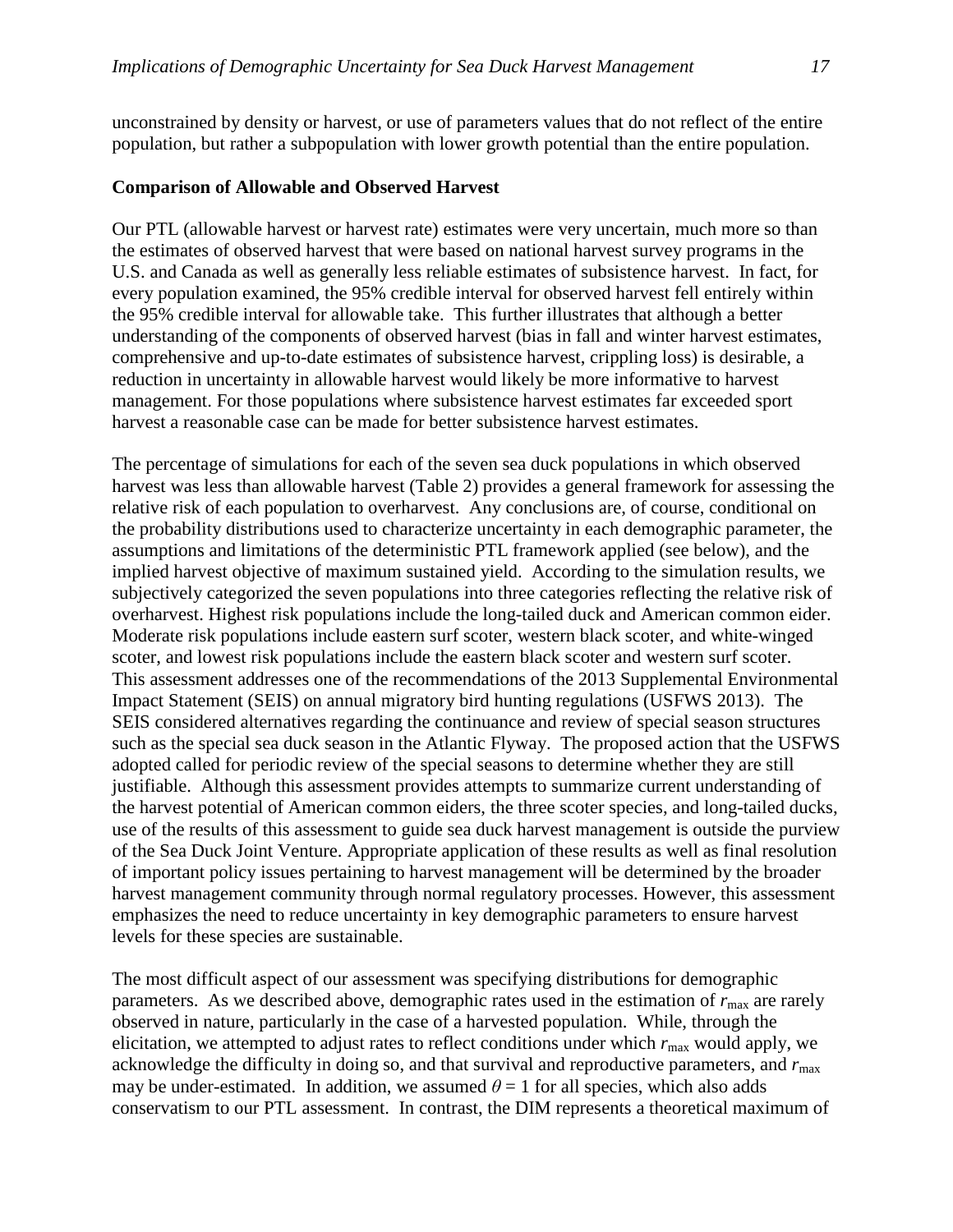unconstrained by density or harvest, or use of parameters values that do not reflect of the entire population, but rather a subpopulation with lower growth potential than the entire population.

**Comparison of Allowable and Observed Harvest**

Our PTL (allowable harvest or harvest rate) estimates were very uncertain, much more so than the estimates of observed harvest that were based on national harvest survey programs in the U.S. and Canada as well as generally less reliable estimates of subsistence harvest. In fact, for every population examined, the 95% credible interval for observed harvest fell entirely within the 95% credible interval for allowable take. This further illustrates that although a better understanding of the components of observed harvest (bias in fall and winter harvest estimates, comprehensive and up-to-date estimates of subsistence harvest, crippling loss) is desirable, a reduction in uncertainty in allowable harvest would likely be more informative to harvest management. For those populations where subsistence harvest estimates far exceeded sport harvest a reasonable case can be made for better subsistence harvest estimates.

The percentage of simulations for each of the seven sea duck populations in which observed harvest was less than allowable harvest (Table 2) provides a general framework for assessing the relative risk of each population to overharvest. Any conclusions are, of course, conditional on the probability distributions used to characterize uncertainty in each demographic parameter, the assumptions and limitations of the deterministic PTL framework applied (see below), and the implied harvest objective of maximum sustained yield. According to the simulation results, we subjectively categorized the seven populations into three categories reflecting the relative risk of overharvest. Highest risk populations include the long-tailed duck and American common eider. Moderate risk populations include eastern surf scoter, western black scoter, and white-winged scoter, and lowest risk populations include the eastern black scoter and western surf scoter. This assessment addresses one of the recommendations of the 2013 Supplemental Environmental Impact Statement (SEIS) on annual migratory bird hunting regulations (USFWS 2013). The SEIS considered alternatives regarding the continuance and review of special season structures such as the special sea duck season in the Atlantic Flyway. The proposed action that the USFWS adopted called for periodic review of the special seasons to determine whether they are still justifiable. Although this assessment provides attempts to summarize current understanding of the harvest potential of American common eiders, the three scoter species, and long-tailed ducks, use of the results of this assessment to guide sea duck harvest management is outside the purview of the Sea Duck Joint Venture. Appropriate application of these results as well as final resolution of important policy issues pertaining to harvest management will be determined by the broader harvest management community through normal regulatory processes. However, this assessment emphasizes the need to reduce uncertainty in key demographic parameters to ensure harvest levels for these species are sustainable.

The most difficult aspect of our assessment was specifying distributions for demographic parameters. As we described above, demographic rates used in the estimation of $r_{max}$ are rarely observed in nature, particularly in the case of a harvested population. While, through the elicitation, we attempted to adjust rates to reflect conditions under which $r_{max}$ would apply, we acknowledge the difficulty in doing so, and that survival and reproductive parameters, and $r_{max}$ may be under-estimated. In addition, we assumed $\theta = 1$ for all species, which also adds conservatism to our PTL assessment. In contrast, the DIM represents a theoretical maximum of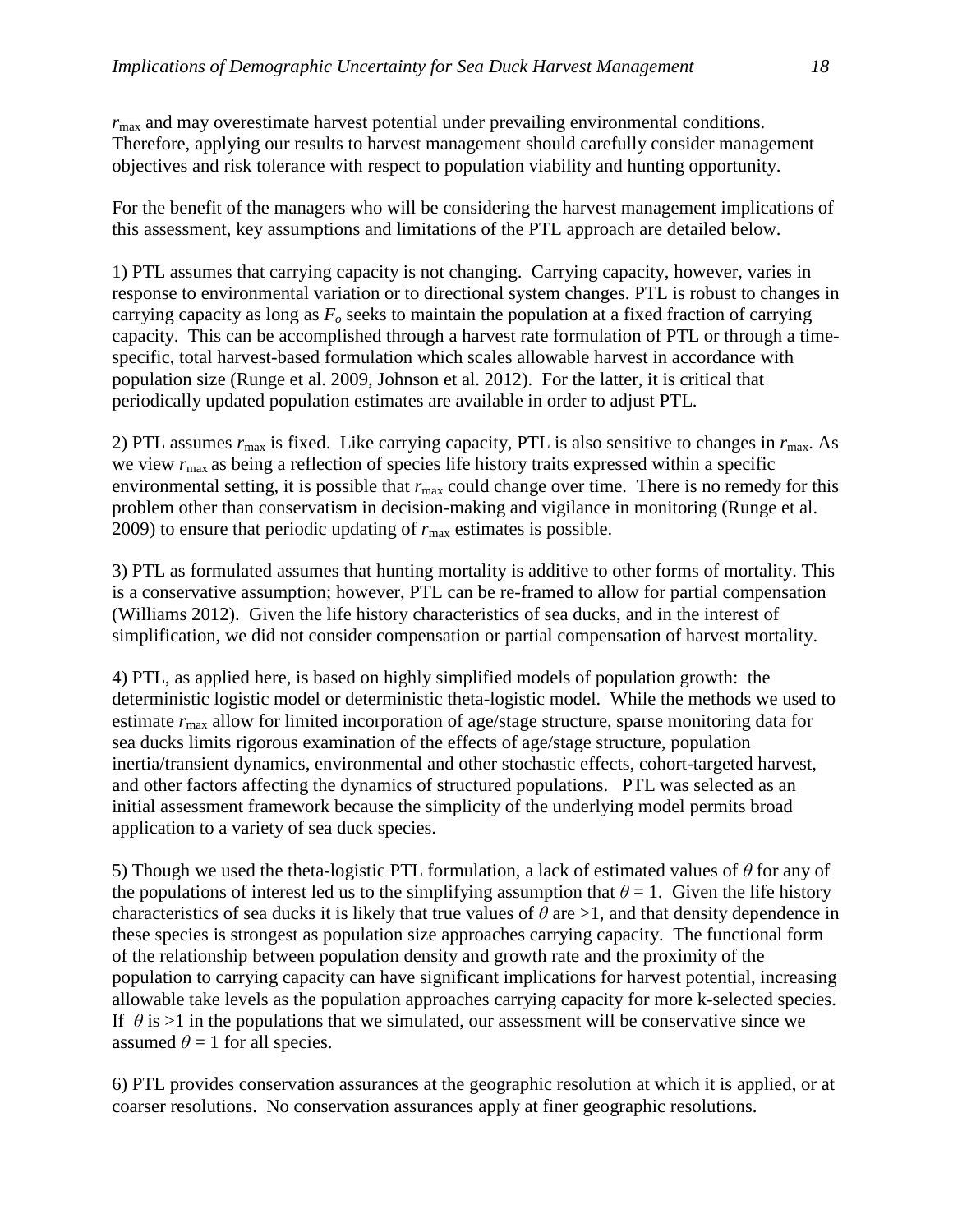$r_{max}$ and may overestimate harvest potential under prevailing environmental conditions. Therefore, applying our results to harvest management should carefully consider management objectives and risk tolerance with respect to population viability and hunting opportunity.

For the benefit of the managers who will be considering the harvest management implications of this assessment, key assumptions and limitations of the PTL approach are detailed below.

1) PTL assumes that carrying capacity is not changing. Carrying capacity, however, varies in response to environmental variation or to directional system changes. PTL is robust to changes in carrying capacity as long as $F_o$ seeks to maintain the population at a fixed fraction of carrying capacity. This can be accomplished through a harvest rate formulation of PTL or through a time-specific, total harvest-based formulation which scales allowable harvest in accordance with population size (Runge et al. 2009, Johnson et al. 2012). For the latter, it is critical that periodically updated population estimates are available in order to adjust PTL.

2) PTL assumes $r_{max}$ is fixed. Like carrying capacity, PTL is also sensitive to changes in $r_{max}$. As we view $r_{max}$ as being a reflection of species life history traits expressed within a specific environmental setting, it is possible that $r_{max}$ could change over time. There is no remedy for this problem other than conservatism in decision-making and vigilance in monitoring (Runge et al. 2009) to ensure that periodic updating of $r_{max}$ estimates is possible.

3) PTL as formulated assumes that hunting mortality is additive to other forms of mortality. This is a conservative assumption; however, PTL can be re-framed to allow for partial compensation (Williams 2012). Given the life history characteristics of sea ducks, and in the interest of simplification, we did not consider compensation or partial compensation of harvest mortality.

4) PTL, as applied here, is based on highly simplified models of population growth: the deterministic logistic model or deterministic theta-logistic model. While the methods we used to estimate $r_{max}$ allow for limited incorporation of age/stage structure, sparse monitoring data for sea ducks limits rigorous examination of the effects of age/stage structure, population inertia/transient dynamics, environmental and other stochastic effects, cohort-targeted harvest, and other factors affecting the dynamics of structured populations. PTL was selected as an initial assessment framework because the simplicity of the underlying model permits broad application to a variety of sea duck species.

5) Though we used the theta-logistic PTL formulation, a lack of estimated values of $\theta$ for any of the populations of interest led us to the simplifying assumption that $\theta = 1$. Given the life history characteristics of sea ducks it is likely that true values of $\theta$ are >1, and that density dependence in these species is strongest as population size approaches carrying capacity. The functional form of the relationship between population density and growth rate and the proximity of the population to carrying capacity can have significant implications for harvest potential, increasing allowable take levels as the population approaches carrying capacity for more k-selected species. If $\theta$ is >1 in the populations that we simulated, our assessment will be conservative since we assumed $\theta = 1$ for all species.

6) PTL provides conservation assurances at the geographic resolution at which it is applied, or at coarser resolutions. No conservation assurances apply at finer geographic resolutions.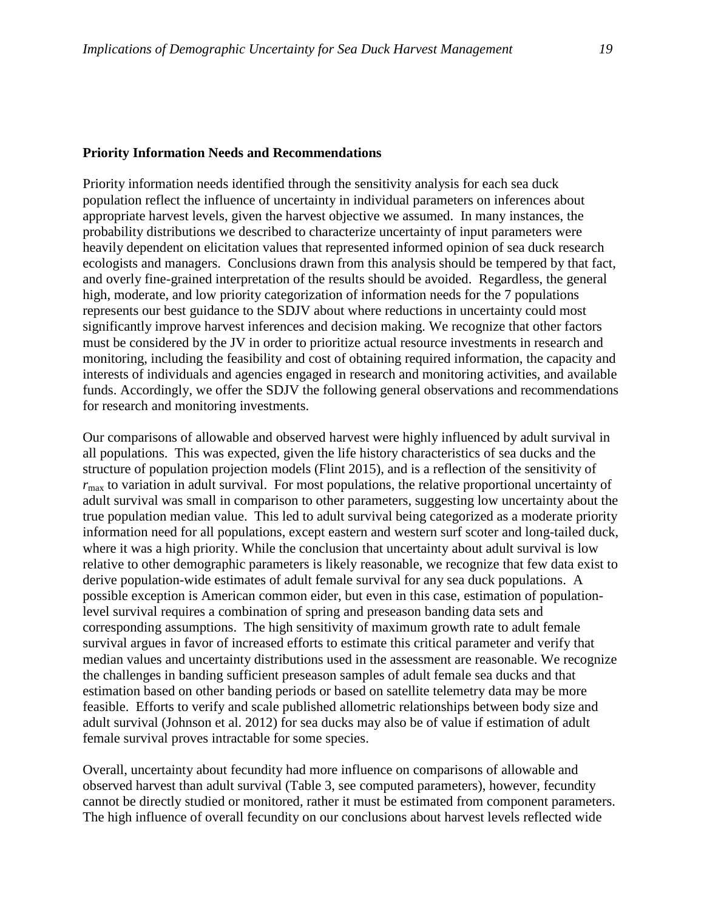**Priority Information Needs and Recommendations**

Priority information needs identified through the sensitivity analysis for each sea duck population reflect the influence of uncertainty in individual parameters on inferences about appropriate harvest levels, given the harvest objective we assumed. In many instances, the probability distributions we described to characterize uncertainty of input parameters were heavily dependent on elicitation values that represented informed opinion of sea duck research ecologists and managers. Conclusions drawn from this analysis should be tempered by that fact, and overly fine-grained interpretation of the results should be avoided. Regardless, the general high, moderate, and low priority categorization of information needs for the 7 populations represents our best guidance to the SDJV about where reductions in uncertainty could most significantly improve harvest inferences and decision making. We recognize that other factors must be considered by the JV in order to prioritize actual resource investments in research and monitoring, including the feasibility and cost of obtaining required information, the capacity and interests of individuals and agencies engaged in research and monitoring activities, and available funds. Accordingly, we offer the SDJV the following general observations and recommendations for research and monitoring investments.

Our comparisons of allowable and observed harvest were highly influenced by adult survival in all populations. This was expected, given the life history characteristics of sea ducks and the structure of population projection models (Flint 2015), and is a reflection of the sensitivity of $r_{\max}$ to variation in adult survival. For most populations, the relative proportional uncertainty of adult survival was small in comparison to other parameters, suggesting low uncertainty about the true population median value. This led to adult survival being categorized as a moderate priority information need for all populations, except eastern and western surf scoter and long-tailed duck, where it was a high priority. While the conclusion that uncertainty about adult survival is low relative to other demographic parameters is likely reasonable, we recognize that few data exist to derive population-wide estimates of adult female survival for any sea duck populations. A possible exception is American common eider, but even in this case, estimation of population-level survival requires a combination of spring and preseason banding data sets and corresponding assumptions. The high sensitivity of maximum growth rate to adult female survival argues in favor of increased efforts to estimate this critical parameter and verify that median values and uncertainty distributions used in the assessment are reasonable. We recognize the challenges in banding sufficient preseason samples of adult female sea ducks and that estimation based on other banding periods or based on satellite telemetry data may be more feasible. Efforts to verify and scale published allometric relationships between body size and adult survival (Johnson et al. 2012) for sea ducks may also be of value if estimation of adult female survival proves intractable for some species.

Overall, uncertainty about fecundity had more influence on comparisons of allowable and observed harvest than adult survival (Table 3, see computed parameters), however, fecundity cannot be directly studied or monitored, rather it must be estimated from component parameters. The high influence of overall fecundity on our conclusions about harvest levels reflected wide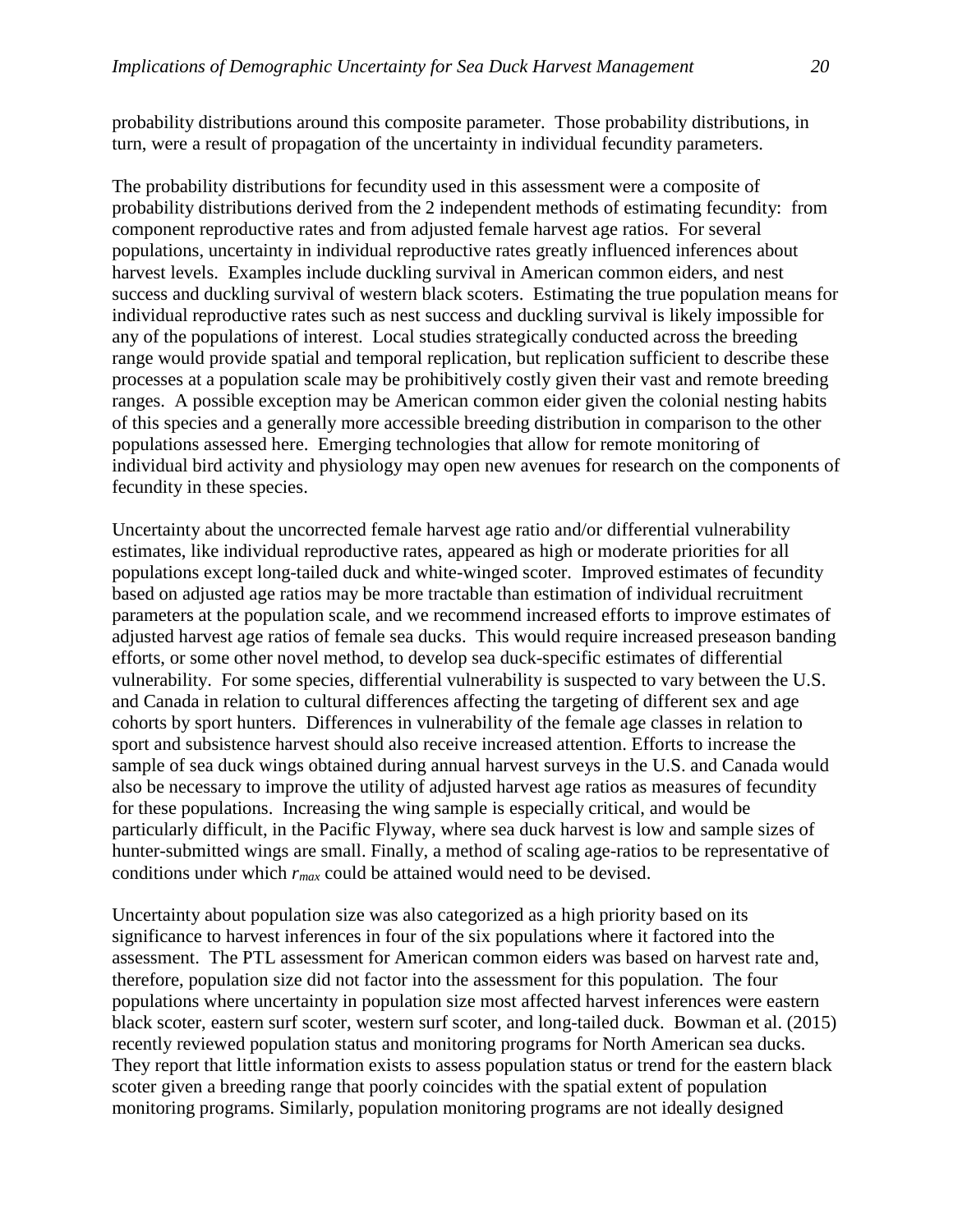probability distributions around this composite parameter. Those probability distributions, in turn, were a result of propagation of the uncertainty in individual fecundity parameters.

The probability distributions for fecundity used in this assessment were a composite of probability distributions derived from the 2 independent methods of estimating fecundity: from component reproductive rates and from adjusted female harvest age ratios. For several populations, uncertainty in individual reproductive rates greatly influenced inferences about harvest levels. Examples include duckling survival in American common eiders, and nest success and duckling survival of western black scoters. Estimating the true population means for individual reproductive rates such as nest success and duckling survival is likely impossible for any of the populations of interest. Local studies strategically conducted across the breeding range would provide spatial and temporal replication, but replication sufficient to describe these processes at a population scale may be prohibitively costly given their vast and remote breeding ranges. A possible exception may be American common eider given the colonial nesting habits of this species and a generally more accessible breeding distribution in comparison to the other populations assessed here. Emerging technologies that allow for remote monitoring of individual bird activity and physiology may open new avenues for research on the components of fecundity in these species.

Uncertainty about the uncorrected female harvest age ratio and/or differential vulnerability estimates, like individual reproductive rates, appeared as high or moderate priorities for all populations except long-tailed duck and white-winged scoter. Improved estimates of fecundity based on adjusted age ratios may be more tractable than estimation of individual recruitment parameters at the population scale, and we recommend increased efforts to improve estimates of adjusted harvest age ratios of female sea ducks. This would require increased preseason banding efforts, or some other novel method, to develop sea duck-specific estimates of differential vulnerability. For some species, differential vulnerability is suspected to vary between the U.S. and Canada in relation to cultural differences affecting the targeting of different sex and age cohorts by sport hunters. Differences in vulnerability of the female age classes in relation to sport and subsistence harvest should also receive increased attention. Efforts to increase the sample of sea duck wings obtained during annual harvest surveys in the U.S. and Canada would also be necessary to improve the utility of adjusted harvest age ratios as measures of fecundity for these populations. Increasing the wing sample is especially critical, and would be particularly difficult, in the Pacific Flyway, where sea duck harvest is low and sample sizes of hunter-submitted wings are small. Finally, a method of scaling age-ratios to be representative of conditions under which $r_{max}$ could be attained would need to be devised.

Uncertainty about population size was also categorized as a high priority based on its significance to harvest inferences in four of the six populations where it factored into the assessment. The PTL assessment for American common eiders was based on harvest rate and, therefore, population size did not factor into the assessment for this population. The four populations where uncertainty in population size most affected harvest inferences were eastern black scoter, eastern surf scoter, western surf scoter, and long-tailed duck. Bowman et al. (2015) recently reviewed population status and monitoring programs for North American sea ducks. They report that little information exists to assess population status or trend for the eastern black scoter given a breeding range that poorly coincides with the spatial extent of population monitoring programs. Similarly, population monitoring programs are not ideally designed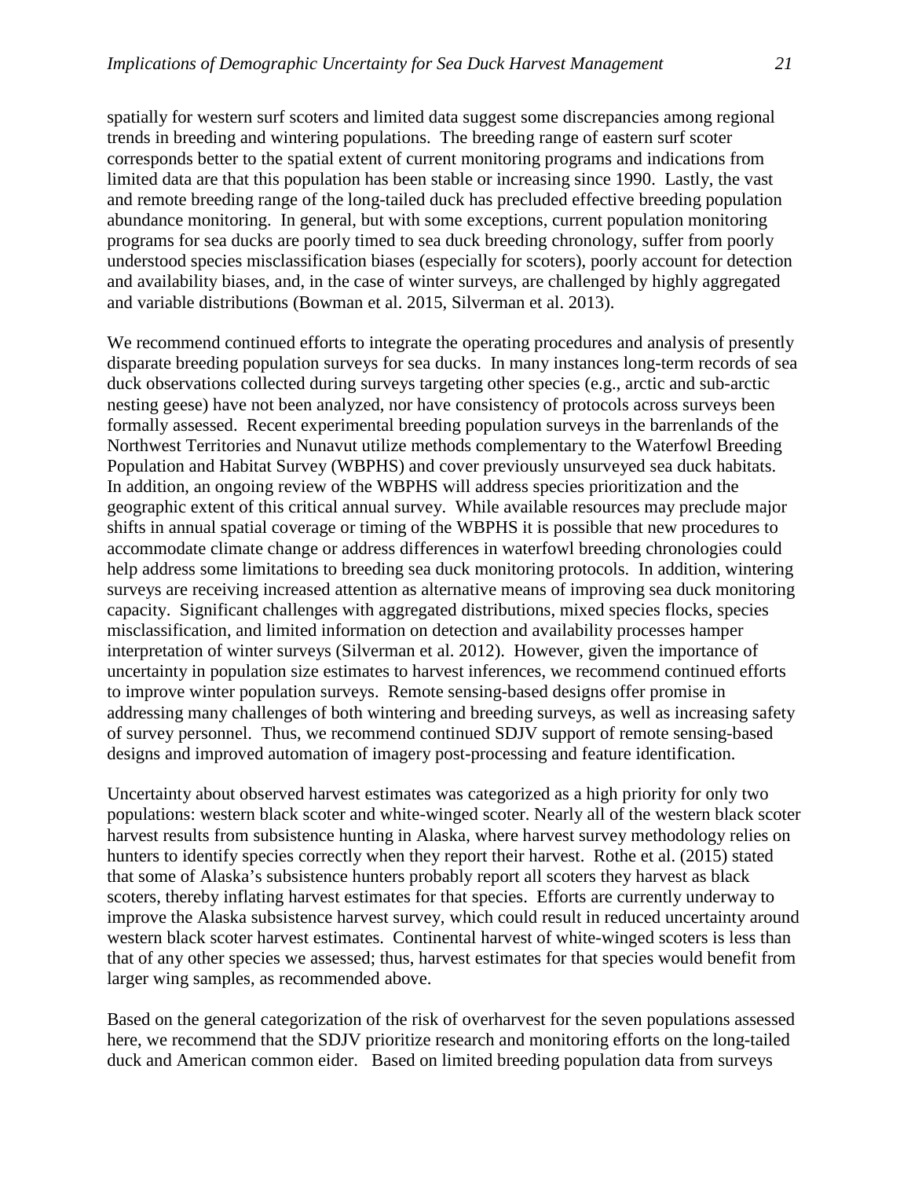spatially for western surf scoters and limited data suggest some discrepancies among regional trends in breeding and wintering populations. The breeding range of eastern surf scoter corresponds better to the spatial extent of current monitoring programs and indications from limited data are that this population has been stable or increasing since 1990. Lastly, the vast and remote breeding range of the long-tailed duck has precluded effective breeding population abundance monitoring. In general, but with some exceptions, current population monitoring programs for sea ducks are poorly timed to sea duck breeding chronology, suffer from poorly understood species misclassification biases (especially for scoters), poorly account for detection and availability biases, and, in the case of winter surveys, are challenged by highly aggregated and variable distributions (Bowman et al. 2015, Silverman et al. 2013).

We recommend continued efforts to integrate the operating procedures and analysis of presently disparate breeding population surveys for sea ducks. In many instances long-term records of sea duck observations collected during surveys targeting other species (e.g., arctic and sub-arctic nesting geese) have not been analyzed, nor have consistency of protocols across surveys been formally assessed. Recent experimental breeding population surveys in the barrenlands of the Northwest Territories and Nunavut utilize methods complementary to the Waterfowl Breeding Population and Habitat Survey (WBPHS) and cover previously unsurveyed sea duck habitats. In addition, an ongoing review of the WBPHS will address species prioritization and the geographic extent of this critical annual survey. While available resources may preclude major shifts in annual spatial coverage or timing of the WBPHS it is possible that new procedures to accommodate climate change or address differences in waterfowl breeding chronologies could help address some limitations to breeding sea duck monitoring protocols. In addition, wintering surveys are receiving increased attention as alternative means of improving sea duck monitoring capacity. Significant challenges with aggregated distributions, mixed species flocks, species misclassification, and limited information on detection and availability processes hamper interpretation of winter surveys (Silverman et al. 2012). However, given the importance of uncertainty in population size estimates to harvest inferences, we recommend continued efforts to improve winter population surveys. Remote sensing-based designs offer promise in addressing many challenges of both wintering and breeding surveys, as well as increasing safety of survey personnel. Thus, we recommend continued SDJV support of remote sensing-based designs and improved automation of imagery post-processing and feature identification.

Uncertainty about observed harvest estimates was categorized as a high priority for only two populations: western black scoter and white-winged scoter. Nearly all of the western black scoter harvest results from subsistence hunting in Alaska, where harvest survey methodology relies on hunters to identify species correctly when they report their harvest. Rothe et al. (2015) stated that some of Alaska's subsistence hunters probably report all scoters they harvest as black scoters, thereby inflating harvest estimates for that species. Efforts are currently underway to improve the Alaska subsistence harvest survey, which could result in reduced uncertainty around western black scoter harvest estimates. Continental harvest of white-winged scoters is less than that of any other species we assessed; thus, harvest estimates for that species would benefit from larger wing samples, as recommended above.

Based on the general categorization of the risk of overharvest for the seven populations assessed here, we recommend that the SDJV prioritize research and monitoring efforts on the long-tailed duck and American common eider. Based on limited breeding population data from surveys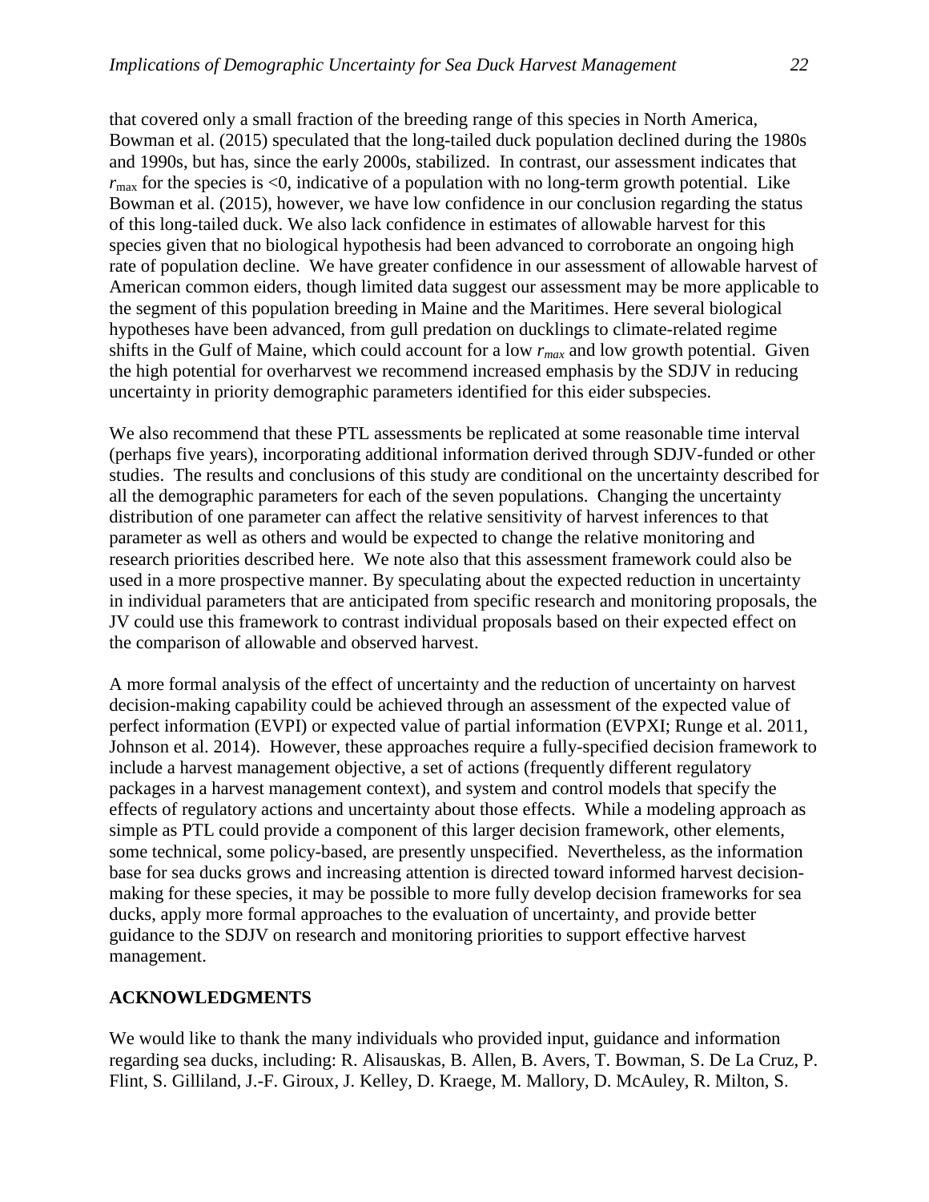that covered only a small fraction of the breeding range of this species in North America, Bowman et al. (2015) speculated that the long-tailed duck population declined during the 1980s and 1990s, but has, since the early 2000s, stabilized. In contrast, our assessment indicates that $r_{max}$ for the species is <0, indicative of a population with no long-term growth potential. Like Bowman et al. (2015), however, we have low confidence in our conclusion regarding the status of this long-tailed duck. We also lack confidence in estimates of allowable harvest for this species given that no biological hypothesis had been advanced to corroborate an ongoing high rate of population decline. We have greater confidence in our assessment of allowable harvest of American common eiders, though limited data suggest our assessment may be more applicable to the segment of this population breeding in Maine and the Maritimes. Here several biological hypotheses have been advanced, from gull predation on ducklings to climate-related regime shifts in the Gulf of Maine, which could account for a low $r_{max}$ and low growth potential. Given the high potential for overharvest we recommend increased emphasis by the SDJV in reducing uncertainty in priority demographic parameters identified for this eider subspecies.

We also recommend that these PTL assessments be replicated at some reasonable time interval (perhaps five years), incorporating additional information derived through SDJV-funded or other studies. The results and conclusions of this study are conditional on the uncertainty described for all the demographic parameters for each of the seven populations. Changing the uncertainty distribution of one parameter can affect the relative sensitivity of harvest inferences to that parameter as well as others and would be expected to change the relative monitoring and research priorities described here. We note also that this assessment framework could also be used in a more prospective manner. By speculating about the expected reduction in uncertainty in individual parameters that are anticipated from specific research and monitoring proposals, the JV could use this framework to contrast individual proposals based on their expected effect on the comparison of allowable and observed harvest.

A more formal analysis of the effect of uncertainty and the reduction of uncertainty on harvest decision-making capability could be achieved through an assessment of the expected value of perfect information (EVPI) or expected value of partial information (EVPXI; Runge et al. 2011, Johnson et al. 2014). However, these approaches require a fully-specified decision framework to include a harvest management objective, a set of actions (frequently different regulatory packages in a harvest management context), and system and control models that specify the effects of regulatory actions and uncertainty about those effects. While a modeling approach as simple as PTL could provide a component of this larger decision framework, other elements, some technical, some policy-based, are presently unspecified. Nevertheless, as the information base for sea ducks grows and increasing attention is directed toward informed harvest decision-making for these species, it may be possible to more fully develop decision frameworks for sea ducks, apply more formal approaches to the evaluation of uncertainty, and provide better guidance to the SDJV on research and monitoring priorities to support effective harvest management.

## ACKNOWLEDGMENTS

We would like to thank the many individuals who provided input, guidance and information regarding sea ducks, including: R. Alisauskas, B. Allen, B. Avers, T. Bowman, S. De La Cruz, P. Flint, S. Gilliland, J.-F. Giroux, J. Kelley, D. Kraege, M. Mallory, D. McAuley, R. Milton, S.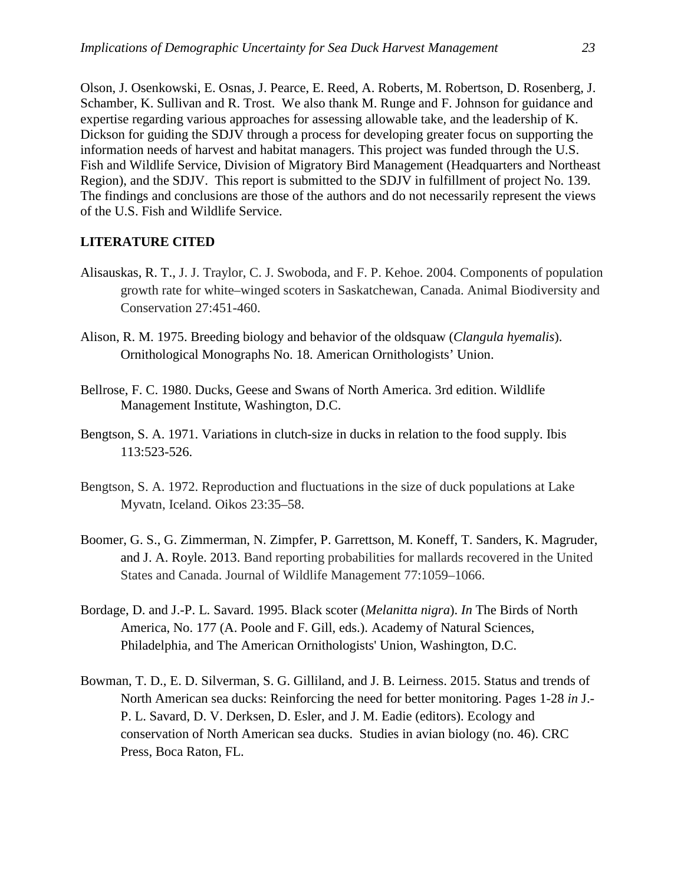Olson, J. Osenkowski, E. Osnas, J. Pearce, E. Reed, A. Roberts, M. Robertson, D. Rosenberg, J. Schamber, K. Sullivan and R. Trost. We also thank M. Runge and F. Johnson for guidance and expertise regarding various approaches for assessing allowable take, and the leadership of K. Dickson for guiding the SDJV through a process for developing greater focus on supporting the information needs of harvest and habitat managers. This project was funded through the U.S. Fish and Wildlife Service, Division of Migratory Bird Management (Headquarters and Northeast Region), and the SDJV. This report is submitted to the SDJV in fulfillment of project No. 139. The findings and conclusions are those of the authors and do not necessarily represent the views of the U.S. Fish and Wildlife Service.

## LITERATURE CITED

Alisauskas, R. T., J. J. Traylor, C. J. Swoboda, and F. P. Kehoe. 2004. Components of population growth rate for white–winged scoters in Saskatchewan, Canada. Animal Biodiversity and Conservation 27:451-460.

Alison, R. M. 1975. Breeding biology and behavior of the oldsquaw (*Clangula hyemalis*). Ornithological Monographs No. 18. American Ornithologists' Union.

Bellrose, F. C. 1980. Ducks, Geese and Swans of North America. 3rd edition. Wildlife Management Institute, Washington, D.C.

Bengtson, S. A. 1971. Variations in clutch-size in ducks in relation to the food supply. Ibis 113:523-526.

Bengtson, S. A. 1972. Reproduction and fluctuations in the size of duck populations at Lake Myvatn, Iceland. Oikos 23:35–58.

Boomer, G. S., G. Zimmerman, N. Zimpfer, P. Garrettson, M. Koneff, T. Sanders, K. Magruder, and J. A. Royle. 2013. Band reporting probabilities for mallards recovered in the United States and Canada. Journal of Wildlife Management 77:1059–1066.

Bordage, D. and J.-P. L. Savard. 1995. Black scoter (*Melanitta nigra*). *In* The Birds of North America, No. 177 (A. Poole and F. Gill, eds.). Academy of Natural Sciences, Philadelphia, and The American Ornithologists' Union, Washington, D.C.

Bowman, T. D., E. D. Silverman, S. G. Gilliland, and J. B. Leirness. 2015. Status and trends of North American sea ducks: Reinforcing the need for better monitoring. Pages 1-28 *in* J.-P. L. Savard, D. V. Derksen, D. Esler, and J. M. Eadie (editors). Ecology and conservation of North American sea ducks. Studies in avian biology (no. 46). CRC Press, Boca Raton, FL.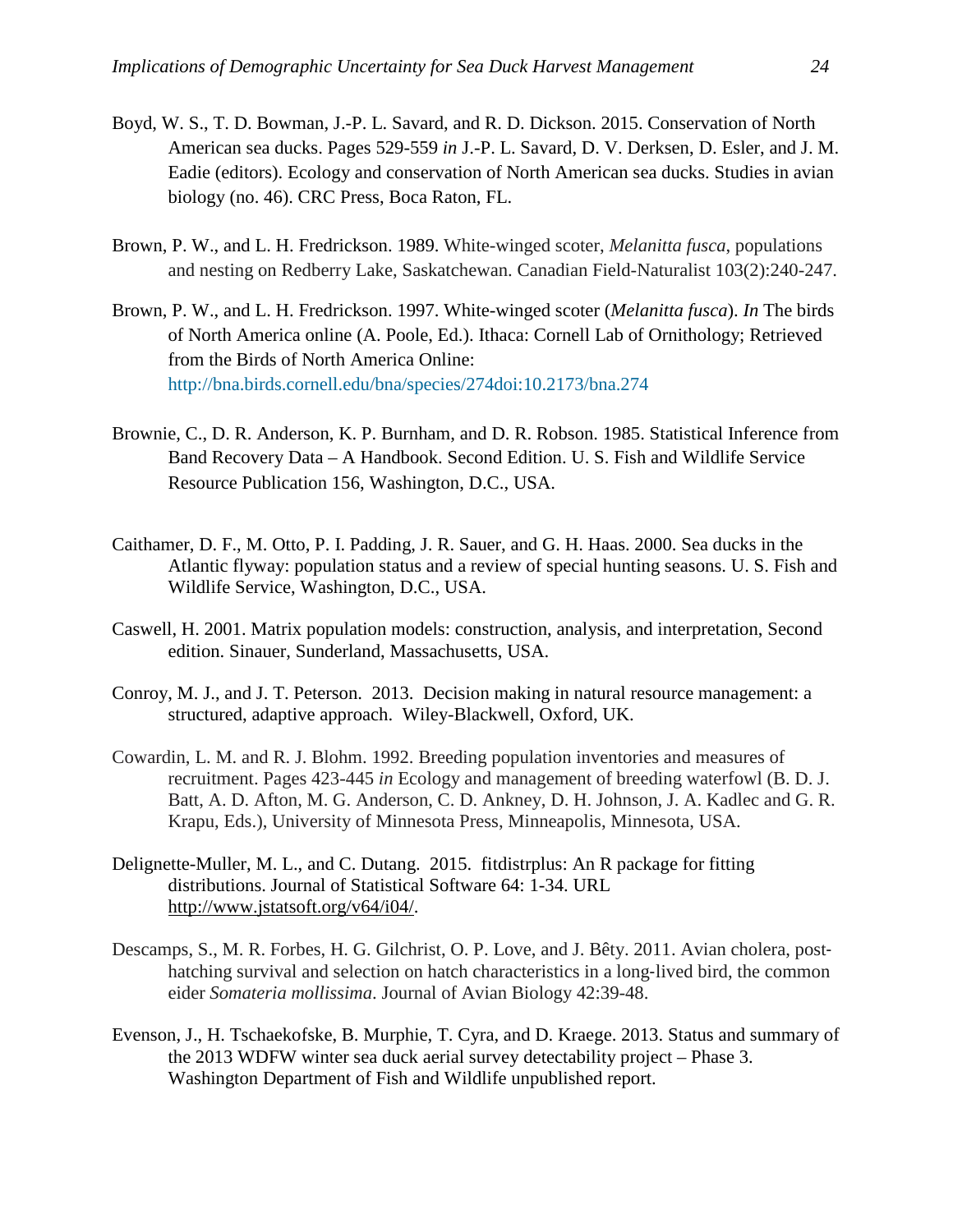Boyd, W. S., T. D. Bowman, J.-P. L. Savard, and R. D. Dickson. 2015. Conservation of North American sea ducks. Pages 529-559 *in* J.-P. L. Savard, D. V. Derksen, D. Esler, and J. M. Eadie (editors). Ecology and conservation of North American sea ducks. Studies in avian biology (no. 46). CRC Press, Boca Raton, FL.

Brown, P. W., and L. H. Fredrickson. 1989. White-winged scoter, *Melanitta fusca*, populations and nesting on Redberry Lake, Saskatchewan. Canadian Field-Naturalist 103(2):240-247.

Brown, P. W., and L. H. Fredrickson. 1997. White-winged scoter (*Melanitta fusca*). *In* The birds of North America online (A. Poole, Ed.). Ithaca: Cornell Lab of Ornithology; Retrieved from the Birds of North America Online: http://bna.birds.cornell.edu/bna/species/274doi:10.2173/bna.274

Brownie, C., D. R. Anderson, K. P. Burnham, and D. R. Robson. 1985. Statistical Inference from Band Recovery Data – A Handbook. Second Edition. U. S. Fish and Wildlife Service Resource Publication 156, Washington, D.C., USA.

Caithamer, D. F., M. Otto, P. I. Padding, J. R. Sauer, and G. H. Haas. 2000. Sea ducks in the Atlantic flyway: population status and a review of special hunting seasons. U. S. Fish and Wildlife Service, Washington, D.C., USA.

Caswell, H. 2001. Matrix population models: construction, analysis, and interpretation, Second edition. Sinauer, Sunderland, Massachusetts, USA.

Conroy, M. J., and J. T. Peterson. 2013. Decision making in natural resource management: a structured, adaptive approach. Wiley-Blackwell, Oxford, UK.

Cowardin, L. M. and R. J. Blohm. 1992. Breeding population inventories and measures of recruitment. Pages 423-445 *in* Ecology and management of breeding waterfowl (B. D. J. Batt, A. D. Afton, M. G. Anderson, C. D. Ankney, D. H. Johnson, J. A. Kadlec and G. R. Krapu, Eds.), University of Minnesota Press, Minneapolis, Minnesota, USA.

Delignette-Muller, M. L., and C. Dutang. 2015. fitdistrplus: An R package for fitting distributions. Journal of Statistical Software 64: 1-34. URL http://www.jstatsoft.org/v64/i04/.

Descamps, S., M. R. Forbes, H. G. Gilchrist, O. P. Love, and J. Bêty. 2011. Avian cholera, post-hatching survival and selection on hatch characteristics in a long-lived bird, the common eider *Somateria mollissima*. Journal of Avian Biology 42:39-48.

Evenson, J., H. Tschaekofske, B. Murphie, T. Cyra, and D. Kraege. 2013. Status and summary of the 2013 WDFW winter sea duck aerial survey detectability project – Phase 3. Washington Department of Fish and Wildlife unpublished report.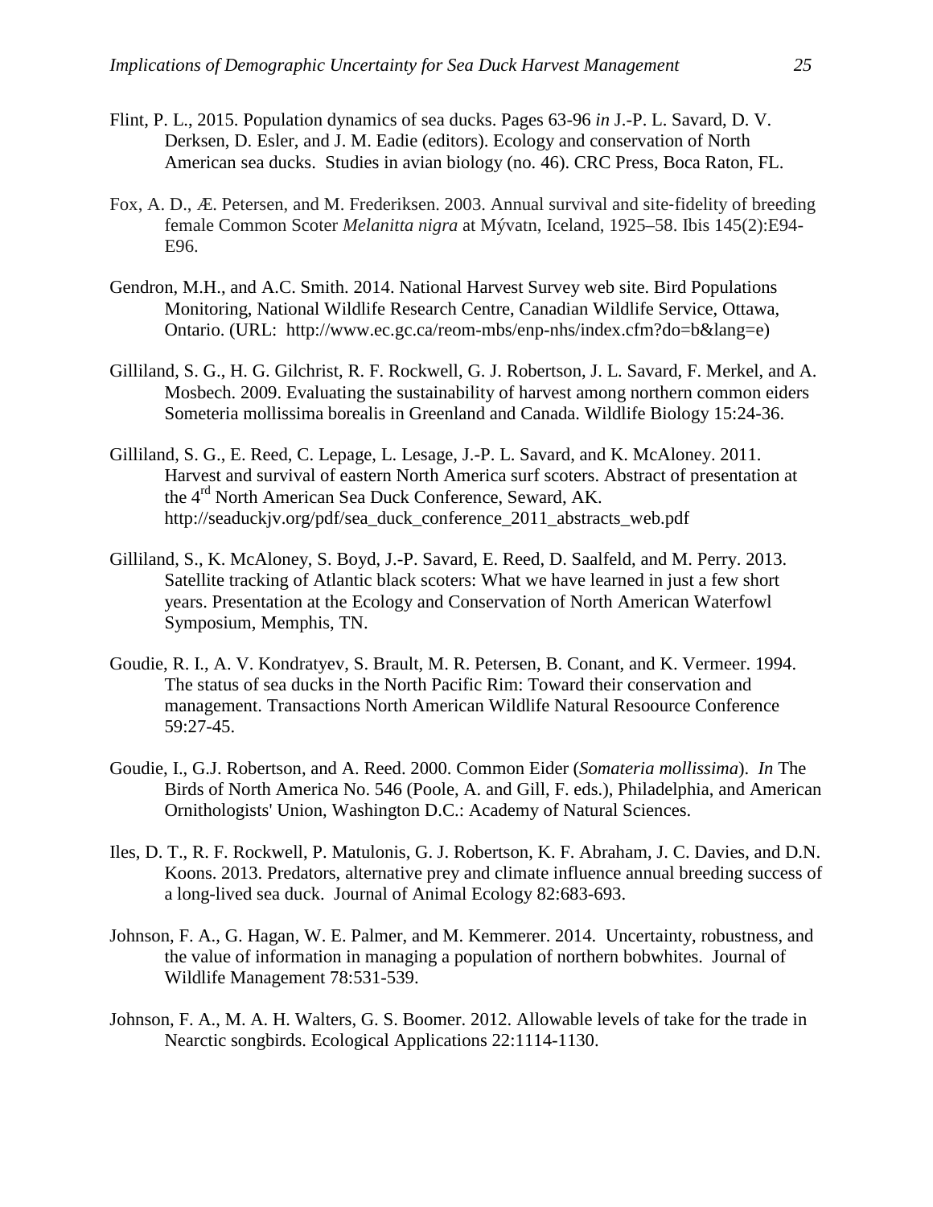Flint, P. L., 2015. Population dynamics of sea ducks. Pages 63-96 *in* J.-P. L. Savard, D. V. Derksen, D. Esler, and J. M. Eadie (editors). Ecology and conservation of North American sea ducks. Studies in avian biology (no. 46). CRC Press, Boca Raton, FL.

Fox, A. D., Æ. Petersen, and M. Frederiksen. 2003. Annual survival and site-fidelity of breeding female Common Scoter *Melanitta nigra* at Mývatn, Iceland, 1925–58. Ibis 145(2):E94-E96.

Gendron, M.H., and A.C. Smith. 2014. National Harvest Survey web site. Bird Populations Monitoring, National Wildlife Research Centre, Canadian Wildlife Service, Ottawa, Ontario. (URL: http://www.ec.gc.ca/reom-mbs/enp-nhs/index.cfm?do=b&lang=e)

Gilliland, S. G., H. G. Gilchrist, R. F. Rockwell, G. J. Robertson, J. L. Savard, F. Merkel, and A. Mosbech. 2009. Evaluating the sustainability of harvest among northern common eiders Someteria mollissima borealis in Greenland and Canada. Wildlife Biology 15:24-36.

Gilliland, S. G., E. Reed, C. Lepage, L. Lesage, J.-P. L. Savard, and K. McAloney. 2011. Harvest and survival of eastern North America surf scoters. Abstract of presentation at the 4rd North American Sea Duck Conference, Seward, AK. http://seaduckjv.org/pdf/sea_duck_conference_2011_abstracts_web.pdf

Gilliland, S., K. McAloney, S. Boyd, J.-P. Savard, E. Reed, D. Saalfeld, and M. Perry. 2013. Satellite tracking of Atlantic black scoters: What we have learned in just a few short years. Presentation at the Ecology and Conservation of North American Waterfowl Symposium, Memphis, TN.

Goudie, R. I., A. V. Kondratyev, S. Brault, M. R. Petersen, B. Conant, and K. Vermeer. 1994. The status of sea ducks in the North Pacific Rim: Toward their conservation and management. Transactions North American Wildlife Natural Resoource Conference 59:27-45.

Goudie, I., G.J. Robertson, and A. Reed. 2000. Common Eider (*Somateria mollissima*). *In* The Birds of North America No. 546 (Poole, A. and Gill, F. eds.), Philadelphia, and American Ornithologists' Union, Washington D.C.: Academy of Natural Sciences.

Iles, D. T., R. F. Rockwell, P. Matulonis, G. J. Robertson, K. F. Abraham, J. C. Davies, and D.N. Koons. 2013. Predators, alternative prey and climate influence annual breeding success of a long-lived sea duck. Journal of Animal Ecology 82:683-693.

Johnson, F. A., G. Hagan, W. E. Palmer, and M. Kemmerer. 2014. Uncertainty, robustness, and the value of information in managing a population of northern bobwhites. Journal of Wildlife Management 78:531-539.

Johnson, F. A., M. A. H. Walters, G. S. Boomer. 2012. Allowable levels of take for the trade in Nearctic songbirds. Ecological Applications 22:1114-1130.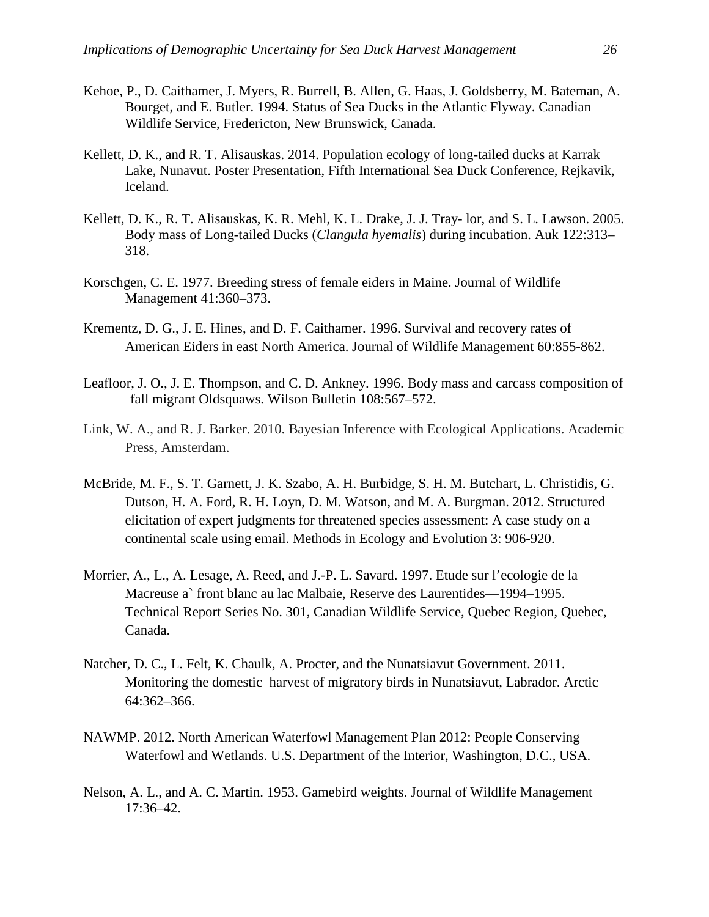Kehoe, P., D. Caithamer, J. Myers, R. Burrell, B. Allen, G. Haas, J. Goldsberry, M. Bateman, A. Bourget, and E. Butler. 1994. Status of Sea Ducks in the Atlantic Flyway. Canadian Wildlife Service, Fredericton, New Brunswick, Canada.

Kellett, D. K., and R. T. Alisauskas. 2014. Population ecology of long-tailed ducks at Karrak Lake, Nunavut. Poster Presentation, Fifth International Sea Duck Conference, Rejkavik, Iceland.

Kellett, D. K., R. T. Alisauskas, K. R. Mehl, K. L. Drake, J. J. Tray- lor, and S. L. Lawson. 2005. Body mass of Long-tailed Ducks (*Clangula hyemalis*) during incubation. Auk 122:313–318.

Korschgen, C. E. 1977. Breeding stress of female eiders in Maine. Journal of Wildlife Management 41:360–373.

Krementz, D. G., J. E. Hines, and D. F. Caithamer. 1996. Survival and recovery rates of American Eiders in east North America. Journal of Wildlife Management 60:855-862.

Leafloor, J. O., J. E. Thompson, and C. D. Ankney. 1996. Body mass and carcass composition of fall migrant Oldsquaws. Wilson Bulletin 108:567–572.

Link, W. A., and R. J. Barker. 2010. Bayesian Inference with Ecological Applications. Academic Press, Amsterdam.

McBride, M. F., S. T. Garnett, J. K. Szabo, A. H. Burbidge, S. H. M. Butchart, L. Christidis, G. Dutson, H. A. Ford, R. H. Loyn, D. M. Watson, and M. A. Burgman. 2012. Structured elicitation of expert judgments for threatened species assessment: A case study on a continental scale using email. Methods in Ecology and Evolution 3: 906-920.

Morrier, A., L., A. Lesage, A. Reed, and J.-P. L. Savard. 1997. Etude sur l'ecologie de la Macreuse a` front blanc au lac Malbaie, Reserve des Laurentides—1994–1995. Technical Report Series No. 301, Canadian Wildlife Service, Quebec Region, Quebec, Canada.

Natcher, D. C., L. Felt, K. Chaulk, A. Procter, and the Nunatsiavut Government. 2011. Monitoring the domestic harvest of migratory birds in Nunatsiavut, Labrador. Arctic 64:362–366.

NAWMP. 2012. North American Waterfowl Management Plan 2012: People Conserving Waterfowl and Wetlands. U.S. Department of the Interior, Washington, D.C., USA.

Nelson, A. L., and A. C. Martin. 1953. Gamebird weights. Journal of Wildlife Management 17:36–42.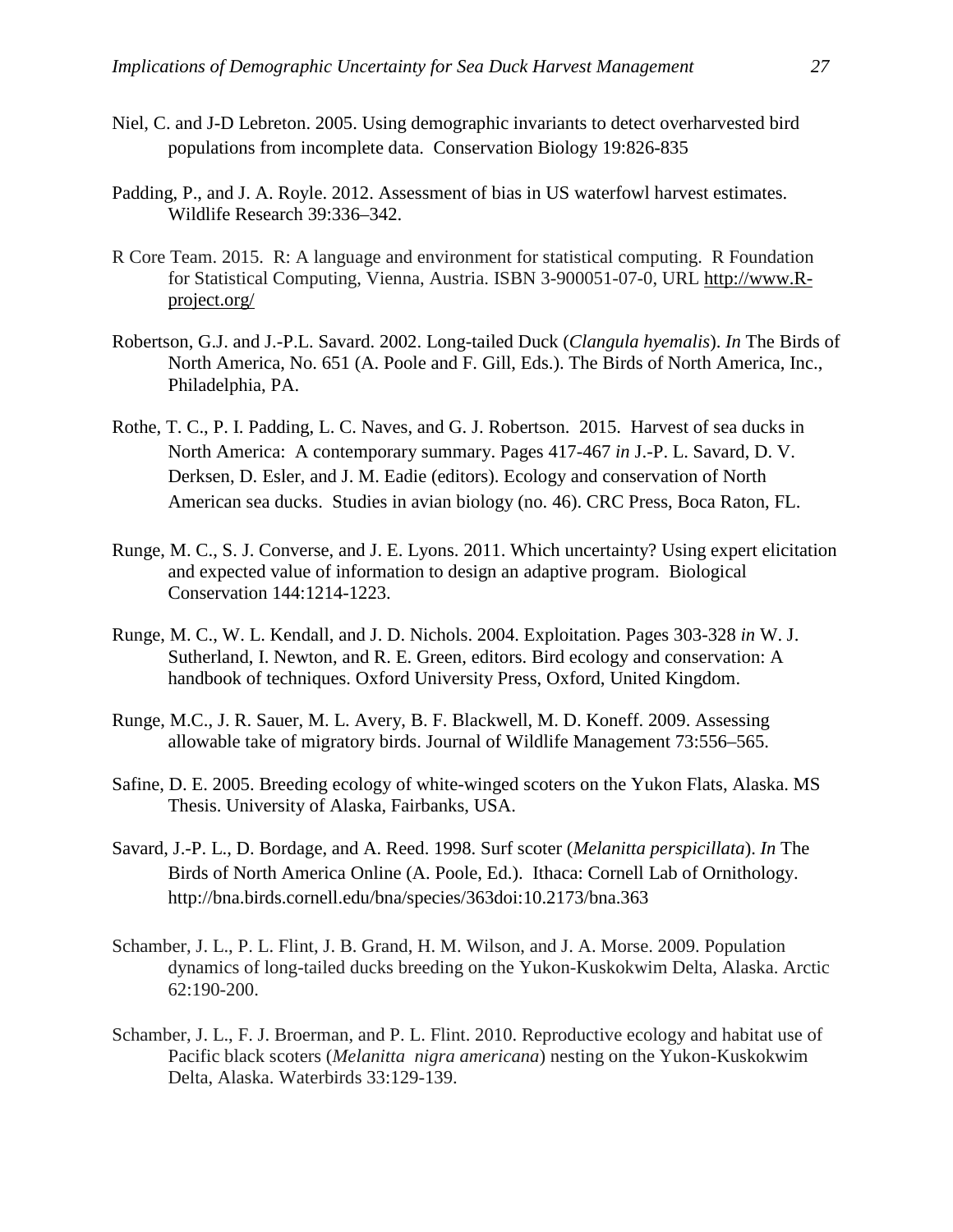Niel, C. and J-D Lebreton. 2005. Using demographic invariants to detect overharvested bird populations from incomplete data. Conservation Biology 19:826-835

Padding, P., and J. A. Royle. 2012. Assessment of bias in US waterfowl harvest estimates. Wildlife Research 39:336–342.

R Core Team. 2015. R: A language and environment for statistical computing. R Foundation for Statistical Computing, Vienna, Austria. ISBN 3-900051-07-0, URL http://www.R-project.org/

Robertson, G.J. and J.-P.L. Savard. 2002. Long-tailed Duck (*Clangula hyemalis*). *In* The Birds of North America, No. 651 (A. Poole and F. Gill, Eds.). The Birds of North America, Inc., Philadelphia, PA.

Rothe, T. C., P. I. Padding, L. C. Naves, and G. J. Robertson. 2015. Harvest of sea ducks in North America: A contemporary summary. Pages 417-467 *in* J.-P. L. Savard, D. V. Derksen, D. Esler, and J. M. Eadie (editors). Ecology and conservation of North American sea ducks. Studies in avian biology (no. 46). CRC Press, Boca Raton, FL.

Runge, M. C., S. J. Converse, and J. E. Lyons. 2011. Which uncertainty? Using expert elicitation and expected value of information to design an adaptive program. Biological Conservation 144:1214-1223.

Runge, M. C., W. L. Kendall, and J. D. Nichols. 2004. Exploitation. Pages 303-328 *in* W. J. Sutherland, I. Newton, and R. E. Green, editors. Bird ecology and conservation: A handbook of techniques. Oxford University Press, Oxford, United Kingdom.

Runge, M.C., J. R. Sauer, M. L. Avery, B. F. Blackwell, M. D. Koneff. 2009. Assessing allowable take of migratory birds. Journal of Wildlife Management 73:556–565.

Safine, D. E. 2005. Breeding ecology of white-winged scoters on the Yukon Flats, Alaska. MS Thesis. University of Alaska, Fairbanks, USA.

Savard, J.-P. L., D. Bordage, and A. Reed. 1998. Surf scoter (*Melanitta perspicillata*). *In* The Birds of North America Online (A. Poole, Ed.). Ithaca: Cornell Lab of Ornithology. http://bna.birds.cornell.edu/bna/species/363doi:10.2173/bna.363

Schamber, J. L., P. L. Flint, J. B. Grand, H. M. Wilson, and J. A. Morse. 2009. Population dynamics of long-tailed ducks breeding on the Yukon-Kuskokwim Delta, Alaska. Arctic 62:190-200.

Schamber, J. L., F. J. Broerman, and P. L. Flint. 2010. Reproductive ecology and habitat use of Pacific black scoters (*Melanitta nigra americana*) nesting on the Yukon-Kuskokwim Delta, Alaska. Waterbirds 33:129-139.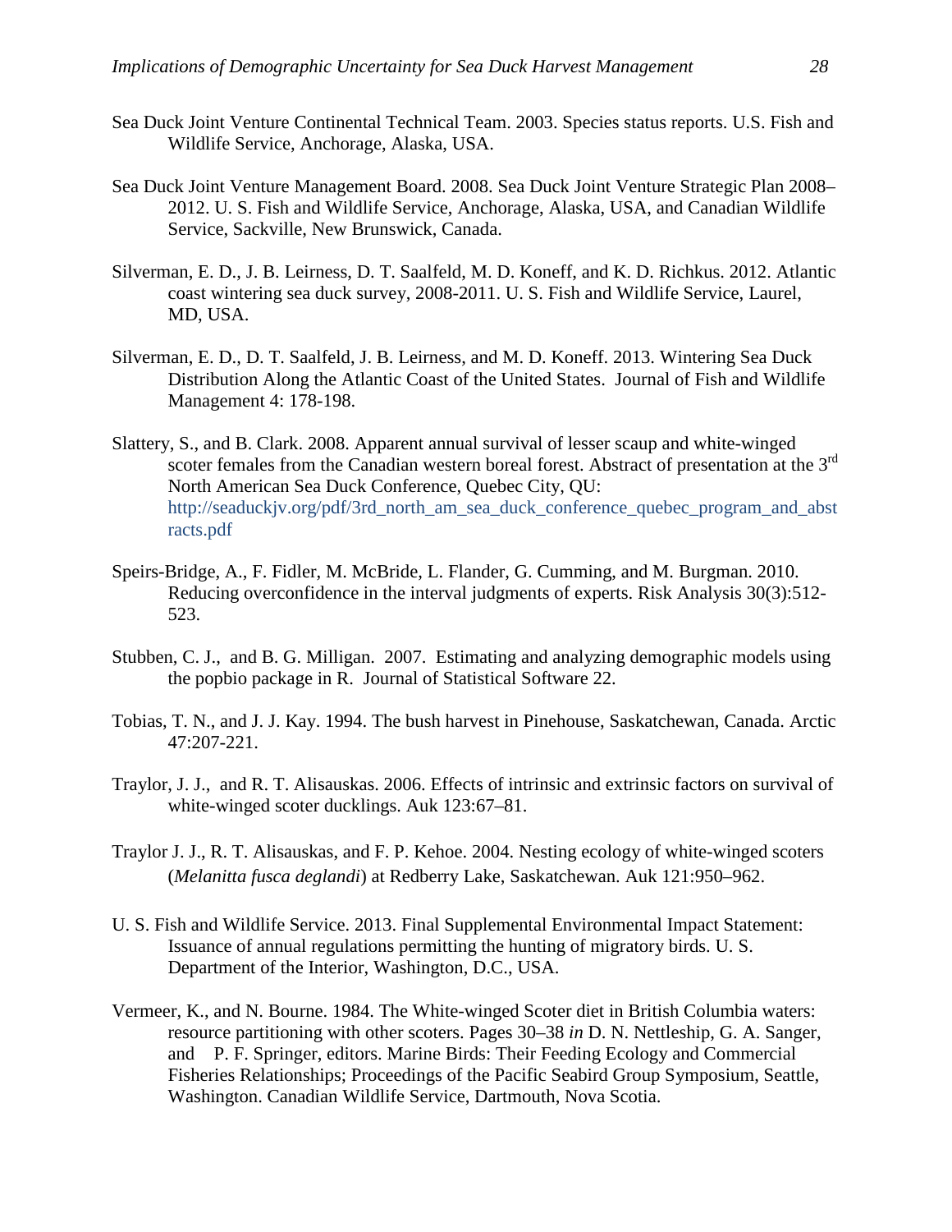Sea Duck Joint Venture Continental Technical Team. 2003. Species status reports. U.S. Fish and Wildlife Service, Anchorage, Alaska, USA.

Sea Duck Joint Venture Management Board. 2008. Sea Duck Joint Venture Strategic Plan 2008–2012. U. S. Fish and Wildlife Service, Anchorage, Alaska, USA, and Canadian Wildlife Service, Sackville, New Brunswick, Canada.

Silverman, E. D., J. B. Leirness, D. T. Saalfeld, M. D. Koneff, and K. D. Richkus. 2012. Atlantic coast wintering sea duck survey, 2008-2011. U. S. Fish and Wildlife Service, Laurel, MD, USA.

Silverman, E. D., D. T. Saalfeld, J. B. Leirness, and M. D. Koneff. 2013. Wintering Sea Duck Distribution Along the Atlantic Coast of the United States. Journal of Fish and Wildlife Management 4: 178-198.

Slattery, S., and B. Clark. 2008. Apparent annual survival of lesser scaup and white-winged scoter females from the Canadian western boreal forest. Abstract of presentation at the 3rd North American Sea Duck Conference, Quebec City, QU: http://seaduckjv.org/pdf/3rd_north_am_sea_duck_conference_quebec_program_and_abstracts.pdf

Speirs-Bridge, A., F. Fidler, M. McBride, L. Flander, G. Cumming, and M. Burgman. 2010. Reducing overconfidence in the interval judgments of experts. Risk Analysis 30(3):512-523.

Stubben, C. J., and B. G. Milligan. 2007. Estimating and analyzing demographic models using the popbio package in R. Journal of Statistical Software 22.

Tobias, T. N., and J. J. Kay. 1994. The bush harvest in Pinehouse, Saskatchewan, Canada. Arctic 47:207-221.

Traylor, J. J., and R. T. Alisauskas. 2006. Effects of intrinsic and extrinsic factors on survival of white-winged scoter ducklings. Auk 123:67–81.

Traylor J. J., R. T. Alisauskas, and F. P. Kehoe. 2004. Nesting ecology of white-winged scoters (*Melanitta fusca deglandi*) at Redberry Lake, Saskatchewan. Auk 121:950–962.

U. S. Fish and Wildlife Service. 2013. Final Supplemental Environmental Impact Statement: Issuance of annual regulations permitting the hunting of migratory birds. U. S. Department of the Interior, Washington, D.C., USA.

Vermeer, K., and N. Bourne. 1984. The White-winged Scoter diet in British Columbia waters: resource partitioning with other scoters. Pages 30–38 *in* D. N. Nettleship, G. A. Sanger, and P. F. Springer, editors. Marine Birds: Their Feeding Ecology and Commercial Fisheries Relationships; Proceedings of the Pacific Seabird Group Symposium, Seattle, Washington. Canadian Wildlife Service, Dartmouth, Nova Scotia.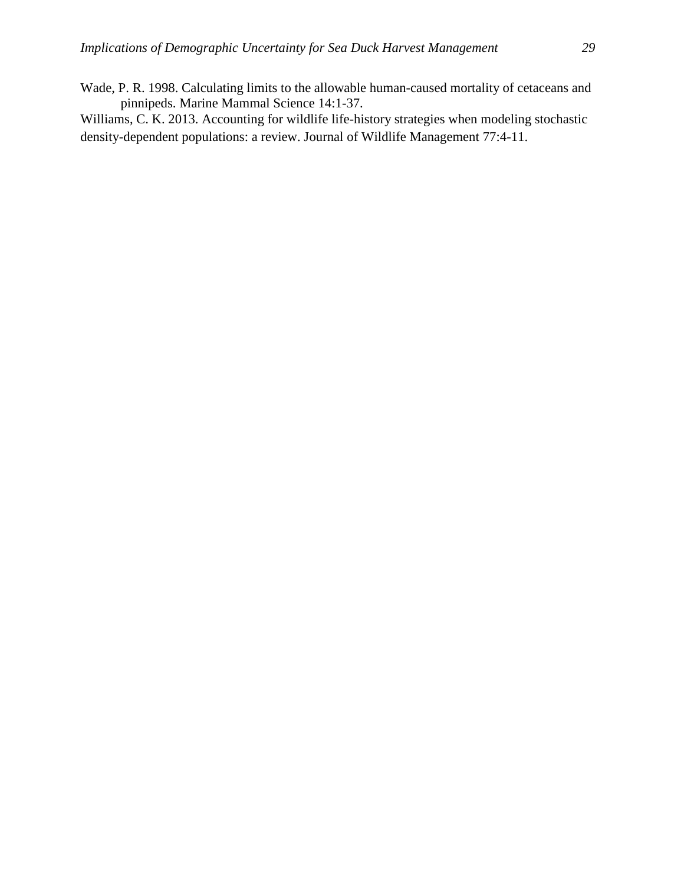Wade, P. R. 1998. Calculating limits to the allowable human-caused mortality of cetaceans and pinnipeds. Marine Mammal Science 14:1-37.

Williams, C. K. 2013. Accounting for wildlife life-history strategies when modeling stochastic density-dependent populations: a review. Journal of Wildlife Management 77:4-11.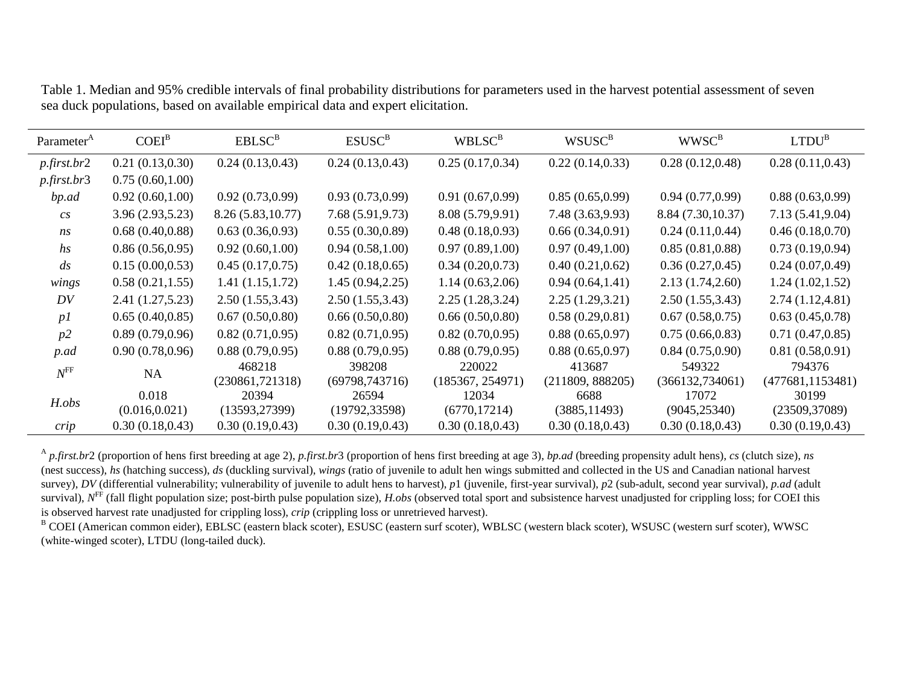Table 1. Median and 95% credible intervals of final probability distributions for parameters used in the harvest potential assessment of seven sea duck populations, based on available empirical data and expert elicitation.

| Parameter[A] | COEI[B] | EBLSC[B] | ESUSC[B] | WBLSC[B] | WSUSC[B] | WWSC[B] | LTDU[B] |
|---|---|---|---|---|---|---|---|
| *p.first.br*2 | 0.21 (0.13,0.30) | 0.24 (0.13,0.43) | 0.24 (0.13,0.43) | 0.25 (0.17,0.34) | 0.22 (0.14,0.33) | 0.28 (0.12,0.48) | 0.28 (0.11,0.43) |
| *p.first.br*3 | 0.75 (0.60,1.00) | | | | | | |
| *bp.ad* | 0.92 (0.60,1.00) | 0.92 (0.73,0.99) | 0.93 (0.73,0.99) | 0.91 (0.67,0.99) | 0.85 (0.65,0.99) | 0.94 (0.77,0.99) | 0.88 (0.63,0.99) |
| *cs* | 3.96 (2.93,5.23) | 8.26 (5.83,10.77) | 7.68 (5.91,9.73) | 8.08 (5.79,9.91) | 7.48 (3.63,9.93) | 8.84 (7.30,10.37) | 7.13 (5.41,9.04) |
| *ns* | 0.68 (0.40,0.88) | 0.63 (0.36,0.93) | 0.55 (0.30,0.89) | 0.48 (0.18,0.93) | 0.66 (0.34,0.91) | 0.24 (0.11,0.44) | 0.46 (0.18,0.70) |
| *hs* | 0.86 (0.56,0.95) | 0.92 (0.60,1.00) | 0.94 (0.58,1.00) | 0.97 (0.89,1.00) | 0.97 (0.49,1.00) | 0.85 (0.81,0.88) | 0.73 (0.19,0.94) |
| *ds* | 0.15 (0.00,0.53) | 0.45 (0.17,0.75) | 0.42 (0.18,0.65) | 0.34 (0.20,0.73) | 0.40 (0.21,0.62) | 0.36 (0.27,0.45) | 0.24 (0.07,0.49) |
| *wings* | 0.58 (0.21,1.55) | 1.41 (1.15,1.72) | 1.45 (0.94,2.25) | 1.14 (0.63,2.06) | 0.94 (0.64,1.41) | 2.13 (1.74,2.60) | 1.24 (1.02,1.52) |
| *DV* | 2.41 (1.27,5.23) | 2.50 (1.55,3.43) | 2.50 (1.55,3.43) | 2.25 (1.28,3.24) | 2.25 (1.29,3.21) | 2.50 (1.55,3.43) | 2.74 (1.12,4.81) |
| *p1* | 0.65 (0.40,0.85) | 0.67 (0.50,0.80) | 0.66 (0.50,0.80) | 0.66 (0.50,0.80) | 0.58 (0.29,0.81) | 0.67 (0.58,0.75) | 0.63 (0.45,0.78) |
| *p2* | 0.89 (0.79,0.96) | 0.82 (0.71,0.95) | 0.82 (0.71,0.95) | 0.82 (0.70,0.95) | 0.88 (0.65,0.97) | 0.75 (0.66,0.83) | 0.71 (0.47,0.85) |
| *p.ad* | 0.90 (0.78,0.96) | 0.88 (0.79,0.95) | 0.88 (0.79,0.95) | 0.88 (0.79,0.95) | 0.88 (0.65,0.97) | 0.84 (0.75,0.90) | 0.81 (0.58,0.91) |
| $N^{FF}$ | NA | 468218 (230861,721318) | 398208 (69798,743716) | 220022 (185367, 254971) | 413687 (211809, 888205) | 549322 (366132,734061) | 794376 (477681,1153481) |
| *H.obs* | 0.018 (0.016,0.021) | 20394 (13593,27399) | 26594 (19792,33598) | 12034 (6770,17214) | 6688 (3885,11493) | 17072 (9045,25340) | 30199 (23509,37089) |
| *crip* | 0.30 (0.18,0.43) | 0.30 (0.19,0.43) | 0.30 (0.19,0.43) | 0.30 (0.18,0.43) | 0.30 (0.18,0.43) | 0.30 (0.18,0.43) | 0.30 (0.19,0.43) |

[A] *p.first.br*2 (proportion of hens first breeding at age 2), *p.first.br*3 (proportion of hens first breeding at age 3), *bp.ad* (breeding propensity adult hens), *cs* (clutch size), *ns* (nest success), *hs* (hatching success), *ds* (duckling survival), *wings* (ratio of juvenile to adult hen wings submitted and collected in the US and Canadian national harvest survey), *DV* (differential vulnerability; vulnerability of juvenile to adult hens to harvest), *p*1 (juvenile, first-year survival), *p*2 (sub-adult, second year survival), *p.ad* (adult survival), $N^{FF}$ (fall flight population size; post-birth pulse population size), *H.obs* (observed total sport and subsistence harvest unadjusted for crippling loss; for COEI this is observed harvest rate unadjusted for crippling loss), *crip* (crippling loss or unretrieved harvest).

[B] COEI (American common eider), EBLSC (eastern black scoter), ESUSC (eastern surf scoter), WBLSC (western black scoter), WSUSC (western surf scoter), WWSC (white-winged scoter), LTDU (long-tailed duck).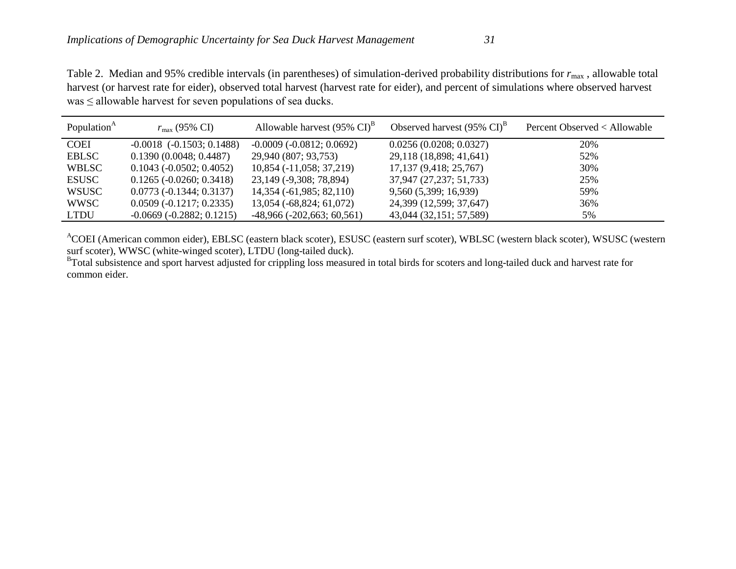Table 2. Median and 95% credible intervals (in parentheses) of simulation-derived probability distributions for $r_{max}$ , allowable total harvest (or harvest rate for eider), observed total harvest (harvest rate for eider), and percent of simulations where observed harvest was ≤ allowable harvest for seven populations of sea ducks.

| Population[A] | $r_{max}$ (95% CI) | Allowable harvest (95% CI)[B] | Observed harvest (95% CI)[B] | Percent Observed < Allowable |
|---|---|---|---|---|
| COEI | -0.0018 (-0.1503; 0.1488) | -0.0009 (-0.0812; 0.0692) | 0.0256 (0.0208; 0.0327) | 20% |
| EBLSC | 0.1390 (0.0048; 0.4487) | 29,940 (807; 93,753) | 29,118 (18,898; 41,641) | 52% |
| WBLSC | 0.1043 (-0.0502; 0.4052) | 10,854 (-11,058; 37,219) | 17,137 (9,418; 25,767) | 30% |
| ESUSC | 0.1265 (-0.0260; 0.3418) | 23,149 (-9,308; 78,894) | 37,947 (27,237; 51,733) | 25% |
| WSUSC | 0.0773 (-0.1344; 0.3137) | 14,354 (-61,985; 82,110) | 9,560 (5,399; 16,939) | 59% |
| WWSC | 0.0509 (-0.1217; 0.2335) | 13,054 (-68,824; 61,072) | 24,399 (12,599; 37,647) | 36% |
| LTDU | -0.0669 (-0.2882; 0.1215) | -48,966 (-202,663; 60,561) | 43,044 (32,151; 57,589) | 5% |

[A]COEI (American common eider), EBLSC (eastern black scoter), ESUSC (eastern surf scoter), WBLSC (western black scoter), WSUSC (western surf scoter), WWSC (white-winged scoter), LTDU (long-tailed duck).

[B]Total subsistence and sport harvest adjusted for crippling loss measured in total birds for scoters and long-tailed duck and harvest rate for common eider.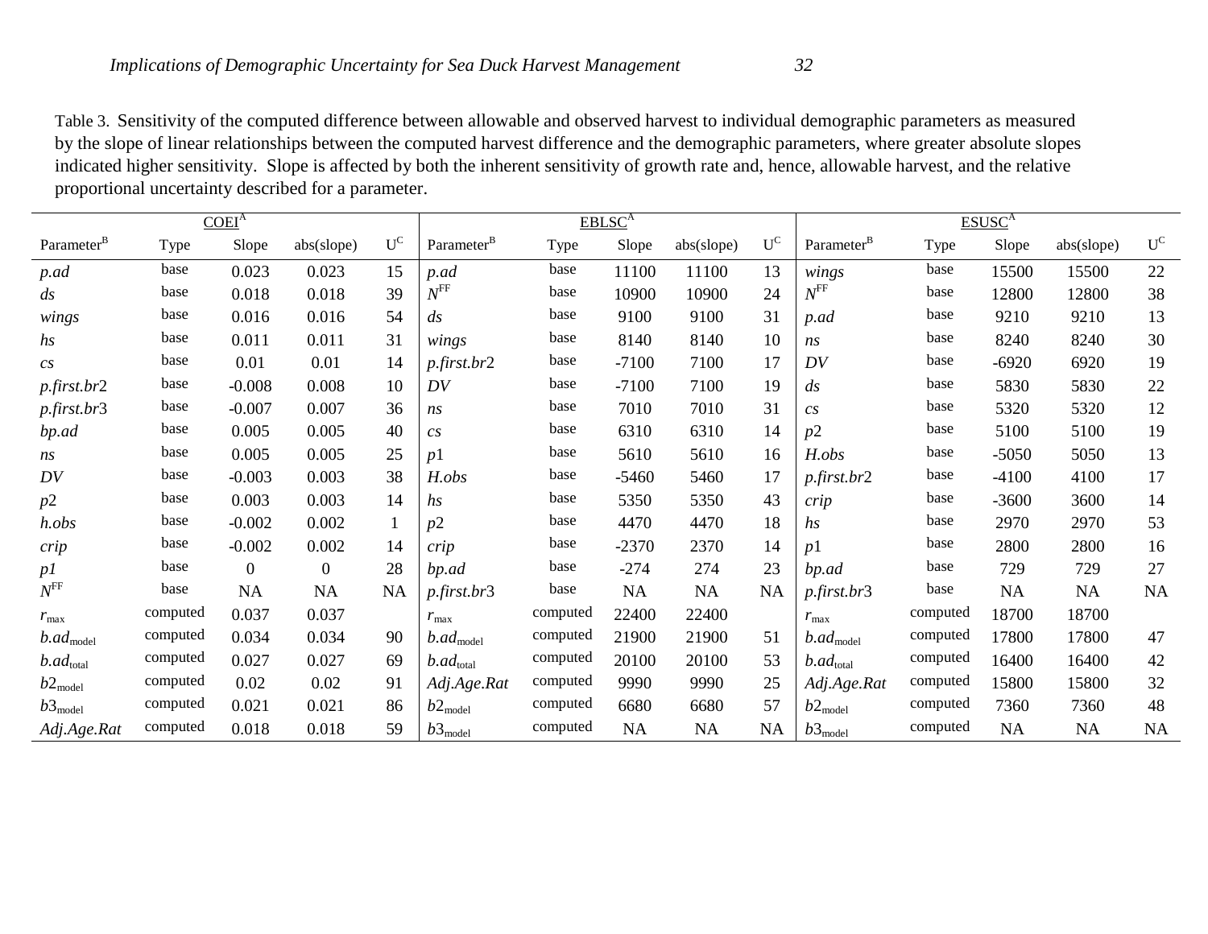Table 3. Sensitivity of the computed difference between allowable and observed harvest to individual demographic parameters as measured by the slope of linear relationships between the computed harvest difference and the demographic parameters, where greater absolute slopes indicated higher sensitivity. Slope is affected by both the inherent sensitivity of growth rate and, hence, allowable harvest, and the relative proportional uncertainty described for a parameter.

| COEI[A] | | | | | EBLSC[A] | | | | | ESUSC[A] | | | | |
|---|---|---|---|---|---|---|---|---|---|---|---|---|---|---|
| Parameter[B] | Type | Slope | abs(slope) | U[C] | Parameter[B] | Type | Slope | abs(slope) | U[C] | Parameter[B] | Type | Slope | abs(slope) | U[C] |
| *p.ad* | base | 0.023 | 0.023 | 15 | *p.ad* | base | 11100 | 11100 | 13 | *wings* | base | 15500 | 15500 | 22 |
| *ds* | base | 0.018 | 0.018 | 39 | $N^{FF}$ | base | 10900 | 10900 | 24 | $N^{FF}$ | base | 12800 | 12800 | 38 |
| *wings* | base | 0.016 | 0.016 | 54 | *ds* | base | 9100 | 9100 | 31 | *p.ad* | base | 9210 | 9210 | 13 |
| *hs* | base | 0.011 | 0.011 | 31 | *wings* | base | 8140 | 8140 | 10 | *ns* | base | 8240 | 8240 | 30 |
| *cs* | base | 0.01 | 0.01 | 14 | *p.first.br*2 | base | -7100 | 7100 | 17 | *DV* | base | -6920 | 6920 | 19 |
| *p.first.br*2 | base | -0.008 | 0.008 | 10 | *DV* | base | -7100 | 7100 | 19 | *ds* | base | 5830 | 5830 | 22 |
| *p.first.br*3 | base | -0.007 | 0.007 | 36 | *ns* | base | 7010 | 7010 | 31 | *cs* | base | 5320 | 5320 | 12 |
| *bp.ad* | base | 0.005 | 0.005 | 40 | *cs* | base | 6310 | 6310 | 14 | *p*2 | base | 5100 | 5100 | 19 |
| *ns* | base | 0.005 | 0.005 | 25 | *p*1 | base | 5610 | 5610 | 16 | *H.obs* | base | -5050 | 5050 | 13 |
| *DV* | base | -0.003 | 0.003 | 38 | *H.obs* | base | -5460 | 5460 | 17 | *p.first.br*2 | base | -4100 | 4100 | 17 |
| *p*2 | base | 0.003 | 0.003 | 14 | *hs* | base | 5350 | 5350 | 43 | *crip* | base | -3600 | 3600 | 14 |
| *h.obs* | base | -0.002 | 0.002 | 1 | *p*2 | base | 4470 | 4470 | 18 | *hs* | base | 2970 | 2970 | 53 |
| *crip* | base | -0.002 | 0.002 | 14 | *crip* | base | -2370 | 2370 | 14 | *p*1 | base | 2800 | 2800 | 16 |
| *p1* | base | 0 | 0 | 28 | *bp.ad* | base | -274 | 274 | 23 | *bp.ad* | base | 729 | 729 | 27 |
| $N^{FF}$ | base | NA | NA | NA | *p.first.br*3 | base | NA | NA | NA | *p.first.br*3 | base | NA | NA | NA |
| $r_{max}$ | computed | 0.037 | 0.037 | | $r_{max}$ | computed | 22400 | 22400 | | $r_{max}$ | computed | 18700 | 18700 | |
| $b.ad_{model}$ | computed | 0.034 | 0.034 | 90 | $b.ad_{model}$ | computed | 21900 | 21900 | 51 | $b.ad_{model}$ | computed | 17800 | 17800 | 47 |
| $b.ad_{total}$ | computed | 0.027 | 0.027 | 69 | $b.ad_{total}$ | computed | 20100 | 20100 | 53 | $b.ad_{total}$ | computed | 16400 | 16400 | 42 |
| $b2_{model}$ | computed | 0.02 | 0.02 | 91 | *Adj.Age.Rat* | computed | 9990 | 9990 | 25 | *Adj.Age.Rat* | computed | 15800 | 15800 | 32 |
| $b3_{model}$ | computed | 0.021 | 0.021 | 86 | $b2_{model}$ | computed | 6680 | 6680 | 57 | $b2_{model}$ | computed | 7360 | 7360 | 48 |
| *Adj.Age.Rat* | computed | 0.018 | 0.018 | 59 | $b3_{model}$ | computed | NA | NA | NA | $b3_{model}$ | computed | NA | NA | NA |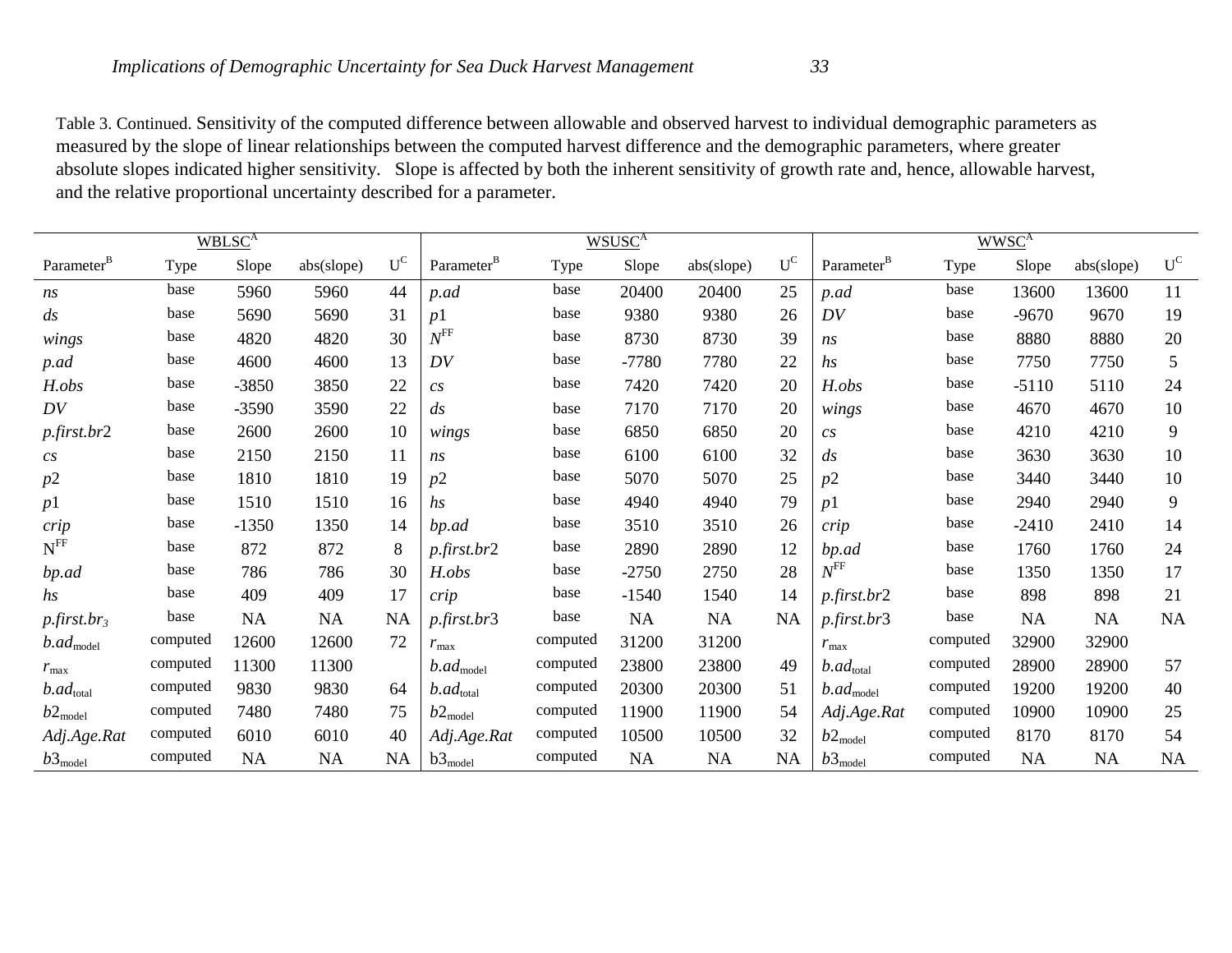Table 3. Continued. Sensitivity of the computed difference between allowable and observed harvest to individual demographic parameters as measured by the slope of linear relationships between the computed harvest difference and the demographic parameters, where greater absolute slopes indicated higher sensitivity. Slope is affected by both the inherent sensitivity of growth rate and, hence, allowable harvest, and the relative proportional uncertainty described for a parameter.

| WBLSC[A] | | | | | WSUSC[A] | | | | | WWSC[A] | | | | |
|---|---|---|---|---|---|---|---|---|---|---|---|---|---|---|
| Parameter[B] | Type | Slope | abs(slope) | U[C] | Parameter[B] | Type | Slope | abs(slope) | U[C] | Parameter[B] | Type | Slope | abs(slope) | U[C] |
| *ns* | base | 5960 | 5960 | 44 | *p.ad* | base | 20400 | 20400 | 25 | *p.ad* | base | 13600 | 13600 | 11 |
| *ds* | base | 5690 | 5690 | 31 | *p*1 | base | 9380 | 9380 | 26 | *DV* | base | -9670 | 9670 | 19 |
| *wings* | base | 4820 | 4820 | 30 | $N^{FF}$ | base | 8730 | 8730 | 39 | *ns* | base | 8880 | 8880 | 20 |
| *p.ad* | base | 4600 | 4600 | 13 | *DV* | base | -7780 | 7780 | 22 | *hs* | base | 7750 | 7750 | 5 |
| *H.obs* | base | -3850 | 3850 | 22 | *cs* | base | 7420 | 7420 | 20 | *H.obs* | base | -5110 | 5110 | 24 |
| *DV* | base | -3590 | 3590 | 22 | *ds* | base | 7170 | 7170 | 20 | *wings* | base | 4670 | 4670 | 10 |
| *p.first.br*2 | base | 2600 | 2600 | 10 | *wings* | base | 6850 | 6850 | 20 | *cs* | base | 4210 | 4210 | 9 |
| *cs* | base | 2150 | 2150 | 11 | *ns* | base | 6100 | 6100 | 32 | *ds* | base | 3630 | 3630 | 10 |
| *p*2 | base | 1810 | 1810 | 19 | *p*2 | base | 5070 | 5070 | 25 | *p*2 | base | 3440 | 3440 | 10 |
| *p*1 | base | 1510 | 1510 | 16 | *hs* | base | 4940 | 4940 | 79 | *p*1 | base | 2940 | 2940 | 9 |
| *crip* | base | -1350 | 1350 | 14 | *bp.ad* | base | 3510 | 3510 | 26 | *crip* | base | -2410 | 2410 | 14 |
| $N^{FF}$ | base | 872 | 872 | 8 | *p.first.br*2 | base | 2890 | 2890 | 12 | *bp.ad* | base | 1760 | 1760 | 24 |
| *bp.ad* | base | 786 | 786 | 30 | *H.obs* | base | -2750 | 2750 | 28 | $N^{FF}$ | base | 1350 | 1350 | 17 |
| *hs* | base | 409 | 409 | 17 | *crip* | base | -1540 | 1540 | 14 | *p.first.br*2 | base | 898 | 898 | 21 |
| $p.first.br_3$ | base | NA | NA | NA | *p.first.br*3 | base | NA | NA | NA | *p.first.br*3 | base | NA | NA | NA |
| $b.ad_{model}$ | computed | 12600 | 12600 | 72 | $r_{max}$ | computed | 31200 | 31200 | | $r_{max}$ | computed | 32900 | 32900 | |
| $r_{max}$ | computed | 11300 | 11300 | | $b.ad_{model}$ | computed | 23800 | 23800 | 49 | $b.ad_{total}$ | computed | 28900 | 28900 | 57 |
| $b.ad_{total}$ | computed | 9830 | 9830 | 64 | $b.ad_{total}$ | computed | 20300 | 20300 | 51 | $b.ad_{model}$ | computed | 19200 | 19200 | 40 |
| $b2_{model}$ | computed | 7480 | 7480 | 75 | $b2_{model}$ | computed | 11900 | 11900 | 54 | *Adj.Age.Rat* | computed | 10900 | 10900 | 25 |
| *Adj.Age.Rat* | computed | 6010 | 6010 | 40 | *Adj.Age.Rat* | computed | 10500 | 10500 | 32 | $b2_{model}$ | computed | 8170 | 8170 | 54 |
| $b3_{model}$ | computed | NA | NA | NA | $b3_{model}$ | computed | NA | NA | NA | $b3_{model}$ | computed | NA | NA | NA |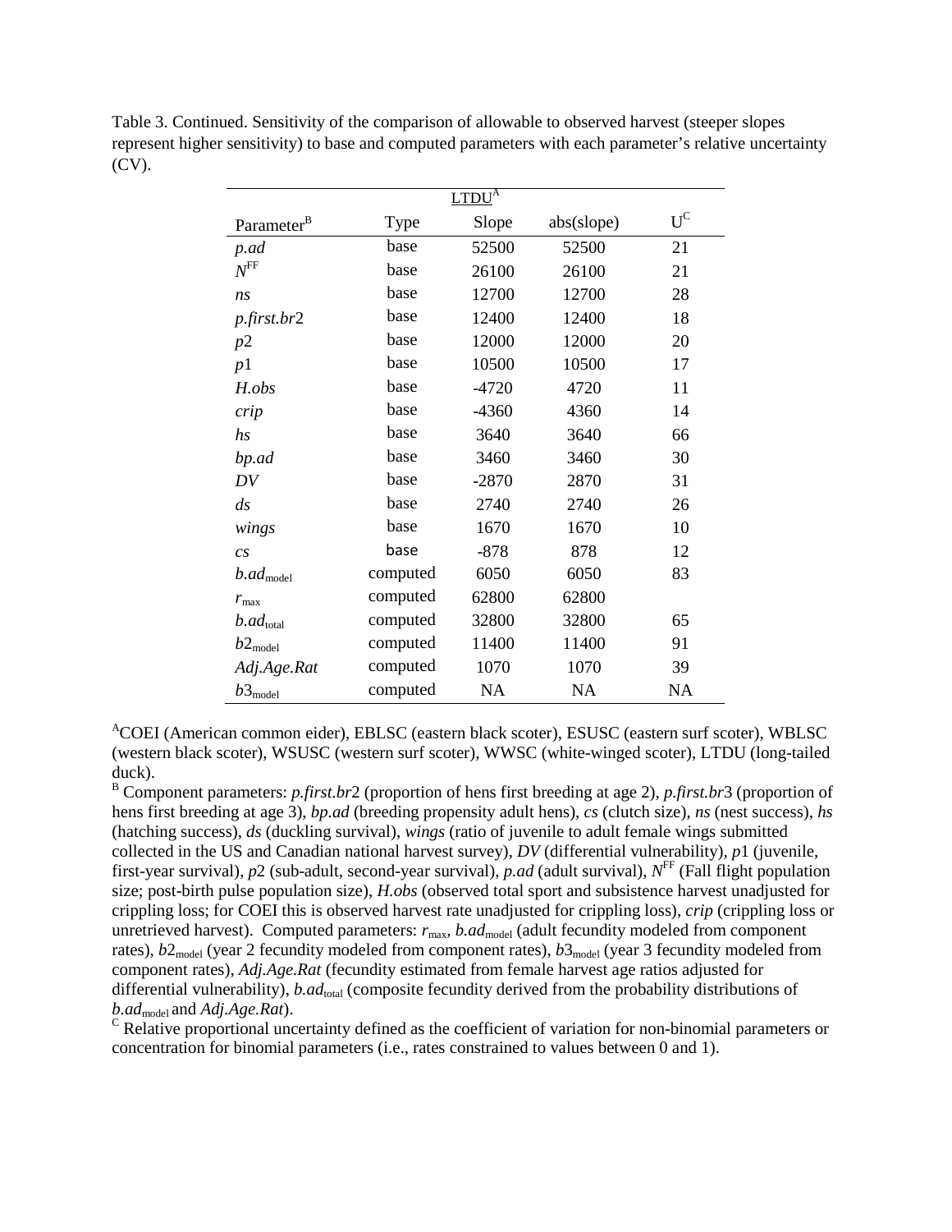Table 3. Continued. Sensitivity of the comparison of allowable to observed harvest (steeper slopes represent higher sensitivity) to base and computed parameters with each parameter's relative uncertainty (CV).

| | | LTDU[A] | | |
|---|---|---|---|---|
| Parameter[B] | Type | Slope | abs(slope) | U[C] |
| *p.ad* | base | 52500 | 52500 | 21 |
| $N^{FF}$ | base | 26100 | 26100 | 21 |
| *ns* | base | 12700 | 12700 | 28 |
| *p.first.br*2 | base | 12400 | 12400 | 18 |
| *p*2 | base | 12000 | 12000 | 20 |
| *p*1 | base | 10500 | 10500 | 17 |
| *H.obs* | base | -4720 | 4720 | 11 |
| *crip* | base | -4360 | 4360 | 14 |
| *hs* | base | 3640 | 3640 | 66 |
| *bp.ad* | base | 3460 | 3460 | 30 |
| *DV* | base | -2870 | 2870 | 31 |
| *ds* | base | 2740 | 2740 | 26 |
| *wings* | base | 1670 | 1670 | 10 |
| *cs* | base | -878 | 878 | 12 |
| $b.ad_{model}$ | computed | 6050 | 6050 | 83 |
| $r_{max}$ | computed | 62800 | 62800 | |
| $b.ad_{total}$ | computed | 32800 | 32800 | 65 |
| $b2_{model}$ | computed | 11400 | 11400 | 91 |
| *Adj.Age.Rat* | computed | 1070 | 1070 | 39 |
| $b3_{model}$ | computed | NA | NA | NA |

[A]COEI (American common eider), EBLSC (eastern black scoter), ESUSC (eastern surf scoter), WBLSC (western black scoter), WSUSC (western surf scoter), WWSC (white-winged scoter), LTDU (long-tailed duck).

[B] Component parameters: *p.first.br*2 (proportion of hens first breeding at age 2), *p.first.br*3 (proportion of hens first breeding at age 3), *bp.ad* (breeding propensity adult hens), *cs* (clutch size), *ns* (nest success), *hs* (hatching success), *ds* (duckling survival), *wings* (ratio of juvenile to adult female wings submitted collected in the US and Canadian national harvest survey), *DV* (differential vulnerability), *p*1 (juvenile, first-year survival), *p*2 (sub-adult, second-year survival), *p.ad* (adult survival), $N^{FF}$ (Fall flight population size; post-birth pulse population size), *H.obs* (observed total sport and subsistence harvest unadjusted for crippling loss; for COEI this is observed harvest rate unadjusted for crippling loss), *crip* (crippling loss or unretrieved harvest). Computed parameters: $r_{max}$, $b.ad_{model}$ (adult fecundity modeled from component rates), $b2_{model}$ (year 2 fecundity modeled from component rates), $b3_{model}$ (year 3 fecundity modeled from component rates), *Adj.Age.Rat* (fecundity estimated from female harvest age ratios adjusted for differential vulnerability), $b.ad_{total}$ (composite fecundity derived from the probability distributions of $b.ad_{model}$ and *Adj.Age.Rat*).

[C] Relative proportional uncertainty defined as the coefficient of variation for non-binomial parameters or concentration for binomial parameters (i.e., rates constrained to values between 0 and 1).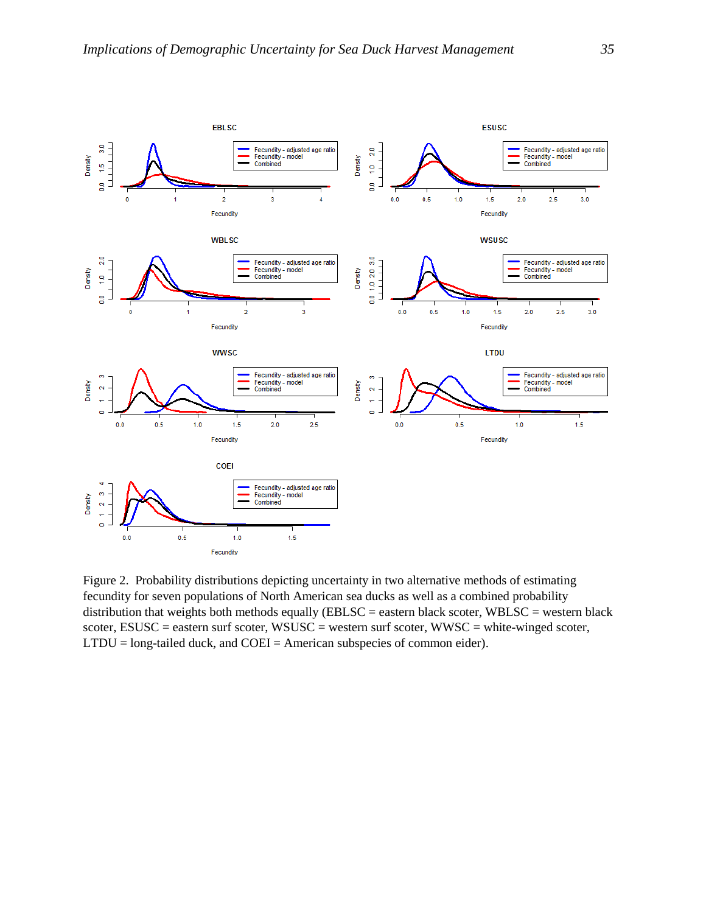Figure 2. Probability distributions depicting uncertainty in two alternative methods of estimating fecundity for seven populations of North American sea ducks as well as a combined probability distribution that weights both methods equally (EBLSC = eastern black scoter, WBLSC = western black scoter, ESUSC = eastern surf scoter, WSUSC = western surf scoter, WWSC = white-winged scoter, LTDU = long-tailed duck, and COEI = American subspecies of common eider).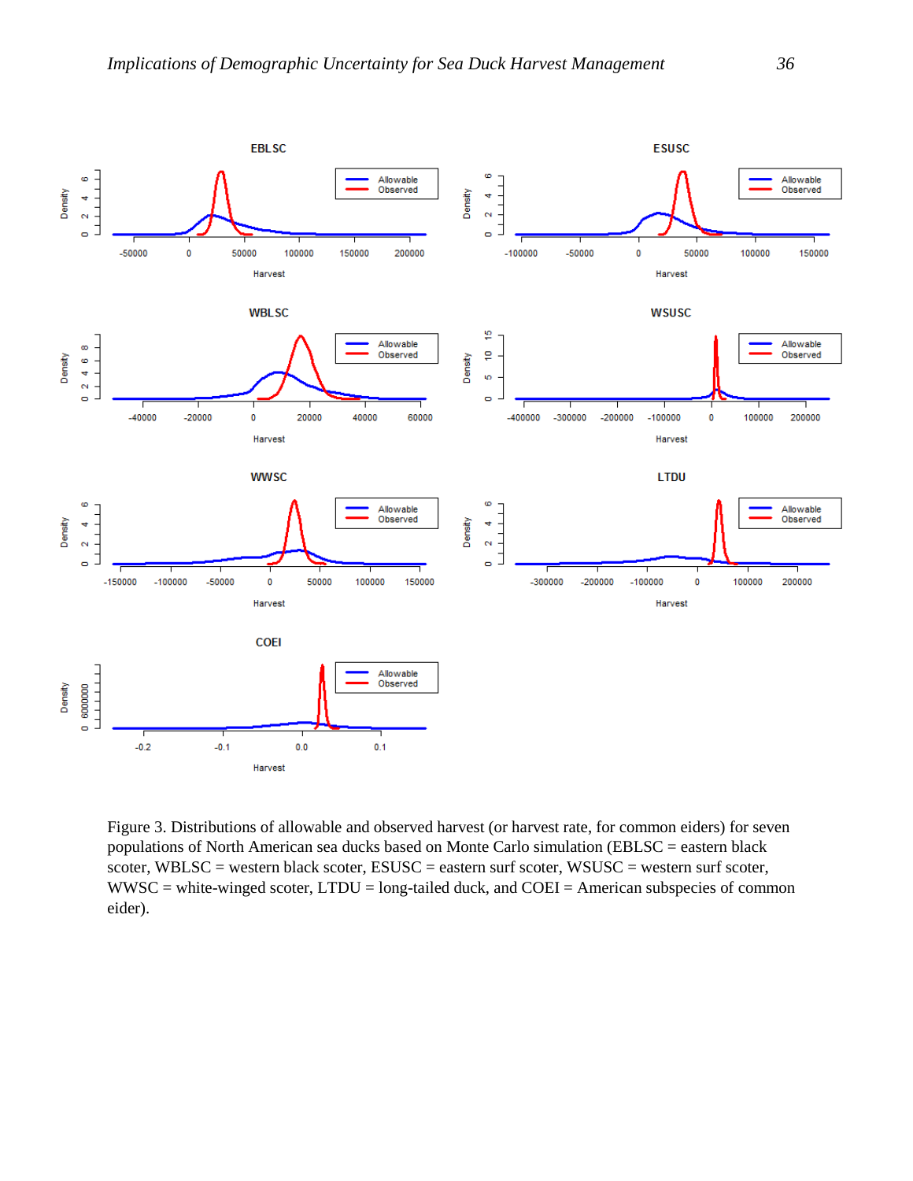Figure 3. Distributions of allowable and observed harvest (or harvest rate, for common eiders) for seven populations of North American sea ducks based on Monte Carlo simulation (EBLSC = eastern black scoter, WBLSC = western black scoter, ESUSC = eastern surf scoter, WSUSC = western surf scoter, WWSC = white-winged scoter, LTDU = long-tailed duck, and COEI = American subspecies of common eider).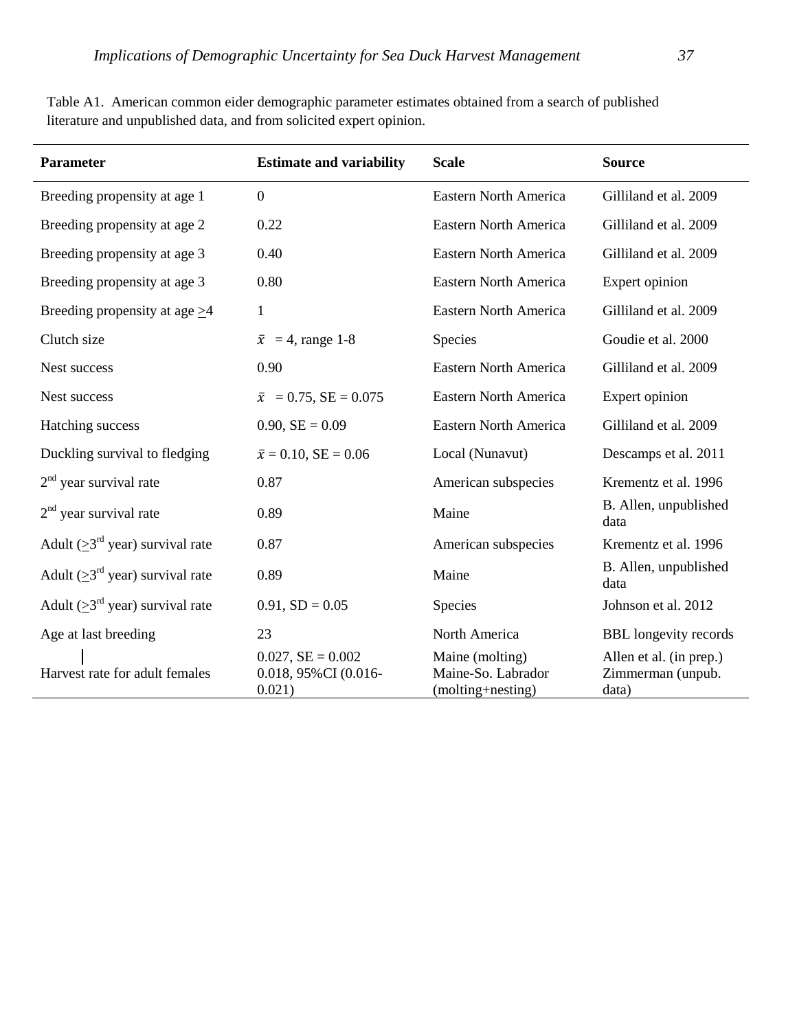Table A1. American common eider demographic parameter estimates obtained from a search of published literature and unpublished data, and from solicited expert opinion.

| Parameter | Estimate and variability | Scale | Source |
|---|---|---|---|
| Breeding propensity at age 1 | 0 | Eastern North America | Gilliland et al. 2009 |
| Breeding propensity at age 2 | 0.22 | Eastern North America | Gilliland et al. 2009 |
| Breeding propensity at age 3 | 0.40 | Eastern North America | Gilliland et al. 2009 |
| Breeding propensity at age 3 | 0.80 | Eastern North America | Expert opinion |
| Breeding propensity at age $\geq$4 | 1 | Eastern North America | Gilliland et al. 2009 |
| Clutch size | $\bar{x}$ = 4, range 1-8 | Species | Goudie et al. 2000 |
| Nest success | 0.90 | Eastern North America | Gilliland et al. 2009 |
| Nest success | $\bar{x}$ = 0.75, SE = 0.075 | Eastern North America | Expert opinion |
| Hatching success | 0.90, SE = 0.09 | Eastern North America | Gilliland et al. 2009 |
| Duckling survival to fledging | $\bar{x}$ = 0.10, SE = 0.06 | Local (Nunavut) | Descamps et al. 2011 |
| 2nd year survival rate | 0.87 | American subspecies | Krementz et al. 1996 |
| 2nd year survival rate | 0.89 | Maine | B. Allen, unpublished data |
| Adult ($\geq$3rd year) survival rate | 0.87 | American subspecies | Krementz et al. 1996 |
| Adult ($\geq$3rd year) survival rate | 0.89 | Maine | B. Allen, unpublished data |
| Adult ($\geq$3rd year) survival rate | 0.91, SD = 0.05 | Species | Johnson et al. 2012 |
| Age at last breeding | 23 | North America | BBL longevity records |
| Harvest rate for adult females | 0.027, SE = 0.002<br>0.018, 95%CI (0.016-0.021) | Maine (molting)<br>Maine-So. Labrador (molting+nesting) | Allen et al. (in prep.)<br>Zimmerman (unpub. data) |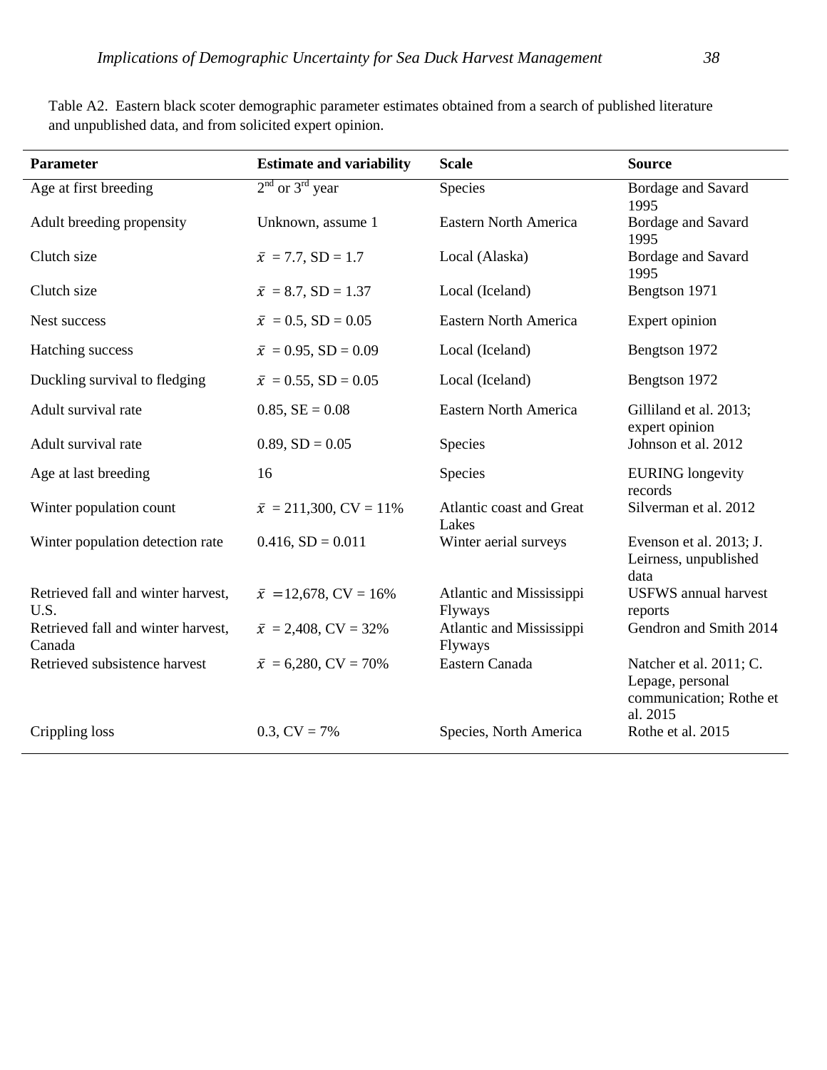Table A2. Eastern black scoter demographic parameter estimates obtained from a search of published literature and unpublished data, and from solicited expert opinion.

| Parameter | Estimate and variability | Scale | Source |
|---|---|---|---|
| Age at first breeding | 2nd or 3rd year | Species | Bordage and Savard 1995 |
| Adult breeding propensity | Unknown, assume 1 | Eastern North America | Bordage and Savard 1995 |
| Clutch size | $\bar{x}$ = 7.7, SD = 1.7 | Local (Alaska) | Bordage and Savard 1995 |
| Clutch size | $\bar{x}$ = 8.7, SD = 1.37 | Local (Iceland) | Bengtson 1971 |
| Nest success | $\bar{x}$ = 0.5, SD = 0.05 | Eastern North America | Expert opinion |
| Hatching success | $\bar{x}$ = 0.95, SD = 0.09 | Local (Iceland) | Bengtson 1972 |
| Duckling survival to fledging | $\bar{x}$ = 0.55, SD = 0.05 | Local (Iceland) | Bengtson 1972 |
| Adult survival rate | 0.85, SE = 0.08 | Eastern North America | Gilliland et al. 2013; expert opinion |
| Adult survival rate | 0.89, SD = 0.05 | Species | Johnson et al. 2012 |
| Age at last breeding | 16 | Species | EURING longevity records |
| Winter population count | $\bar{x}$ = 211,300, CV = 11% | Atlantic coast and Great Lakes | Silverman et al. 2012 |
| Winter population detection rate | 0.416, SD = 0.011 | Winter aerial surveys | Evenson et al. 2013; J. Leirness, unpublished data |
| Retrieved fall and winter harvest, U.S. | $\bar{x}$ = 12,678, CV = 16% | Atlantic and Mississippi Flyways | USFWS annual harvest reports |
| Retrieved fall and winter harvest, Canada | $\bar{x}$ = 2,408, CV = 32% | Atlantic and Mississippi Flyways | Gendron and Smith 2014 |
| Retrieved subsistence harvest | $\bar{x}$ = 6,280, CV = 70% | Eastern Canada | Natcher et al. 2011; C. Lepage, personal communication; Rothe et al. 2015 |
| Crippling loss | 0.3, CV = 7% | Species, North America | Rothe et al. 2015 |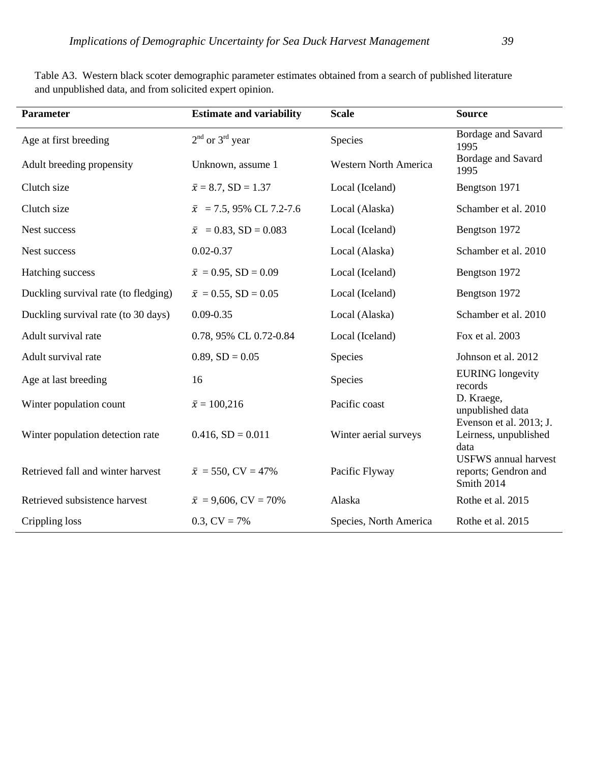Table A3. Western black scoter demographic parameter estimates obtained from a search of published literature and unpublished data, and from solicited expert opinion.

| Parameter | Estimate and variability | Scale | Source |
|---|---|---|---|
| Age at first breeding | $2^{nd}$ or $3^{rd}$ year | Species | Bordage and Savard 1995 |
| Adult breeding propensity | Unknown, assume 1 | Western North America | Bordage and Savard 1995 |
| Clutch size | $\bar{x}$ = 8.7, SD = 1.37 | Local (Iceland) | Bengtson 1971 |
| Clutch size | $\bar{x}$ = 7.5, 95% CL 7.2-7.6 | Local (Alaska) | Schamber et al. 2010 |
| Nest success | $\bar{x}$ = 0.83, SD = 0.083 | Local (Iceland) | Bengtson 1972 |
| Nest success | 0.02-0.37 | Local (Alaska) | Schamber et al. 2010 |
| Hatching success | $\bar{x}$ = 0.95, SD = 0.09 | Local (Iceland) | Bengtson 1972 |
| Duckling survival rate (to fledging) | $\bar{x}$ = 0.55, SD = 0.05 | Local (Iceland) | Bengtson 1972 |
| Duckling survival rate (to 30 days) | 0.09-0.35 | Local (Alaska) | Schamber et al. 2010 |
| Adult survival rate | 0.78, 95% CL 0.72-0.84 | Local (Iceland) | Fox et al. 2003 |
| Adult survival rate | 0.89, SD = 0.05 | Species | Johnson et al. 2012 |
| Age at last breeding | 16 | Species | EURING longevity records |
| Winter population count | $\bar{x}$ = 100,216 | Pacific coast | D. Kraege, unpublished data |
| Winter population detection rate | 0.416, SD = 0.011 | Winter aerial surveys | Evenson et al. 2013; J. Leirness, unpublished data |
| Retrieved fall and winter harvest | $\bar{x}$ = 550, CV = 47% | Pacific Flyway | USFWS annual harvest reports; Gendron and Smith 2014 |
| Retrieved subsistence harvest | $\bar{x}$ = 9,606, CV = 70% | Alaska | Rothe et al. 2015 |
| Crippling loss | 0.3, CV = 7% | Species, North America | Rothe et al. 2015 |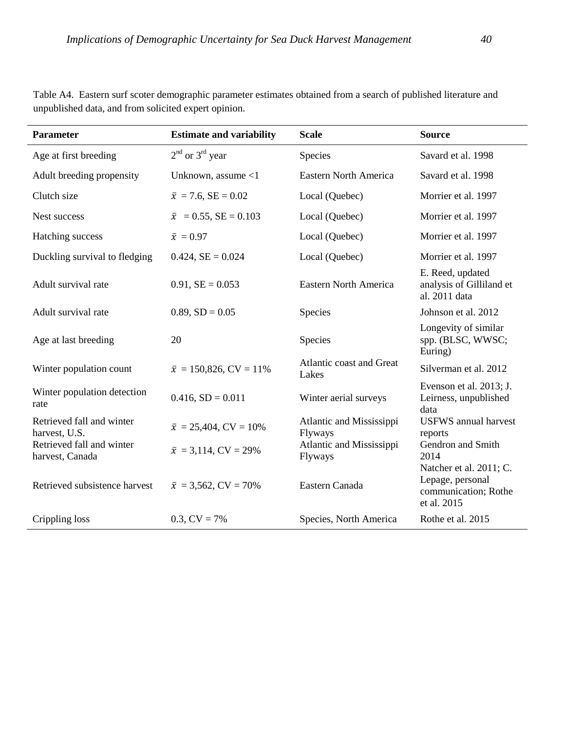Table A4. Eastern surf scoter demographic parameter estimates obtained from a search of published literature and unpublished data, and from solicited expert opinion.

| Parameter | Estimate and variability | Scale | Source |
|---|---|---|---|
| Age at first breeding | $2^{nd}$ or $3^{rd}$ year | Species | Savard et al. 1998 |
| Adult breeding propensity | Unknown, assume <1 | Eastern North America | Savard et al. 1998 |
| Clutch size | $\bar{x}$ = 7.6, SE = 0.02 | Local (Quebec) | Morrier et al. 1997 |
| Nest success | $\bar{x}$ = 0.55, SE = 0.103 | Local (Quebec) | Morrier et al. 1997 |
| Hatching success | $\bar{x}$ = 0.97 | Local (Quebec) | Morrier et al. 1997 |
| Duckling survival to fledging | 0.424, SE = 0.024 | Local (Quebec) | Morrier et al. 1997 |
| Adult survival rate | 0.91, SE = 0.053 | Eastern North America | E. Reed, updated analysis of Gilliland et al. 2011 data |
| Adult survival rate | 0.89, SD = 0.05 | Species | Johnson et al. 2012 |
| Age at last breeding | 20 | Species | Longevity of similar spp. (BLSC, WWSC; Euring) |
| Winter population count | $\bar{x}$ = 150,826, CV = 11% | Atlantic coast and Great Lakes | Silverman et al. 2012 |
| Winter population detection rate | 0.416, SD = 0.011 | Winter aerial surveys | Evenson et al. 2013; J. Leirness, unpublished data |
| Retrieved fall and winter harvest, U.S. | $\bar{x}$ = 25,404, CV = 10% | Atlantic and Mississippi Flyways | USFWS annual harvest reports |
| Retrieved fall and winter harvest, Canada | $\bar{x}$ = 3,114, CV = 29% | Atlantic and Mississippi Flyways | Gendron and Smith 2014 |
| Retrieved subsistence harvest | $\bar{x}$ = 3,562, CV = 70% | Eastern Canada | Natcher et al. 2011; C. Lepage, personal communication; Rothe et al. 2015 |
| Crippling loss | 0.3, CV = 7% | Species, North America | Rothe et al. 2015 |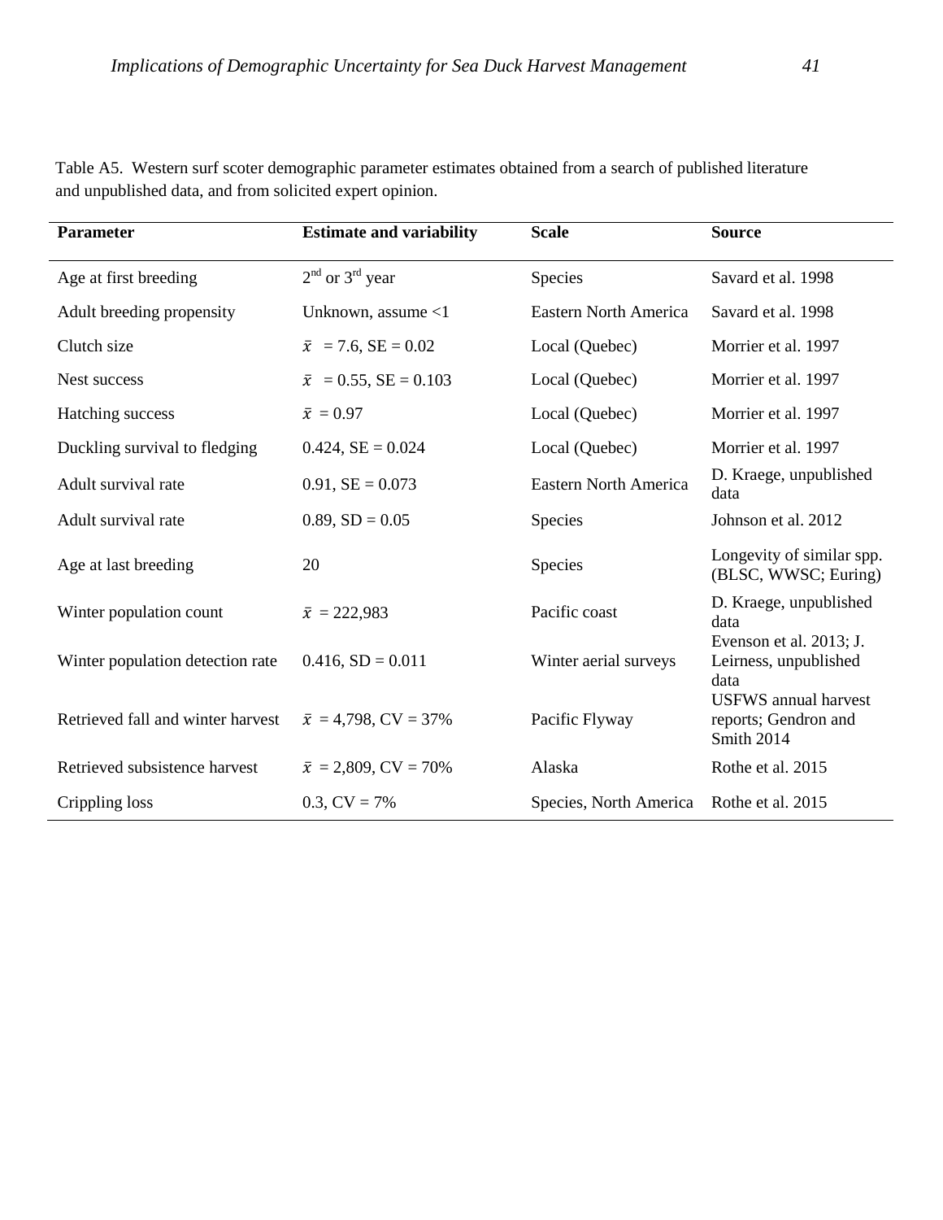Table A5. Western surf scoter demographic parameter estimates obtained from a search of published literature and unpublished data, and from solicited expert opinion.

| Parameter | Estimate and variability | Scale | Source |
|---|---|---|---|
| Age at first breeding | $2^{nd}$ or $3^{rd}$ year | Species | Savard et al. 1998 |
| Adult breeding propensity | Unknown, assume <1 | Eastern North America | Savard et al. 1998 |
| Clutch size | $\bar{x}$ = 7.6, SE = 0.02 | Local (Quebec) | Morrier et al. 1997 |
| Nest success | $\bar{x}$ = 0.55, SE = 0.103 | Local (Quebec) | Morrier et al. 1997 |
| Hatching success | $\bar{x}$ = 0.97 | Local (Quebec) | Morrier et al. 1997 |
| Duckling survival to fledging | 0.424, SE = 0.024 | Local (Quebec) | Morrier et al. 1997 |
| Adult survival rate | 0.91, SE = 0.073 | Eastern North America | D. Kraege, unpublished data |
| Adult survival rate | 0.89, SD = 0.05 | Species | Johnson et al. 2012 |
| Age at last breeding | 20 | Species | Longevity of similar spp. (BLSC, WWSC; Euring) |
| Winter population count | $\bar{x}$ = 222,983 | Pacific coast | D. Kraege, unpublished data |
| Winter population detection rate | 0.416, SD = 0.011 | Winter aerial surveys | Evenson et al. 2013; J. Leirness, unpublished data |
| Retrieved fall and winter harvest | $\bar{x}$ = 4,798, CV = 37% | Pacific Flyway | USFWS annual harvest reports; Gendron and Smith 2014 |
| Retrieved subsistence harvest | $\bar{x}$ = 2,809, CV = 70% | Alaska | Rothe et al. 2015 |
| Crippling loss | 0.3, CV = 7% | Species, North America | Rothe et al. 2015 |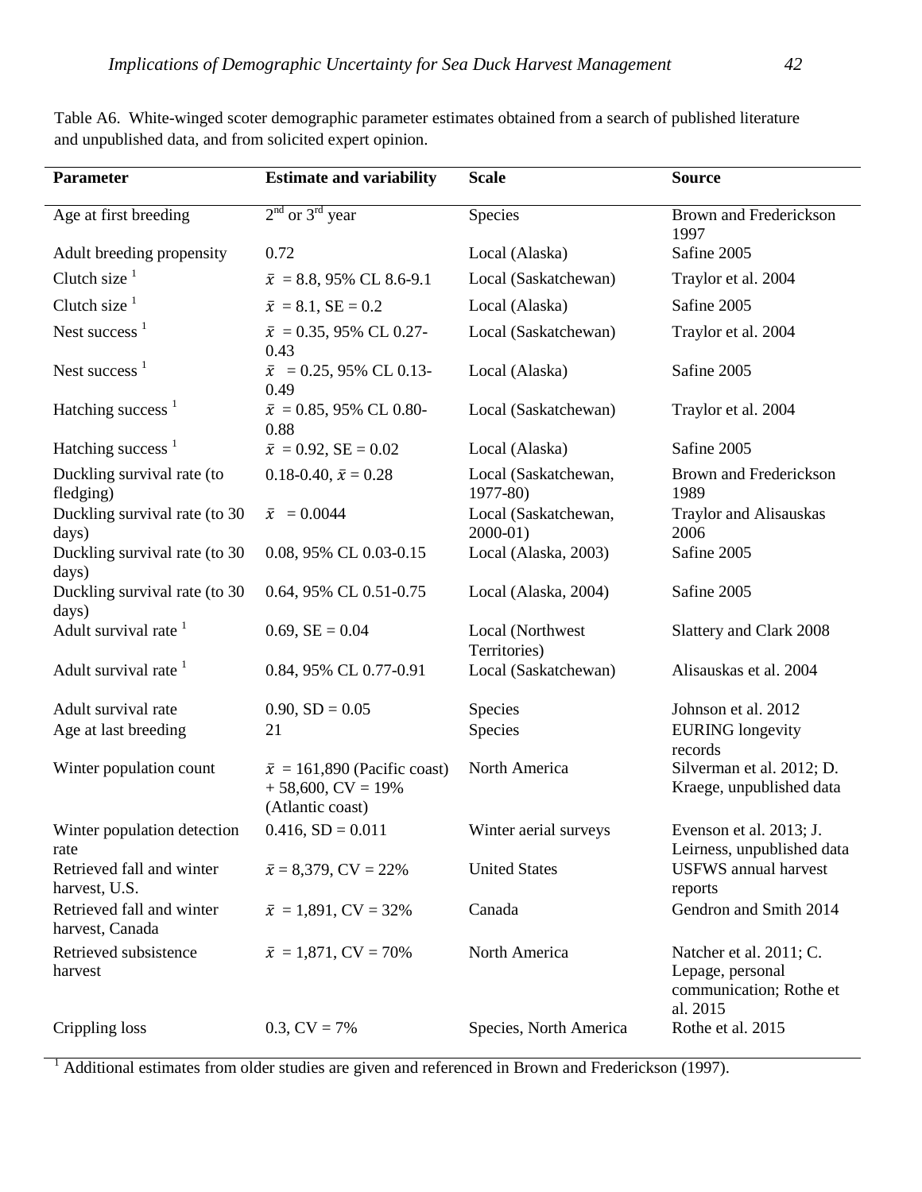Table A6. White-winged scoter demographic parameter estimates obtained from a search of published literature and unpublished data, and from solicited expert opinion.

| Parameter | Estimate and variability | Scale | Source |
|---|---|---|---|
| Age at first breeding | 2nd or 3rd year | Species | Brown and Frederickson 1997 |
| Adult breeding propensity | 0.72 | Local (Alaska) | Safine 2005 |
| Clutch size [1] | $\bar{x}$ = 8.8, 95% CL 8.6-9.1 | Local (Saskatchewan) | Traylor et al. 2004 |
| Clutch size [1] | $\bar{x}$ = 8.1, SE = 0.2 | Local (Alaska) | Safine 2005 |
| Nest success [1] | $\bar{x}$ = 0.35, 95% CL 0.27-0.43 | Local (Saskatchewan) | Traylor et al. 2004 |
| Nest success [1] | $\bar{x}$ = 0.25, 95% CL 0.13-0.49 | Local (Alaska) | Safine 2005 |
| Hatching success [1] | $\bar{x}$ = 0.85, 95% CL 0.80-0.88 | Local (Saskatchewan) | Traylor et al. 2004 |
| Hatching success [1] | $\bar{x}$ = 0.92, SE = 0.02 | Local (Alaska) | Safine 2005 |
| Duckling survival rate (to fledging) | 0.18-0.40, $\bar{x}$ = 0.28 | Local (Saskatchewan, 1977-80) | Brown and Frederickson 1989 |
| Duckling survival rate (to 30 days) | $\bar{x}$ = 0.0044 | Local (Saskatchewan, 2000-01) | Traylor and Alisauskas 2006 |
| Duckling survival rate (to 30 days) | 0.08, 95% CL 0.03-0.15 | Local (Alaska, 2003) | Safine 2005 |
| Duckling survival rate (to 30 days) | 0.64, 95% CL 0.51-0.75 | Local (Alaska, 2004) | Safine 2005 |
| Adult survival rate [1] | 0.69, SE = 0.04 | Local (Northwest Territories) | Slattery and Clark 2008 |
| Adult survival rate [1] | 0.84, 95% CL 0.77-0.91 | Local (Saskatchewan) | Alisauskas et al. 2004 |
| Adult survival rate | 0.90, SD = 0.05 | Species | Johnson et al. 2012 |
| Age at last breeding | 21 | Species | EURING longevity records |
| Winter population count | $\bar{x}$ = 161,890 (Pacific coast) + 58,600, CV = 19% (Atlantic coast) | North America | Silverman et al. 2012; D. Kraege, unpublished data |
| Winter population detection rate | 0.416, SD = 0.011 | Winter aerial surveys | Evenson et al. 2013; J. Leirness, unpublished data |
| Retrieved fall and winter harvest, U.S. | $\bar{x}$ = 8,379, CV = 22% | United States | USFWS annual harvest reports |
| Retrieved fall and winter harvest, Canada | $\bar{x}$ = 1,891, CV = 32% | Canada | Gendron and Smith 2014 |
| Retrieved subsistence harvest | $\bar{x}$ = 1,871, CV = 70% | North America | Natcher et al. 2011; C. Lepage, personal communication; Rothe et al. 2015 |
| Crippling loss | 0.3, CV = 7% | Species, North America | Rothe et al. 2015 |

[1] Additional estimates from older studies are given and referenced in Brown and Frederickson (1997).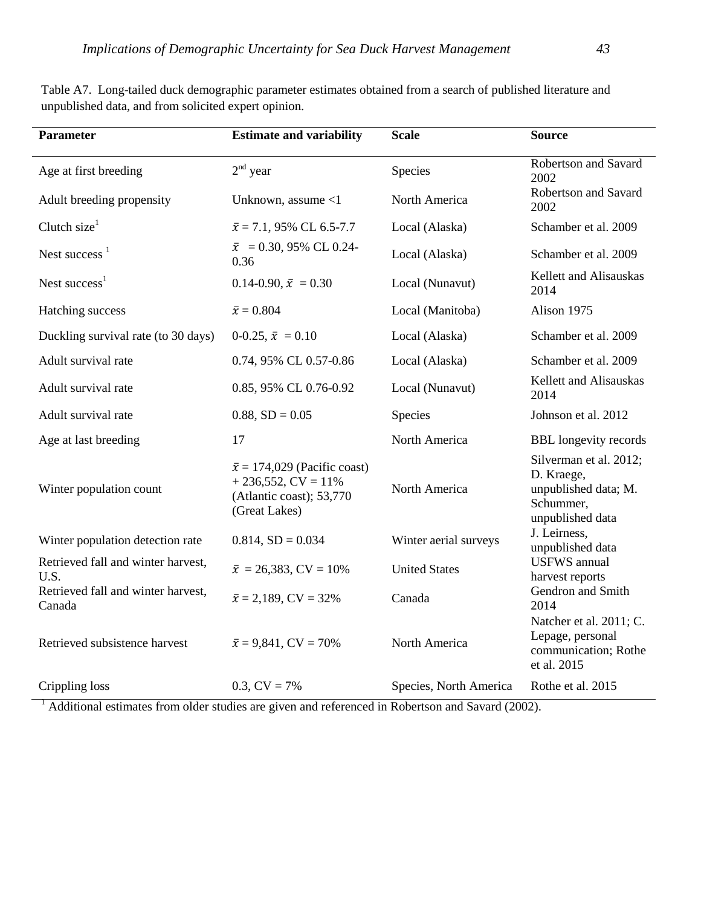Table A7. Long-tailed duck demographic parameter estimates obtained from a search of published literature and unpublished data, and from solicited expert opinion.

| Parameter | Estimate and variability | Scale | Source |
|---|---|---|---|
| Age at first breeding | 2nd year | Species | Robertson and Savard 2002 |
| Adult breeding propensity | Unknown, assume <1 | North America | Robertson and Savard 2002 |
| Clutch size[1] | $\bar{x}$ = 7.1, 95% CL 6.5-7.7 | Local (Alaska) | Schamber et al. 2009 |
| Nest success [1] | $\bar{x}$ = 0.30, 95% CL 0.24-0.36 | Local (Alaska) | Schamber et al. 2009 |
| Nest success[1] | 0.14-0.90, $\bar{x}$ = 0.30 | Local (Nunavut) | Kellett and Alisauskas 2014 |
| Hatching success | $\bar{x}$ = 0.804 | Local (Manitoba) | Alison 1975 |
| Duckling survival rate (to 30 days) | 0-0.25, $\bar{x}$ = 0.10 | Local (Alaska) | Schamber et al. 2009 |
| Adult survival rate | 0.74, 95% CL 0.57-0.86 | Local (Alaska) | Schamber et al. 2009 |
| Adult survival rate | 0.85, 95% CL 0.76-0.92 | Local (Nunavut) | Kellett and Alisauskas 2014 |
| Adult survival rate | 0.88, SD = 0.05 | Species | Johnson et al. 2012 |
| Age at last breeding | 17 | North America | BBL longevity records |
| Winter population count | $\bar{x}$ = 174,029 (Pacific coast) + 236,552, CV = 11% (Atlantic coast); 53,770 (Great Lakes) | North America | Silverman et al. 2012; D. Kraege, unpublished data; M. Schummer, unpublished data |
| Winter population detection rate | 0.814, SD = 0.034 | Winter aerial surveys | J. Leirness, unpublished data |
| Retrieved fall and winter harvest, U.S. | $\bar{x}$ = 26,383, CV = 10% | United States | USFWS annual harvest reports |
| Retrieved fall and winter harvest, Canada | $\bar{x}$ = 2,189, CV = 32% | Canada | Gendron and Smith 2014 |
| Retrieved subsistence harvest | $\bar{x}$ = 9,841, CV = 70% | North America | Natcher et al. 2011; C. Lepage, personal communication; Rothe et al. 2015 |
| Crippling loss | 0.3, CV = 7% | Species, North America | Rothe et al. 2015 |

[1] Additional estimates from older studies are given and referenced in Robertson and Savard (2002).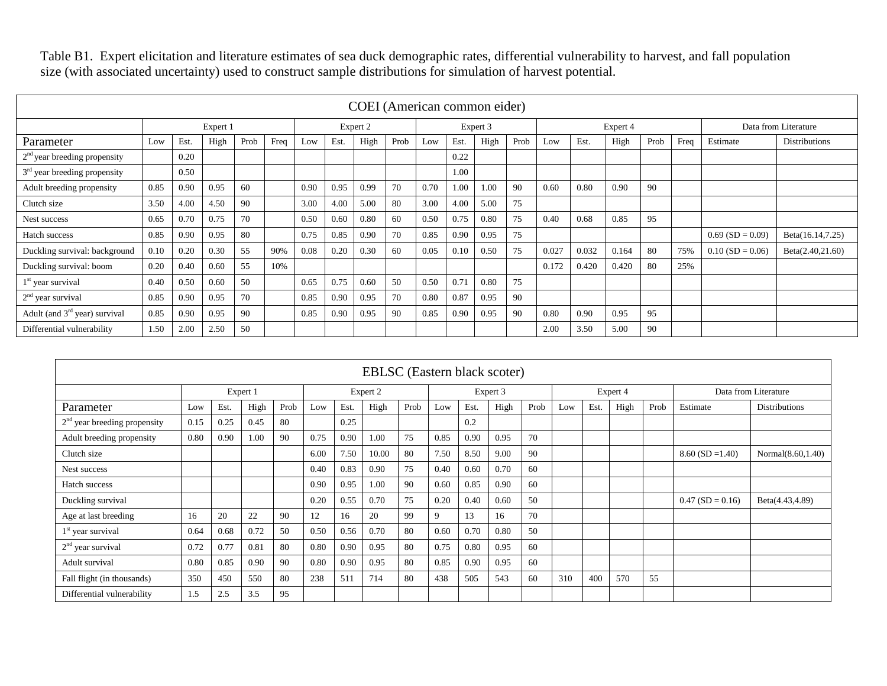Table B1. Expert elicitation and literature estimates of sea duck demographic rates, differential vulnerability to harvest, and fall population size (with associated uncertainty) used to construct sample distributions for simulation of harvest potential.

| COEI (American common eider) | | | | | | | | | | | | | | | | | | | | | |
|---|---|---|---|---|---|---|---|---|---|---|---|---|---|---|---|---|---|---|---|---|---|
| | Expert 1 | | | | | Expert 2 | | | | Expert 3 | | | | Expert 4 | | | | | Data from Literature | |
| Parameter | Low | Est. | High | Prob | Freq | Low | Est. | High | Prob | Low | Est. | High | Prob | Low | Est. | High | Prob | Freq | Estimate | Distributions |
| 2nd year breeding propensity | | 0.20 | | | | | | | | | 0.22 | | | | | | | | | |
| 3rd year breeding propensity | | 0.50 | | | | | | | | | 1.00 | | | | | | | | | |
| Adult breeding propensity | 0.85 | 0.90 | 0.95 | 60 | | 0.90 | 0.95 | 0.99 | 70 | 0.70 | 1.00 | 1.00 | 90 | 0.60 | 0.80 | 0.90 | 90 | | | |
| Clutch size | 3.50 | 4.00 | 4.50 | 90 | | 3.00 | 4.00 | 5.00 | 80 | 3.00 | 4.00 | 5.00 | 75 | | | | | | | |
| Nest success | 0.65 | 0.70 | 0.75 | 70 | | 0.50 | 0.60 | 0.80 | 60 | 0.50 | 0.75 | 0.80 | 75 | 0.40 | 0.68 | 0.85 | 95 | | | |
| Hatch success | 0.85 | 0.90 | 0.95 | 80 | | 0.75 | 0.85 | 0.90 | 70 | 0.85 | 0.90 | 0.95 | 75 | | | | | | 0.69 (SD = 0.09) | Beta(16.14,7.25) |
| Duckling survival: background | 0.10 | 0.20 | 0.30 | 55 | 90% | 0.08 | 0.20 | 0.30 | 60 | 0.05 | 0.10 | 0.50 | 75 | 0.027 | 0.032 | 0.164 | 80 | 75% | 0.10 (SD = 0.06) | Beta(2.40,21.60) |
| Duckling survival: boom | 0.20 | 0.40 | 0.60 | 55 | 10% | | | | | | | | | 0.172 | 0.420 | 0.420 | 80 | 25% | | |
| 1st year survival | 0.40 | 0.50 | 0.60 | 50 | | 0.65 | 0.75 | 0.60 | 50 | 0.50 | 0.71 | 0.80 | 75 | | | | | | | |
| 2nd year survival | 0.85 | 0.90 | 0.95 | 70 | | 0.85 | 0.90 | 0.95 | 70 | 0.80 | 0.87 | 0.95 | 90 | | | | | | | |
| Adult (and 3rd year) survival | 0.85 | 0.90 | 0.95 | 90 | | 0.85 | 0.90 | 0.95 | 90 | 0.85 | 0.90 | 0.95 | 90 | 0.80 | 0.90 | 0.95 | 95 | | | |
| Differential vulnerability | 1.50 | 2.00 | 2.50 | 50 | | | | | | | | | | 2.00 | 3.50 | 5.00 | 90 | | | |

| EBLSC (Eastern black scoter) | | | | | | | | | | | | | | | | | | |
|---|---|---|---|---|---|---|---|---|---|---|---|---|---|---|---|---|---|---|
| | Expert 1 | | | | Expert 2 | | | | Expert 3 | | | | Expert 4 | | | | Data from Literature | |
| Parameter | Low | Est. | High | Prob | Low | Est. | High | Prob | Low | Est. | High | Prob | Low | Est. | High | Prob | Estimate | Distributions |
| 2nd year breeding propensity | 0.15 | 0.25 | 0.45 | 80 | | 0.25 | | | | 0.2 | | | | | | | | |
| Adult breeding propensity | 0.80 | 0.90 | 1.00 | 90 | 0.75 | 0.90 | 1.00 | 75 | 0.85 | 0.90 | 0.95 | 70 | | | | | | |
| Clutch size | | | | | 6.00 | 7.50 | 10.00 | 80 | 7.50 | 8.50 | 9.00 | 90 | | | | | 8.60 (SD =1.40) | Normal(8.60,1.40) |
| Nest success | | | | | 0.40 | 0.83 | 0.90 | 75 | 0.40 | 0.60 | 0.70 | 60 | | | | | | |
| Hatch success | | | | | 0.90 | 0.95 | 1.00 | 90 | 0.60 | 0.85 | 0.90 | 60 | | | | | | |
| Duckling survival | | | | | 0.20 | 0.55 | 0.70 | 75 | 0.20 | 0.40 | 0.60 | 50 | | | | | 0.47 (SD = 0.16) | Beta(4.43,4.89) |
| Age at last breeding | 16 | 20 | 22 | 90 | 12 | 16 | 20 | 99 | 9 | 13 | 16 | 70 | | | | | | |
| 1st year survival | 0.64 | 0.68 | 0.72 | 50 | 0.50 | 0.56 | 0.70 | 80 | 0.60 | 0.70 | 0.80 | 50 | | | | | | |
| 2nd year survival | 0.72 | 0.77 | 0.81 | 80 | 0.80 | 0.90 | 0.95 | 80 | 0.75 | 0.80 | 0.95 | 60 | | | | | | |
| Adult survival | 0.80 | 0.85 | 0.90 | 90 | 0.80 | 0.90 | 0.95 | 80 | 0.85 | 0.90 | 0.95 | 60 | | | | | | |
| Fall flight (in thousands) | 350 | 450 | 550 | 80 | 238 | 511 | 714 | 80 | 438 | 505 | 543 | 60 | 310 | 400 | 570 | 55 | | |
| Differential vulnerability | 1.5 | 2.5 | 3.5 | 95 | | | | | | | | | | | | | | |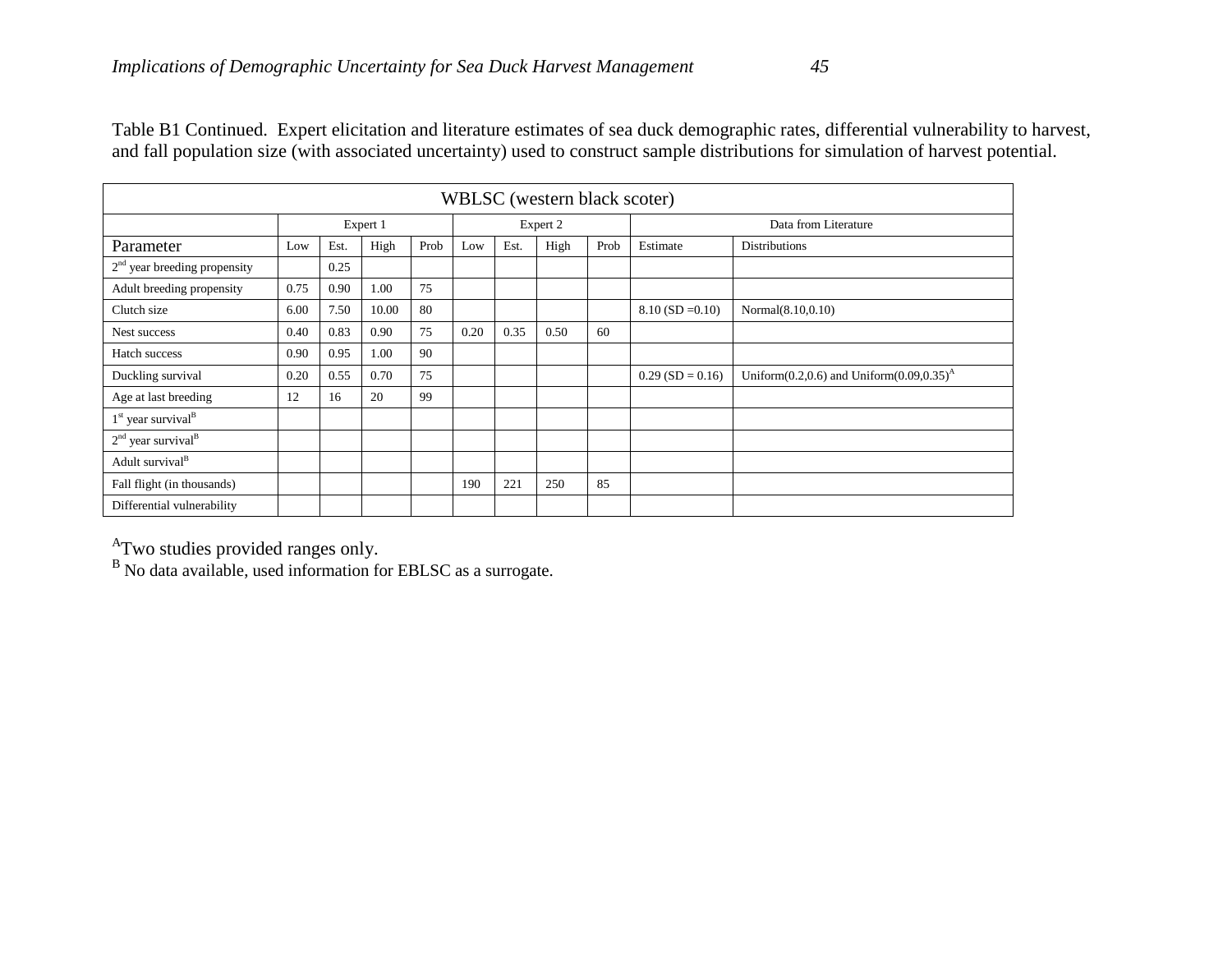Table B1 Continued. Expert elicitation and literature estimates of sea duck demographic rates, differential vulnerability to harvest, and fall population size (with associated uncertainty) used to construct sample distributions for simulation of harvest potential.

| WBLSC (western black scoter) | | | | | | | | | | |
|---|---|---|---|---|---|---|---|---|---|---|
| | Expert 1 | | | | Expert 2 | | | | Data from Literature | |
| Parameter | Low | Est. | High | Prob | Low | Est. | High | Prob | Estimate | Distributions |
| 2nd year breeding propensity | | 0.25 | | | | | | | | |
| Adult breeding propensity | 0.75 | 0.90 | 1.00 | 75 | | | | | | |
| Clutch size | 6.00 | 7.50 | 10.00 | 80 | | | | | 8.10 (SD =0.10) | Normal(8.10,0.10) |
| Nest success | 0.40 | 0.83 | 0.90 | 75 | 0.20 | 0.35 | 0.50 | 60 | | |
| Hatch success | 0.90 | 0.95 | 1.00 | 90 | | | | | | |
| Duckling survival | 0.20 | 0.55 | 0.70 | 75 | | | | | 0.29 (SD = 0.16) | Uniform(0.2,0.6) and Uniform(0.09,0.35)[A] |
| Age at last breeding | 12 | 16 | 20 | 99 | | | | | | |
| 1st year survival[B] | | | | | | | | | | |
| 2nd year survival[B] | | | | | | | | | | |
| Adult survival[B] | | | | | | | | | | |
| Fall flight (in thousands) | | | | | 190 | 221 | 250 | 85 | | |
| Differential vulnerability | | | | | | | | | | |

[A]Two studies provided ranges only.
[B] No data available, used information for EBLSC as a surrogate.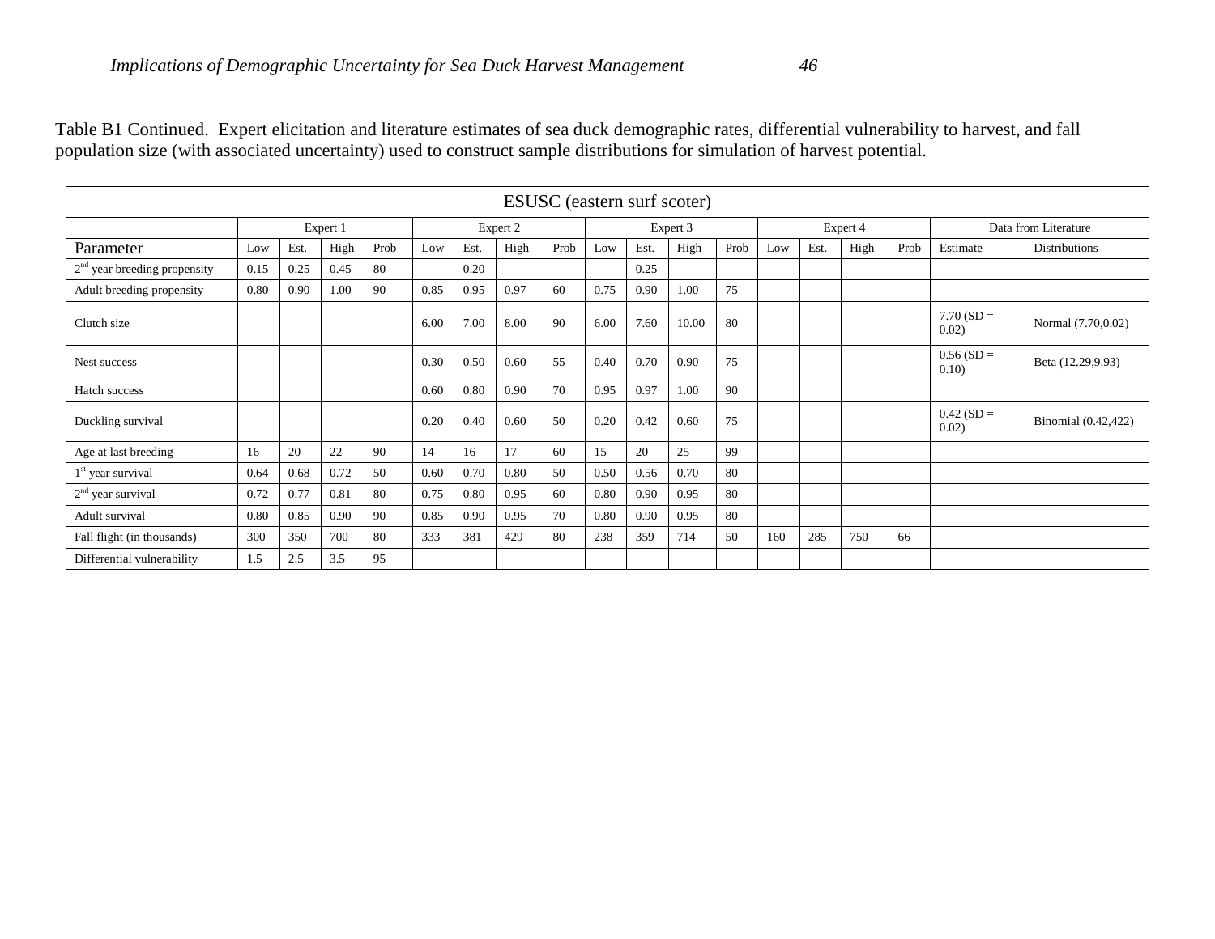Table B1 Continued. Expert elicitation and literature estimates of sea duck demographic rates, differential vulnerability to harvest, and fall population size (with associated uncertainty) used to construct sample distributions for simulation of harvest potential.

| ESUSC (eastern surf scoter) | | | | | | | | | | | | | | | | | | |
|---|---|---|---|---|---|---|---|---|---|---|---|---|---|---|---|---|---|---|
| | Expert 1 | | | | Expert 2 | | | | Expert 3 | | | | Expert 4 | | | | Data from Literature | |
| Parameter | Low | Est. | High | Prob | Low | Est. | High | Prob | Low | Est. | High | Prob | Low | Est. | High | Prob | Estimate | Distributions |
| 2nd year breeding propensity | 0.15 | 0.25 | 0.45 | 80 | | 0.20 | | | | 0.25 | | | | | | | | |
| Adult breeding propensity | 0.80 | 0.90 | 1.00 | 90 | 0.85 | 0.95 | 0.97 | 60 | 0.75 | 0.90 | 1.00 | 75 | | | | | | |
| Clutch size | | | | | 6.00 | 7.00 | 8.00 | 90 | 6.00 | 7.60 | 10.00 | 80 | | | | | 7.70 (SD = 0.02) | Normal (7.70,0.02) |
| Nest success | | | | | 0.30 | 0.50 | 0.60 | 55 | 0.40 | 0.70 | 0.90 | 75 | | | | | 0.56 (SD = 0.10) | Beta (12.29,9.93) |
| Hatch success | | | | | 0.60 | 0.80 | 0.90 | 70 | 0.95 | 0.97 | 1.00 | 90 | | | | | | |
| Duckling survival | | | | | 0.20 | 0.40 | 0.60 | 50 | 0.20 | 0.42 | 0.60 | 75 | | | | | 0.42 (SD = 0.02) | Binomial (0.42,422) |
| Age at last breeding | 16 | 20 | 22 | 90 | 14 | 16 | 17 | 60 | 15 | 20 | 25 | 99 | | | | | | |
| 1st year survival | 0.64 | 0.68 | 0.72 | 50 | 0.60 | 0.70 | 0.80 | 50 | 0.50 | 0.56 | 0.70 | 80 | | | | | | |
| 2nd year survival | 0.72 | 0.77 | 0.81 | 80 | 0.75 | 0.80 | 0.95 | 60 | 0.80 | 0.90 | 0.95 | 80 | | | | | | |
| Adult survival | 0.80 | 0.85 | 0.90 | 90 | 0.85 | 0.90 | 0.95 | 70 | 0.80 | 0.90 | 0.95 | 80 | | | | | | |
| Fall flight (in thousands) | 300 | 350 | 700 | 80 | 333 | 381 | 429 | 80 | 238 | 359 | 714 | 50 | 160 | 285 | 750 | 66 | | |
| Differential vulnerability | 1.5 | 2.5 | 3.5 | 95 | | | | | | | | | | | | | | |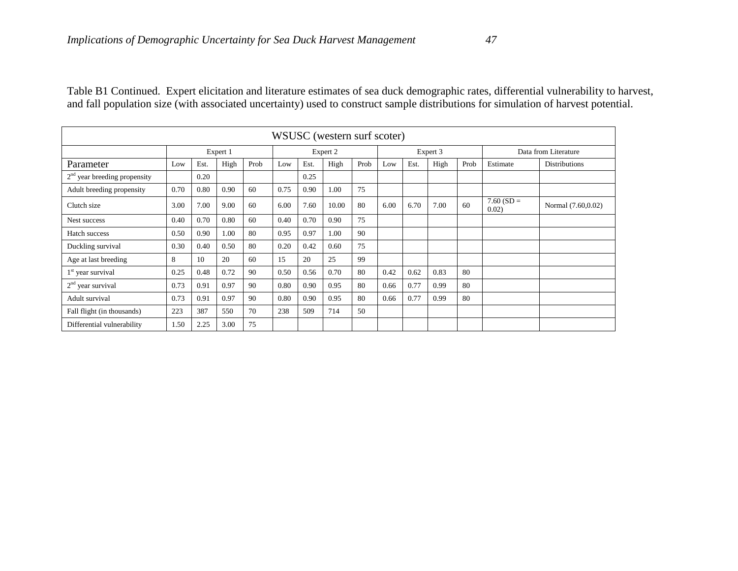Table B1 Continued. Expert elicitation and literature estimates of sea duck demographic rates, differential vulnerability to harvest, and fall population size (with associated uncertainty) used to construct sample distributions for simulation of harvest potential.

| WSUSC (western surf scoter) | | | | | | | | | | | | | | |
|---|---|---|---|---|---|---|---|---|---|---|---|---|---|---|
| | Expert 1 | | | | Expert 2 | | | | Expert 3 | | | | Data from Literature | |
| Parameter | Low | Est. | High | Prob | Low | Est. | High | Prob | Low | Est. | High | Prob | Estimate | Distributions |
| 2nd year breeding propensity | | 0.20 | | | | 0.25 | | | | | | | | |
| Adult breeding propensity | 0.70 | 0.80 | 0.90 | 60 | 0.75 | 0.90 | 1.00 | 75 | | | | | | |
| Clutch size | 3.00 | 7.00 | 9.00 | 60 | 6.00 | 7.60 | 10.00 | 80 | 6.00 | 6.70 | 7.00 | 60 | 7.60 (SD = 0.02) | Normal (7.60,0.02) |
| Nest success | 0.40 | 0.70 | 0.80 | 60 | 0.40 | 0.70 | 0.90 | 75 | | | | | | |
| Hatch success | 0.50 | 0.90 | 1.00 | 80 | 0.95 | 0.97 | 1.00 | 90 | | | | | | |
| Duckling survival | 0.30 | 0.40 | 0.50 | 80 | 0.20 | 0.42 | 0.60 | 75 | | | | | | |
| Age at last breeding | 8 | 10 | 20 | 60 | 15 | 20 | 25 | 99 | | | | | | |
| 1st year survival | 0.25 | 0.48 | 0.72 | 90 | 0.50 | 0.56 | 0.70 | 80 | 0.42 | 0.62 | 0.83 | 80 | | |
| 2nd year survival | 0.73 | 0.91 | 0.97 | 90 | 0.80 | 0.90 | 0.95 | 80 | 0.66 | 0.77 | 0.99 | 80 | | |
| Adult survival | 0.73 | 0.91 | 0.97 | 90 | 0.80 | 0.90 | 0.95 | 80 | 0.66 | 0.77 | 0.99 | 80 | | |
| Fall flight (in thousands) | 223 | 387 | 550 | 70 | 238 | 509 | 714 | 50 | | | | | | |
| Differential vulnerability | 1.50 | 2.25 | 3.00 | 75 | | | | | | | | | | |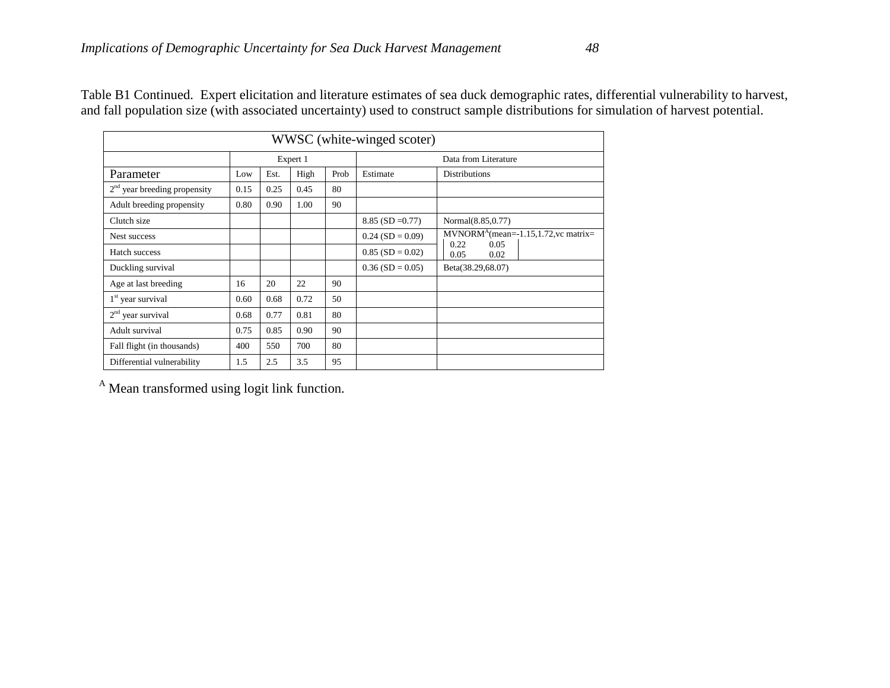Table B1 Continued. Expert elicitation and literature estimates of sea duck demographic rates, differential vulnerability to harvest, and fall population size (with associated uncertainty) used to construct sample distributions for simulation of harvest potential.

| WWSC (white-winged scoter) | | | | | | |
|---|---|---|---|---|---|---|
| | Expert 1 | | | | Data from Literature | |
| Parameter | Low | Est. | High | Prob | Estimate | Distributions |
| $2^{nd}$ year breeding propensity | 0.15 | 0.25 | 0.45 | 80 | | |
| Adult breeding propensity | 0.80 | 0.90 | 1.00 | 90 | | |
| Clutch size | | | | | 8.85 (SD =0.77) | Normal(8.85,0.77) |
| Nest success | | | | | 0.24 (SD = 0.09) | MVNORM[A](mean=-1.15,1.72,vc matrix= $\begin{vmatrix} 0.22 & 0.05 \\ 0.05 & 0.02 \end{vmatrix}$ |
| Hatch success | | | | | 0.85 (SD = 0.02) | |
| Duckling survival | | | | | 0.36 (SD = 0.05) | Beta(38.29,68.07) |
| Age at last breeding | 16 | 20 | 22 | 90 | | |
| $1^{st}$ year survival | 0.60 | 0.68 | 0.72 | 50 | | |
| $2^{nd}$ year survival | 0.68 | 0.77 | 0.81 | 80 | | |
| Adult survival | 0.75 | 0.85 | 0.90 | 90 | | |
| Fall flight (in thousands) | 400 | 550 | 700 | 80 | | |
| Differential vulnerability | 1.5 | 2.5 | 3.5 | 95 | | |

[A] Mean transformed using logit link function.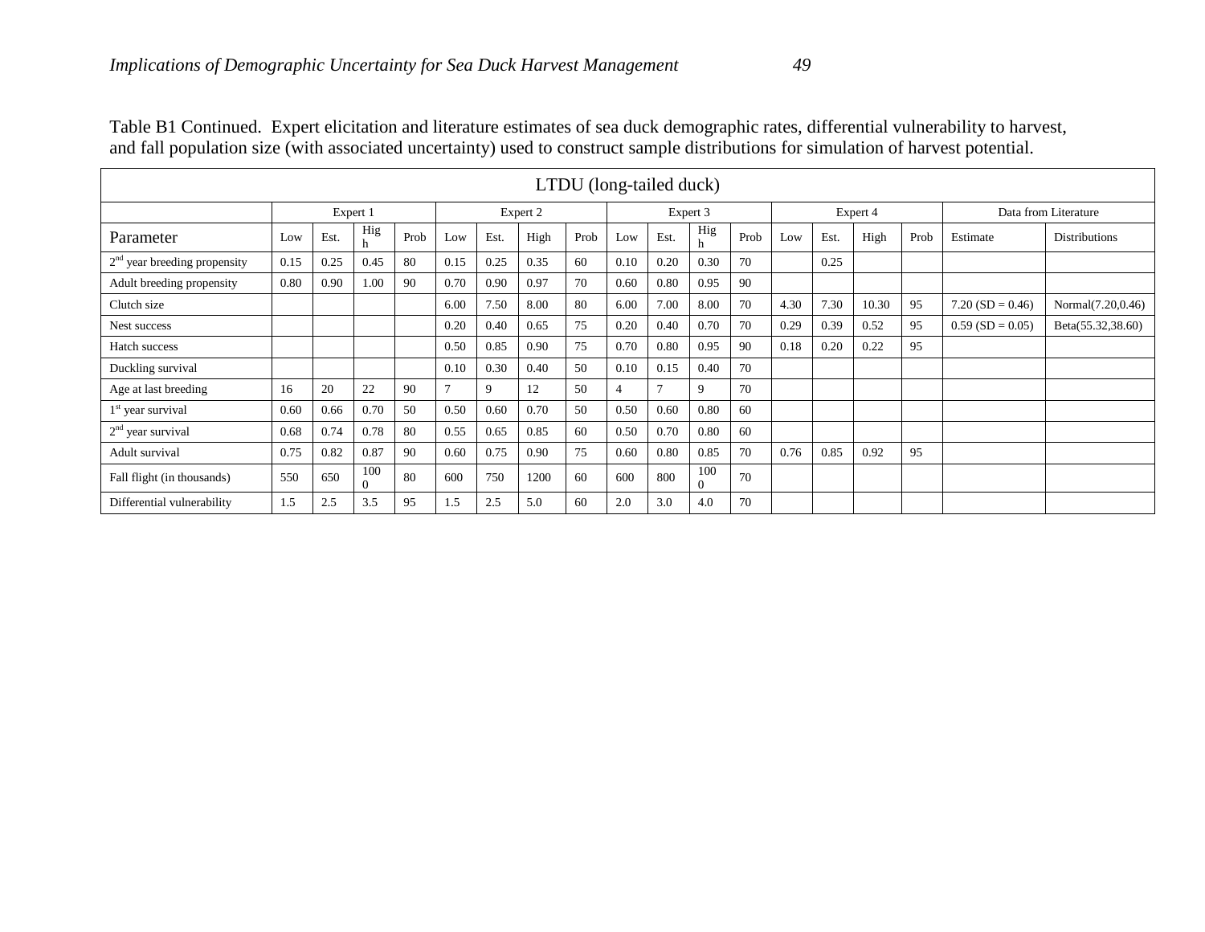Table B1 Continued. Expert elicitation and literature estimates of sea duck demographic rates, differential vulnerability to harvest, and fall population size (with associated uncertainty) used to construct sample distributions for simulation of harvest potential.

| LTDU (long-tailed duck) | | | | | | | | | | | | | | | | | | |
|---|---|---|---|---|---|---|---|---|---|---|---|---|---|---|---|---|---|---|
| | Expert 1 | | | | Expert 2 | | | | Expert 3 | | | | Expert 4 | | | | Data from Literature | |
| Parameter | Low | Est. | High | Prob | Low | Est. | High | Prob | Low | Est. | High | Prob | Low | Est. | High | Prob | Estimate | Distributions |
| 2nd year breeding propensity | 0.15 | 0.25 | 0.45 | 80 | 0.15 | 0.25 | 0.35 | 60 | 0.10 | 0.20 | 0.30 | 70 | | 0.25 | | | | |
| Adult breeding propensity | 0.80 | 0.90 | 1.00 | 90 | 0.70 | 0.90 | 0.97 | 70 | 0.60 | 0.80 | 0.95 | 90 | | | | | | |
| Clutch size | | | | | 6.00 | 7.50 | 8.00 | 80 | 6.00 | 7.00 | 8.00 | 70 | 4.30 | 7.30 | 10.30 | 95 | 7.20 (SD = 0.46) | Normal(7.20,0.46) |
| Nest success | | | | | 0.20 | 0.40 | 0.65 | 75 | 0.20 | 0.40 | 0.70 | 70 | 0.29 | 0.39 | 0.52 | 95 | 0.59 (SD = 0.05) | Beta(55.32,38.60) |
| Hatch success | | | | | 0.50 | 0.85 | 0.90 | 75 | 0.70 | 0.80 | 0.95 | 90 | 0.18 | 0.20 | 0.22 | 95 | | |
| Duckling survival | | | | | 0.10 | 0.30 | 0.40 | 50 | 0.10 | 0.15 | 0.40 | 70 | | | | | | |
| Age at last breeding | 16 | 20 | 22 | 90 | 7 | 9 | 12 | 50 | 4 | 7 | 9 | 70 | | | | | | |
| 1st year survival | 0.60 | 0.66 | 0.70 | 50 | 0.50 | 0.60 | 0.70 | 50 | 0.50 | 0.60 | 0.80 | 60 | | | | | | |
| 2nd year survival | 0.68 | 0.74 | 0.78 | 80 | 0.55 | 0.65 | 0.85 | 60 | 0.50 | 0.70 | 0.80 | 60 | | | | | | |
| Adult survival | 0.75 | 0.82 | 0.87 | 90 | 0.60 | 0.75 | 0.90 | 75 | 0.60 | 0.80 | 0.85 | 70 | 0.76 | 0.85 | 0.92 | 95 | | |
| Fall flight (in thousands) | 550 | 650 | 1000 | 80 | 600 | 750 | 1200 | 60 | 600 | 800 | 1000 | 70 | | | | | | |
| Differential vulnerability | 1.5 | 2.5 | 3.5 | 95 | 1.5 | 2.5 | 5.0 | 60 | 2.0 | 3.0 | 4.0 | 70 | | | | | | |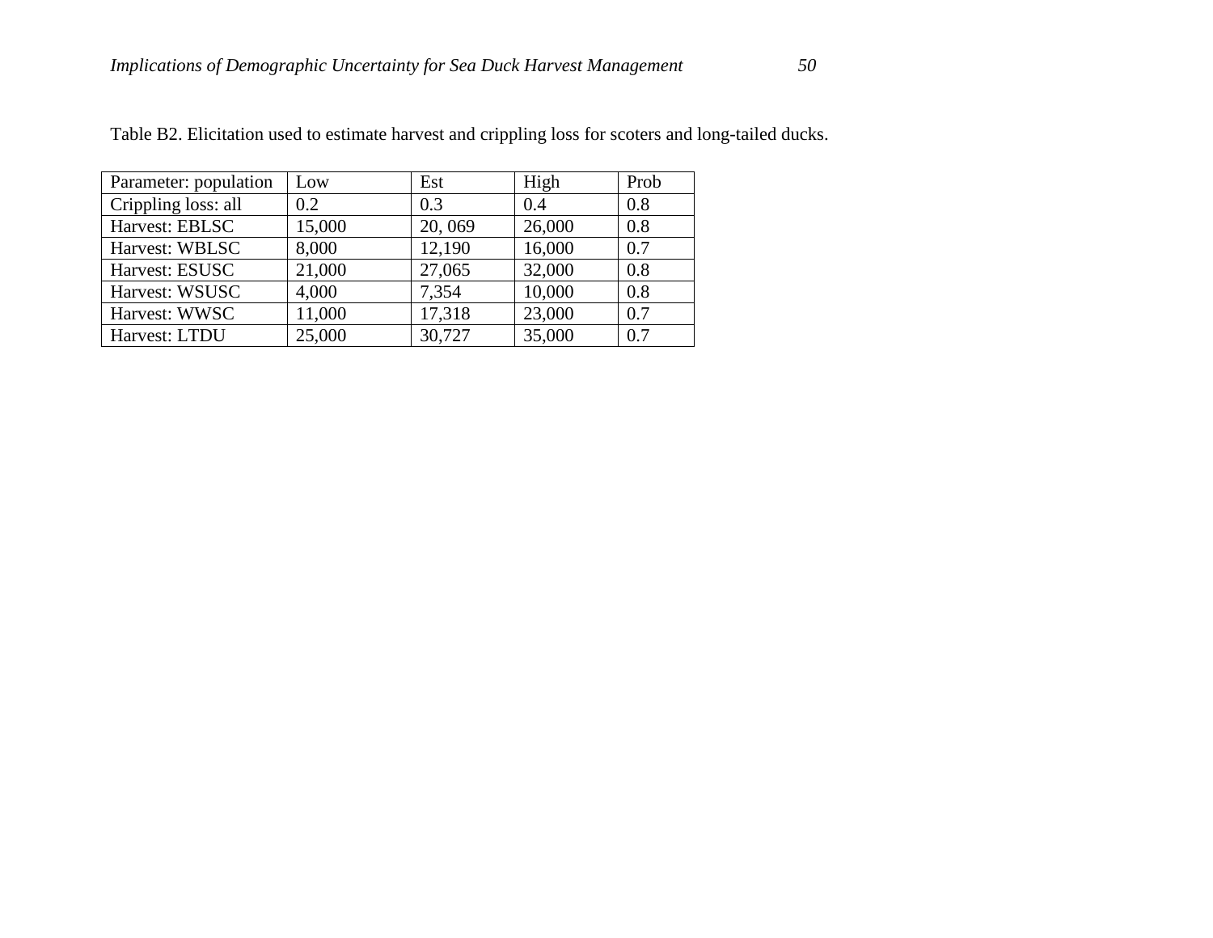Table B2. Elicitation used to estimate harvest and crippling loss for scoters and long-tailed ducks.

| Parameter: population | Low | Est | High | Prob |
|---|---|---|---|---|
| Crippling loss: all | 0.2 | 0.3 | 0.4 | 0.8 |
| Harvest: EBLSC | 15,000 | 20, 069 | 26,000 | 0.8 |
| Harvest: WBLSC | 8,000 | 12,190 | 16,000 | 0.7 |
| Harvest: ESUSC | 21,000 | 27,065 | 32,000 | 0.8 |
| Harvest: WSUSC | 4,000 | 7,354 | 10,000 | 0.8 |
| Harvest: WWSC | 11,000 | 17,318 | 23,000 | 0.7 |
| Harvest: LTDU | 25,000 | 30,727 | 35,000 | 0.7 |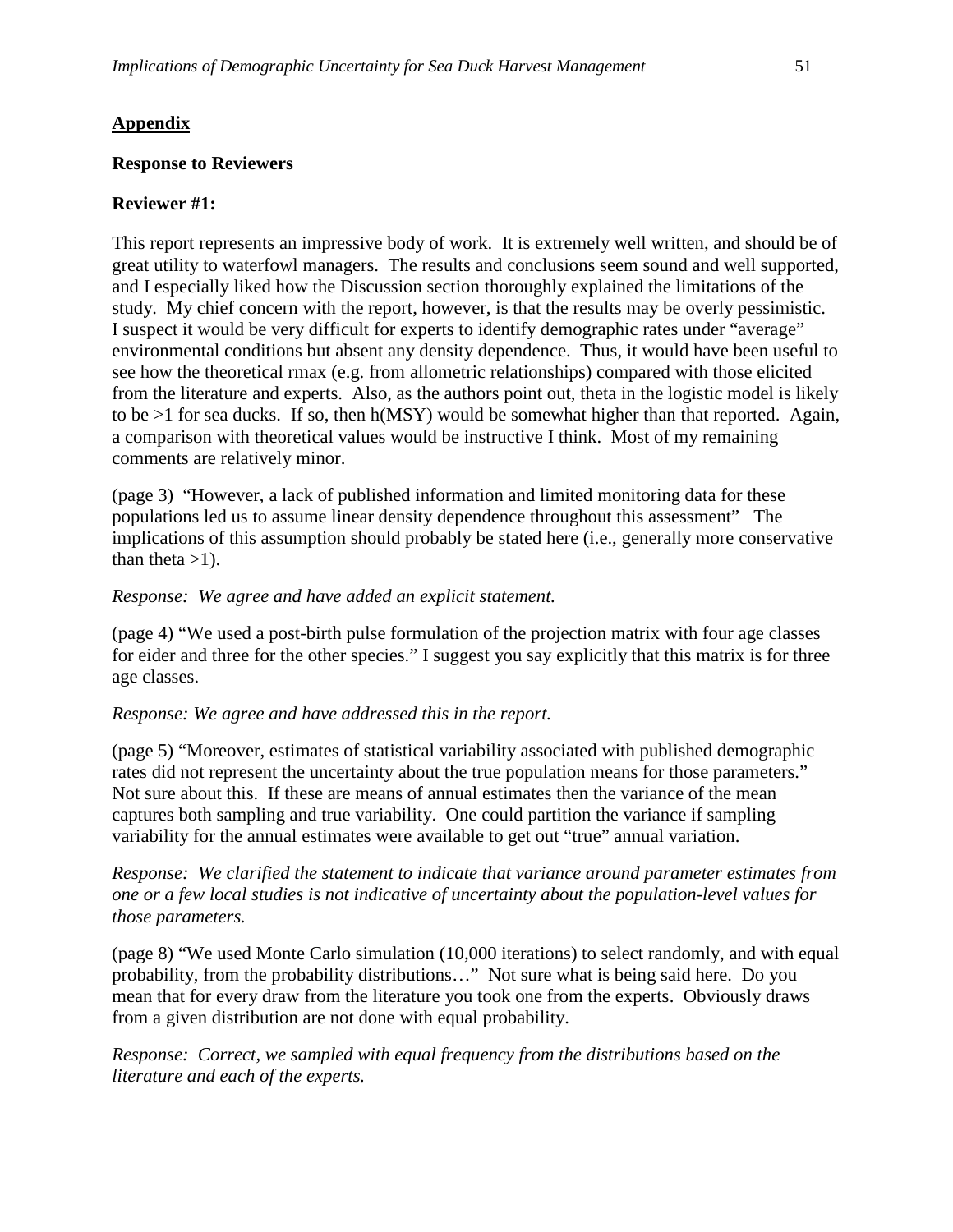## Appendix

### Response to Reviewers

**Reviewer #1:**

This report represents an impressive body of work. It is extremely well written, and should be of great utility to waterfowl managers. The results and conclusions seem sound and well supported, and I especially liked how the Discussion section thoroughly explained the limitations of the study. My chief concern with the report, however, is that the results may be overly pessimistic. I suspect it would be very difficult for experts to identify demographic rates under "average" environmental conditions but absent any density dependence. Thus, it would have been useful to see how the theoretical rmax (e.g. from allometric relationships) compared with those elicited from the literature and experts. Also, as the authors point out, theta in the logistic model is likely to be >1 for sea ducks. If so, then h(MSY) would be somewhat higher than that reported. Again, a comparison with theoretical values would be instructive I think. Most of my remaining comments are relatively minor.

(page 3) "However, a lack of published information and limited monitoring data for these populations led us to assume linear density dependence throughout this assessment" The implications of this assumption should probably be stated here (i.e., generally more conservative than theta >1).

*Response: We agree and have added an explicit statement.*

(page 4) "We used a post-birth pulse formulation of the projection matrix with four age classes for eider and three for the other species." I suggest you say explicitly that this matrix is for three age classes.

*Response: We agree and have addressed this in the report.*

(page 5) "Moreover, estimates of statistical variability associated with published demographic rates did not represent the uncertainty about the true population means for those parameters." Not sure about this. If these are means of annual estimates then the variance of the mean captures both sampling and true variability. One could partition the variance if sampling variability for the annual estimates were available to get out "true" annual variation.

*Response: We clarified the statement to indicate that variance around parameter estimates from one or a few local studies is not indicative of uncertainty about the population-level values for those parameters.*

(page 8) "We used Monte Carlo simulation (10,000 iterations) to select randomly, and with equal probability, from the probability distributions…" Not sure what is being said here. Do you mean that for every draw from the literature you took one from the experts. Obviously draws from a given distribution are not done with equal probability.

*Response: Correct, we sampled with equal frequency from the distributions based on the literature and each of the experts.*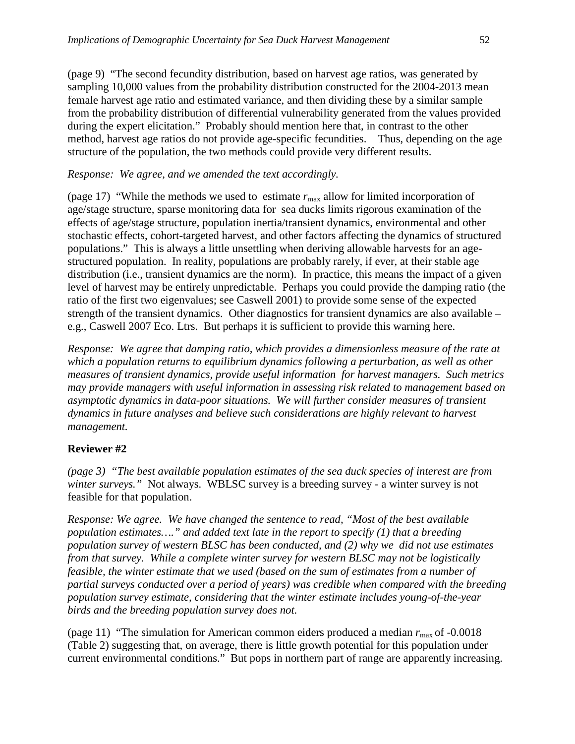(page 9) "The second fecundity distribution, based on harvest age ratios, was generated by sampling 10,000 values from the probability distribution constructed for the 2004-2013 mean female harvest age ratio and estimated variance, and then dividing these by a similar sample from the probability distribution of differential vulnerability generated from the values provided during the expert elicitation." Probably should mention here that, in contrast to the other method, harvest age ratios do not provide age-specific fecundities. Thus, depending on the age structure of the population, the two methods could provide very different results.

*Response: We agree, and we amended the text accordingly.*

(page 17) "While the methods we used to estimate $r_{max}$ allow for limited incorporation of age/stage structure, sparse monitoring data for sea ducks limits rigorous examination of the effects of age/stage structure, population inertia/transient dynamics, environmental and other stochastic effects, cohort-targeted harvest, and other factors affecting the dynamics of structured populations." This is always a little unsettling when deriving allowable harvests for an age-structured population. In reality, populations are probably rarely, if ever, at their stable age distribution (i.e., transient dynamics are the norm). In practice, this means the impact of a given level of harvest may be entirely unpredictable. Perhaps you could provide the damping ratio (the ratio of the first two eigenvalues; see Caswell 2001) to provide some sense of the expected strength of the transient dynamics. Other diagnostics for transient dynamics are also available – e.g., Caswell 2007 Eco. Ltrs. But perhaps it is sufficient to provide this warning here.

*Response: We agree that damping ratio, which provides a dimensionless measure of the rate at which a population returns to equilibrium dynamics following a perturbation, as well as other measures of transient dynamics, provide useful information for harvest managers. Such metrics may provide managers with useful information in assessing risk related to management based on asymptotic dynamics in data-poor situations. We will further consider measures of transient dynamics in future analyses and believe such considerations are highly relevant to harvest management.*

**Reviewer #2**

*(page 3) "The best available population estimates of the sea duck species of interest are from winter surveys."* Not always. WBLSC survey is a breeding survey - a winter survey is not feasible for that population.

*Response: We agree. We have changed the sentence to read, "Most of the best available population estimates…." and added text late in the report to specify (1) that a breeding population survey of western BLSC has been conducted, and (2) why we did not use estimates from that survey. While a complete winter survey for western BLSC may not be logistically feasible, the winter estimate that we used (based on the sum of estimates from a number of partial surveys conducted over a period of years) was credible when compared with the breeding population survey estimate, considering that the winter estimate includes young-of-the-year birds and the breeding population survey does not.*

(page 11) "The simulation for American common eiders produced a median $r_{max}$ of -0.0018 (Table 2) suggesting that, on average, there is little growth potential for this population under current environmental conditions." But pops in northern part of range are apparently increasing.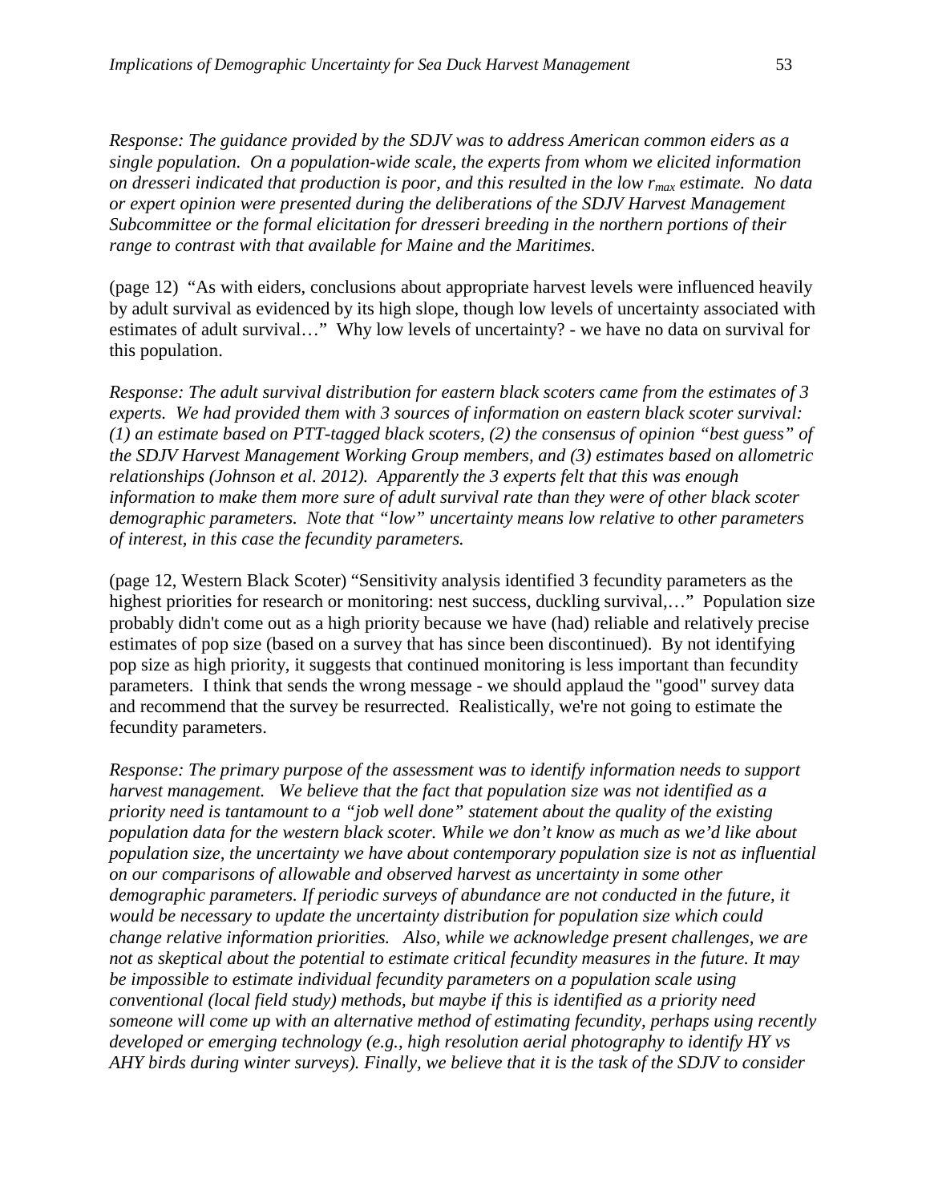*Response: The guidance provided by the SDJV was to address American common eiders as a single population. On a population-wide scale, the experts from whom we elicited information on dresseri indicated that production is poor, and this resulted in the low $r_{max}$ estimate. No data or expert opinion were presented during the deliberations of the SDJV Harvest Management Subcommittee or the formal elicitation for dresseri breeding in the northern portions of their range to contrast with that available for Maine and the Maritimes.*

(page 12) "As with eiders, conclusions about appropriate harvest levels were influenced heavily by adult survival as evidenced by its high slope, though low levels of uncertainty associated with estimates of adult survival…" Why low levels of uncertainty? - we have no data on survival for this population.

*Response: The adult survival distribution for eastern black scoters came from the estimates of 3 experts. We had provided them with 3 sources of information on eastern black scoter survival: (1) an estimate based on PTT-tagged black scoters, (2) the consensus of opinion "best guess" of the SDJV Harvest Management Working Group members, and (3) estimates based on allometric relationships (Johnson et al. 2012). Apparently the 3 experts felt that this was enough information to make them more sure of adult survival rate than they were of other black scoter demographic parameters. Note that "low" uncertainty means low relative to other parameters of interest, in this case the fecundity parameters.*

(page 12, Western Black Scoter) "Sensitivity analysis identified 3 fecundity parameters as the highest priorities for research or monitoring: nest success, duckling survival,…" Population size probably didn't come out as a high priority because we have (had) reliable and relatively precise estimates of pop size (based on a survey that has since been discontinued). By not identifying pop size as high priority, it suggests that continued monitoring is less important than fecundity parameters. I think that sends the wrong message - we should applaud the "good" survey data and recommend that the survey be resurrected. Realistically, we're not going to estimate the fecundity parameters.

*Response: The primary purpose of the assessment was to identify information needs to support harvest management. We believe that the fact that population size was not identified as a priority need is tantamount to a "job well done" statement about the quality of the existing population data for the western black scoter. While we don't know as much as we'd like about population size, the uncertainty we have about contemporary population size is not as influential on our comparisons of allowable and observed harvest as uncertainty in some other demographic parameters. If periodic surveys of abundance are not conducted in the future, it would be necessary to update the uncertainty distribution for population size which could change relative information priorities. Also, while we acknowledge present challenges, we are not as skeptical about the potential to estimate critical fecundity measures in the future. It may be impossible to estimate individual fecundity parameters on a population scale using conventional (local field study) methods, but maybe if this is identified as a priority need someone will come up with an alternative method of estimating fecundity, perhaps using recently developed or emerging technology (e.g., high resolution aerial photography to identify HY vs AHY birds during winter surveys). Finally, we believe that it is the task of the SDJV to consider*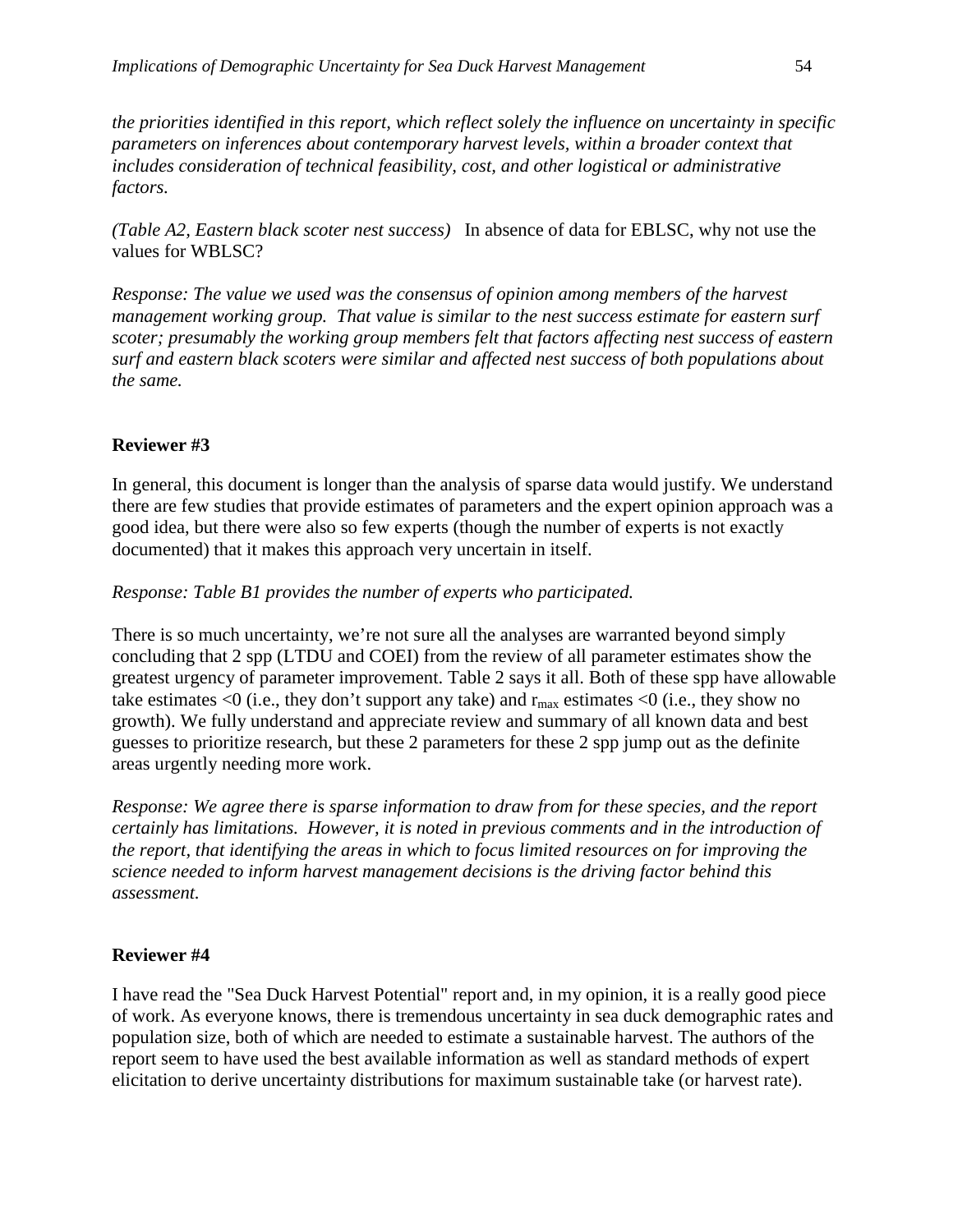*the priorities identified in this report, which reflect solely the influence on uncertainty in specific parameters on inferences about contemporary harvest levels, within a broader context that includes consideration of technical feasibility, cost, and other logistical or administrative factors.*

*(Table A2, Eastern black scoter nest success)* In absence of data for EBLSC, why not use the values for WBLSC?

*Response: The value we used was the consensus of opinion among members of the harvest management working group. That value is similar to the nest success estimate for eastern surf scoter; presumably the working group members felt that factors affecting nest success of eastern surf and eastern black scoters were similar and affected nest success of both populations about the same.*

**Reviewer #3**

In general, this document is longer than the analysis of sparse data would justify. We understand there are few studies that provide estimates of parameters and the expert opinion approach was a good idea, but there were also so few experts (though the number of experts is not exactly documented) that it makes this approach very uncertain in itself.

*Response: Table B1 provides the number of experts who participated.*

There is so much uncertainty, we're not sure all the analyses are warranted beyond simply concluding that 2 spp (LTDU and COEI) from the review of all parameter estimates show the greatest urgency of parameter improvement. Table 2 says it all. Both of these spp have allowable take estimates <0 (i.e., they don't support any take) and $r_{max}$ estimates <0 (i.e., they show no growth). We fully understand and appreciate review and summary of all known data and best guesses to prioritize research, but these 2 parameters for these 2 spp jump out as the definite areas urgently needing more work.

*Response: We agree there is sparse information to draw from for these species, and the report certainly has limitations. However, it is noted in previous comments and in the introduction of the report, that identifying the areas in which to focus limited resources on for improving the science needed to inform harvest management decisions is the driving factor behind this assessment.*

**Reviewer #4**

I have read the "Sea Duck Harvest Potential" report and, in my opinion, it is a really good piece of work. As everyone knows, there is tremendous uncertainty in sea duck demographic rates and population size, both of which are needed to estimate a sustainable harvest. The authors of the report seem to have used the best available information as well as standard methods of expert elicitation to derive uncertainty distributions for maximum sustainable take (or harvest rate).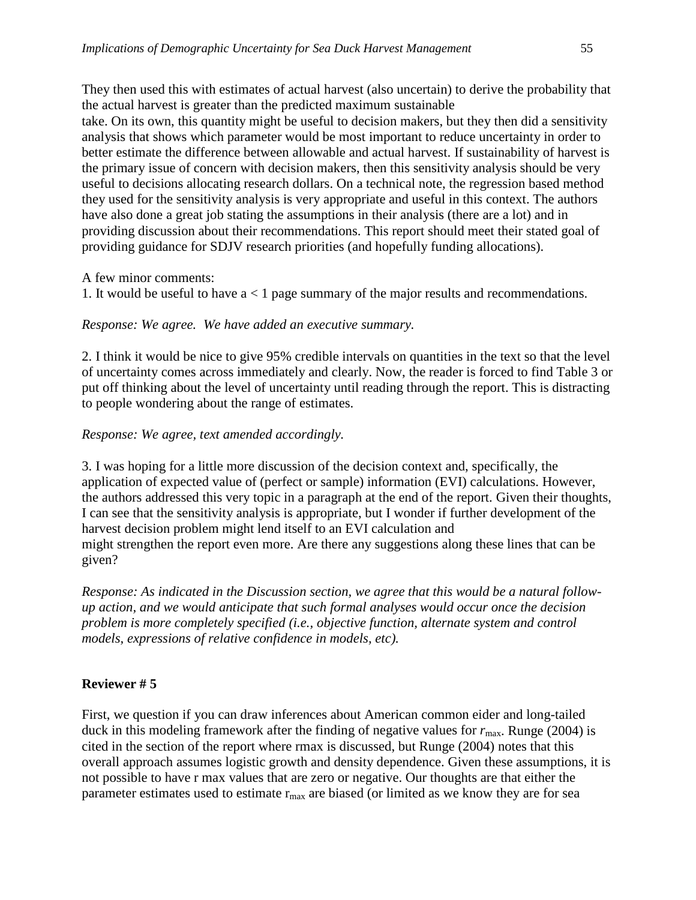They then used this with estimates of actual harvest (also uncertain) to derive the probability that the actual harvest is greater than the predicted maximum sustainable take. On its own, this quantity might be useful to decision makers, but they then did a sensitivity analysis that shows which parameter would be most important to reduce uncertainty in order to better estimate the difference between allowable and actual harvest. If sustainability of harvest is the primary issue of concern with decision makers, then this sensitivity analysis should be very useful to decisions allocating research dollars. On a technical note, the regression based method they used for the sensitivity analysis is very appropriate and useful in this context. The authors have also done a great job stating the assumptions in their analysis (there are a lot) and in providing discussion about their recommendations. This report should meet their stated goal of providing guidance for SDJV research priorities (and hopefully funding allocations).

A few minor comments:

1. It would be useful to have a < 1 page summary of the major results and recommendations.

*Response: We agree. We have added an executive summary.*

2. I think it would be nice to give 95% credible intervals on quantities in the text so that the level of uncertainty comes across immediately and clearly. Now, the reader is forced to find Table 3 or put off thinking about the level of uncertainty until reading through the report. This is distracting to people wondering about the range of estimates.

*Response: We agree, text amended accordingly.*

3. I was hoping for a little more discussion of the decision context and, specifically, the application of expected value of (perfect or sample) information (EVI) calculations. However, the authors addressed this very topic in a paragraph at the end of the report. Given their thoughts, I can see that the sensitivity analysis is appropriate, but I wonder if further development of the harvest decision problem might lend itself to an EVI calculation and might strengthen the report even more. Are there any suggestions along these lines that can be given?

*Response: As indicated in the Discussion section, we agree that this would be a natural follow-up action, and we would anticipate that such formal analyses would occur once the decision problem is more completely specified (i.e., objective function, alternate system and control models, expressions of relative confidence in models, etc).*

**Reviewer # 5**

First, we question if you can draw inferences about American common eider and long-tailed duck in this modeling framework after the finding of negative values for $r_{max}$. Runge (2004) is cited in the section of the report where rmax is discussed, but Runge (2004) notes that this overall approach assumes logistic growth and density dependence. Given these assumptions, it is not possible to have r max values that are zero or negative. Our thoughts are that either the parameter estimates used to estimate $r_{max}$ are biased (or limited as we know they are for sea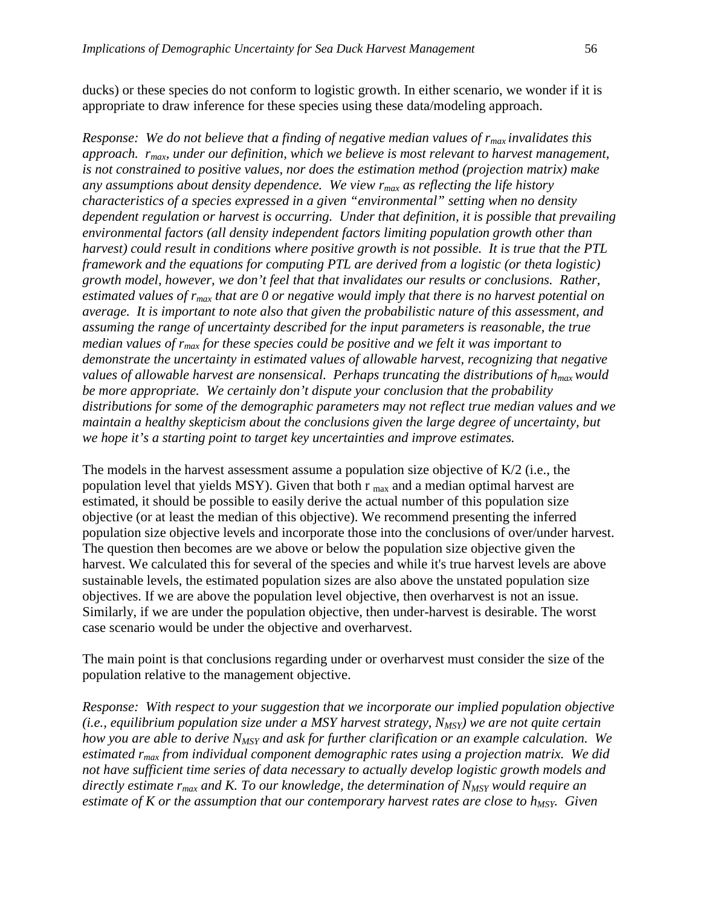ducks) or these species do not conform to logistic growth. In either scenario, we wonder if it is appropriate to draw inference for these species using these data/modeling approach.

*Response: We do not believe that a finding of negative median values of $r_{max}$ invalidates this approach. $r_{max}$, under our definition, which we believe is most relevant to harvest management, is not constrained to positive values, nor does the estimation method (projection matrix) make any assumptions about density dependence. We view $r_{max}$ as reflecting the life history characteristics of a species expressed in a given "environmental" setting when no density dependent regulation or harvest is occurring. Under that definition, it is possible that prevailing environmental factors (all density independent factors limiting population growth other than harvest) could result in conditions where positive growth is not possible. It is true that the PTL framework and the equations for computing PTL are derived from a logistic (or theta logistic) growth model, however, we don't feel that that invalidates our results or conclusions. Rather, estimated values of $r_{max}$ that are 0 or negative would imply that there is no harvest potential on average. It is important to note also that given the probabilistic nature of this assessment, and assuming the range of uncertainty described for the input parameters is reasonable, the true median values of $r_{max}$ for these species could be positive and we felt it was important to demonstrate the uncertainty in estimated values of allowable harvest, recognizing that negative values of allowable harvest are nonsensical. Perhaps truncating the distributions of $h_{max}$ would be more appropriate. We certainly don't dispute your conclusion that the probability distributions for some of the demographic parameters may not reflect true median values and we maintain a healthy skepticism about the conclusions given the large degree of uncertainty, but we hope it's a starting point to target key uncertainties and improve estimates.*

The models in the harvest assessment assume a population size objective of K/2 (i.e., the population level that yields MSY). Given that both $r_{max}$ and a median optimal harvest are estimated, it should be possible to easily derive the actual number of this population size objective (or at least the median of this objective). We recommend presenting the inferred population size objective levels and incorporate those into the conclusions of over/under harvest. The question then becomes are we above or below the population size objective given the harvest. We calculated this for several of the species and while it's true harvest levels are above sustainable levels, the estimated population sizes are also above the unstated population size objectives. If we are above the population level objective, then overharvest is not an issue. Similarly, if we are under the population objective, then under-harvest is desirable. The worst case scenario would be under the objective and overharvest.

The main point is that conclusions regarding under or overharvest must consider the size of the population relative to the management objective.

*Response: With respect to your suggestion that we incorporate our implied population objective (i.e., equilibrium population size under a MSY harvest strategy, $N_{MSY}$) we are not quite certain how you are able to derive $N_{MSY}$ and ask for further clarification or an example calculation. We estimated $r_{max}$ from individual component demographic rates using a projection matrix. We did not have sufficient time series of data necessary to actually develop logistic growth models and directly estimate $r_{max}$ and K. To our knowledge, the determination of $N_{MSY}$ would require an estimate of K or the assumption that our contemporary harvest rates are close to $h_{MSY}$. Given*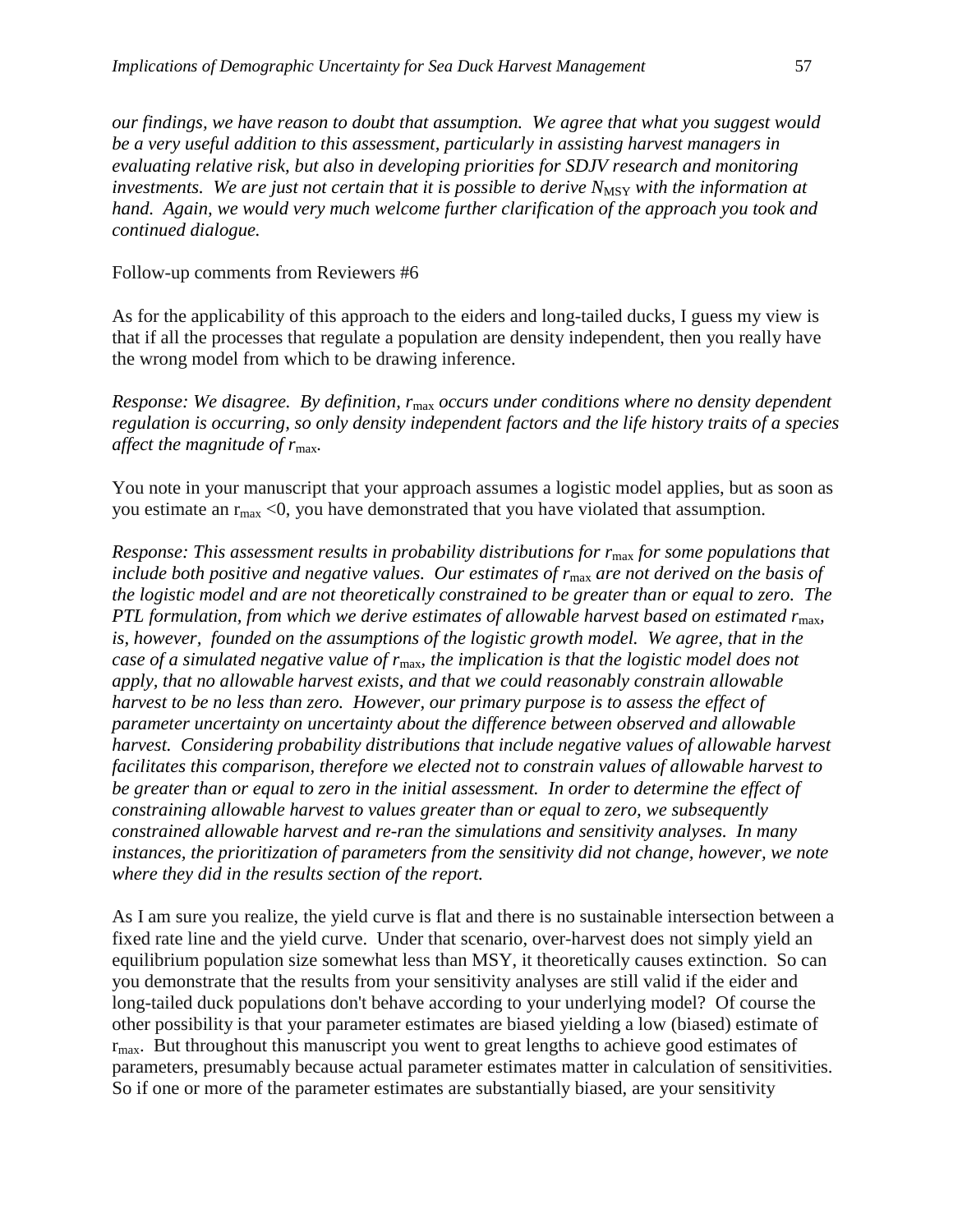*our findings, we have reason to doubt that assumption. We agree that what you suggest would be a very useful addition to this assessment, particularly in assisting harvest managers in evaluating relative risk, but also in developing priorities for SDJV research and monitoring investments. We are just not certain that it is possible to derive $N_{MSY}$ with the information at hand. Again, we would very much welcome further clarification of the approach you took and continued dialogue.*

Follow-up comments from Reviewers #6

As for the applicability of this approach to the eiders and long-tailed ducks, I guess my view is that if all the processes that regulate a population are density independent, then you really have the wrong model from which to be drawing inference.

*Response: We disagree. By definition, $r_{max}$ occurs under conditions where no density dependent regulation is occurring, so only density independent factors and the life history traits of a species affect the magnitude of $r_{max}$.*

You note in your manuscript that your approach assumes a logistic model applies, but as soon as you estimate an $r_{max} < 0$, you have demonstrated that you have violated that assumption.

*Response: This assessment results in probability distributions for $r_{max}$ for some populations that include both positive and negative values. Our estimates of $r_{max}$ are not derived on the basis of the logistic model and are not theoretically constrained to be greater than or equal to zero. The PTL formulation, from which we derive estimates of allowable harvest based on estimated $r_{max}$, is, however, founded on the assumptions of the logistic growth model. We agree, that in the case of a simulated negative value of $r_{max}$, the implication is that the logistic model does not apply, that no allowable harvest exists, and that we could reasonably constrain allowable harvest to be no less than zero. However, our primary purpose is to assess the effect of parameter uncertainty on uncertainty about the difference between observed and allowable harvest. Considering probability distributions that include negative values of allowable harvest facilitates this comparison, therefore we elected not to constrain values of allowable harvest to be greater than or equal to zero in the initial assessment. In order to determine the effect of constraining allowable harvest to values greater than or equal to zero, we subsequently constrained allowable harvest and re-ran the simulations and sensitivity analyses. In many instances, the prioritization of parameters from the sensitivity did not change, however, we note where they did in the results section of the report.*

As I am sure you realize, the yield curve is flat and there is no sustainable intersection between a fixed rate line and the yield curve. Under that scenario, over-harvest does not simply yield an equilibrium population size somewhat less than MSY, it theoretically causes extinction. So can you demonstrate that the results from your sensitivity analyses are still valid if the eider and long-tailed duck populations don't behave according to your underlying model? Of course the other possibility is that your parameter estimates are biased yielding a low (biased) estimate of $r_{max}$. But throughout this manuscript you went to great lengths to achieve good estimates of parameters, presumably because actual parameter estimates matter in calculation of sensitivities. So if one or more of the parameter estimates are substantially biased, are your sensitivity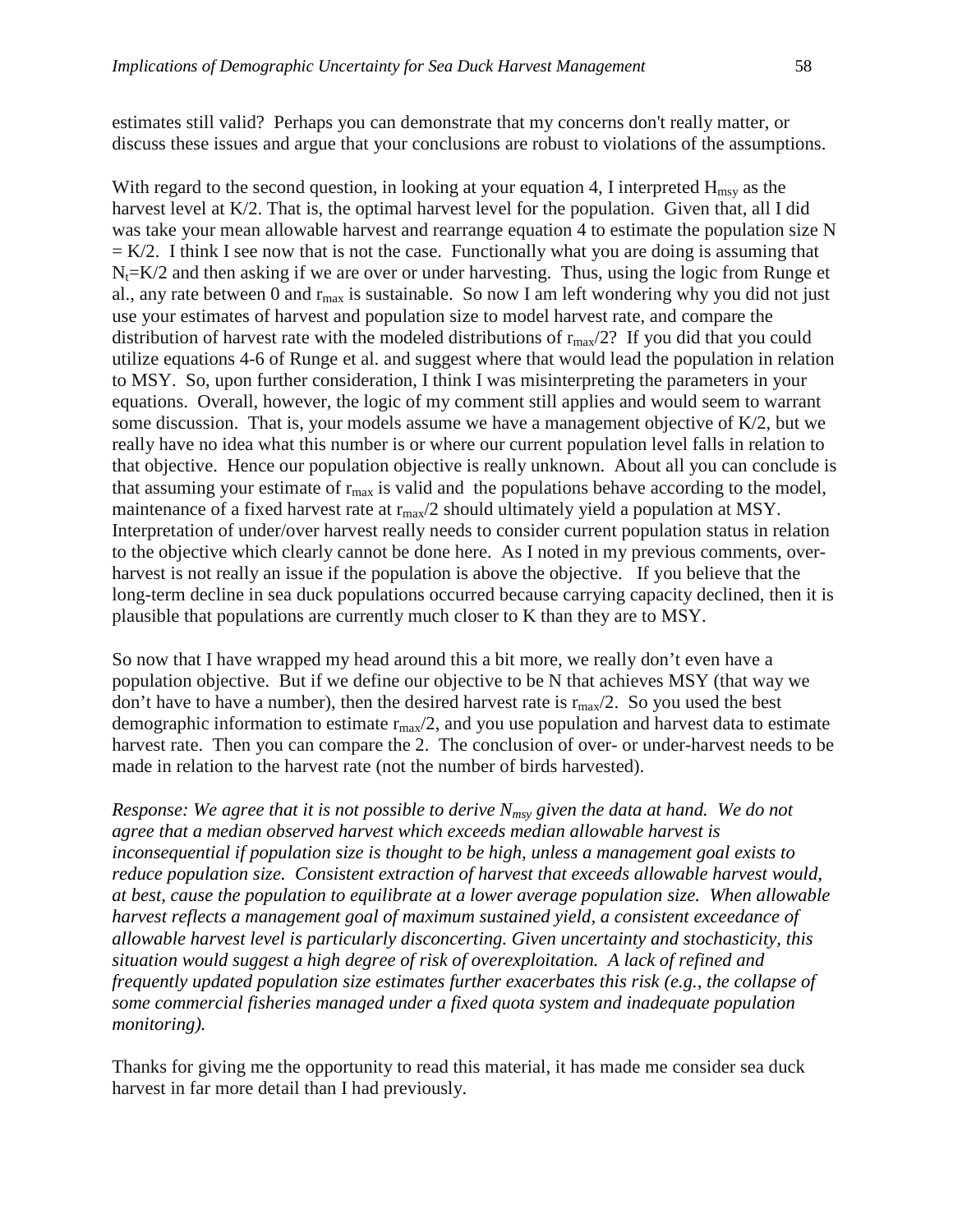estimates still valid? Perhaps you can demonstrate that my concerns don't really matter, or discuss these issues and argue that your conclusions are robust to violations of the assumptions.

With regard to the second question, in looking at your equation 4, I interpreted $H_{msy}$ as the harvest level at K/2. That is, the optimal harvest level for the population. Given that, all I did was take your mean allowable harvest and rearrange equation 4 to estimate the population size N = K/2. I think I see now that is not the case. Functionally what you are doing is assuming that $N_t$=K/2 and then asking if we are over or under harvesting. Thus, using the logic from Runge et al., any rate between 0 and $r_{max}$ is sustainable. So now I am left wondering why you did not just use your estimates of harvest and population size to model harvest rate, and compare the distribution of harvest rate with the modeled distributions of $r_{max}/2$? If you did that you could utilize equations 4-6 of Runge et al. and suggest where that would lead the population in relation to MSY. So, upon further consideration, I think I was misinterpreting the parameters in your equations. Overall, however, the logic of my comment still applies and would seem to warrant some discussion. That is, your models assume we have a management objective of K/2, but we really have no idea what this number is or where our current population level falls in relation to that objective. Hence our population objective is really unknown. About all you can conclude is that assuming your estimate of $r_{max}$ is valid and the populations behave according to the model, maintenance of a fixed harvest rate at $r_{max}/2$ should ultimately yield a population at MSY. Interpretation of under/over harvest really needs to consider current population status in relation to the objective which clearly cannot be done here. As I noted in my previous comments, over-harvest is not really an issue if the population is above the objective. If you believe that the long-term decline in sea duck populations occurred because carrying capacity declined, then it is plausible that populations are currently much closer to K than they are to MSY.

So now that I have wrapped my head around this a bit more, we really don't even have a population objective. But if we define our objective to be N that achieves MSY (that way we don't have to have a number), then the desired harvest rate is $r_{max}/2$. So you used the best demographic information to estimate $r_{max}/2$, and you use population and harvest data to estimate harvest rate. Then you can compare the 2. The conclusion of over- or under-harvest needs to be made in relation to the harvest rate (not the number of birds harvested).

*Response: We agree that it is not possible to derive $N_{msy}$ given the data at hand. We do not agree that a median observed harvest which exceeds median allowable harvest is inconsequential if population size is thought to be high, unless a management goal exists to reduce population size. Consistent extraction of harvest that exceeds allowable harvest would, at best, cause the population to equilibrate at a lower average population size. When allowable harvest reflects a management goal of maximum sustained yield, a consistent exceedance of allowable harvest level is particularly disconcerting. Given uncertainty and stochasticity, this situation would suggest a high degree of risk of overexploitation. A lack of refined and frequently updated population size estimates further exacerbates this risk (e.g., the collapse of some commercial fisheries managed under a fixed quota system and inadequate population monitoring).*

Thanks for giving me the opportunity to read this material, it has made me consider sea duck harvest in far more detail than I had previously.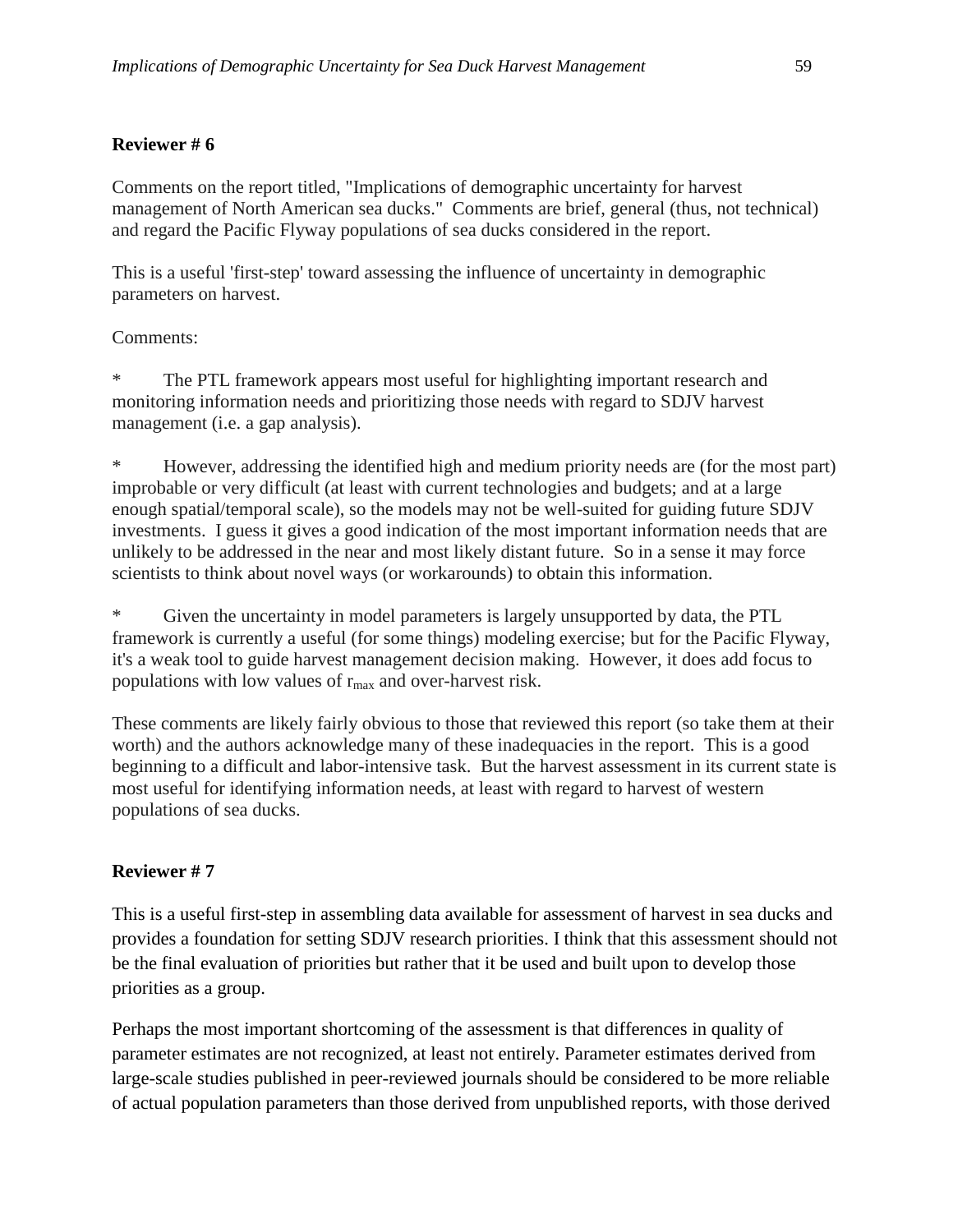**Reviewer # 6**

Comments on the report titled, "Implications of demographic uncertainty for harvest management of North American sea ducks." Comments are brief, general (thus, not technical) and regard the Pacific Flyway populations of sea ducks considered in the report.

This is a useful 'first-step' toward assessing the influence of uncertainty in demographic parameters on harvest.

Comments:

* The PTL framework appears most useful for highlighting important research and monitoring information needs and prioritizing those needs with regard to SDJV harvest management (i.e. a gap analysis).

* However, addressing the identified high and medium priority needs are (for the most part) improbable or very difficult (at least with current technologies and budgets; and at a large enough spatial/temporal scale), so the models may not be well-suited for guiding future SDJV investments. I guess it gives a good indication of the most important information needs that are unlikely to be addressed in the near and most likely distant future. So in a sense it may force scientists to think about novel ways (or workarounds) to obtain this information.

* Given the uncertainty in model parameters is largely unsupported by data, the PTL framework is currently a useful (for some things) modeling exercise; but for the Pacific Flyway, it's a weak tool to guide harvest management decision making. However, it does add focus to populations with low values of $r_{max}$ and over-harvest risk.

These comments are likely fairly obvious to those that reviewed this report (so take them at their worth) and the authors acknowledge many of these inadequacies in the report. This is a good beginning to a difficult and labor-intensive task. But the harvest assessment in its current state is most useful for identifying information needs, at least with regard to harvest of western populations of sea ducks.

**Reviewer # 7**

This is a useful first-step in assembling data available for assessment of harvest in sea ducks and provides a foundation for setting SDJV research priorities. I think that this assessment should not be the final evaluation of priorities but rather that it be used and built upon to develop those priorities as a group.

Perhaps the most important shortcoming of the assessment is that differences in quality of parameter estimates are not recognized, at least not entirely. Parameter estimates derived from large-scale studies published in peer-reviewed journals should be considered to be more reliable of actual population parameters than those derived from unpublished reports, with those derived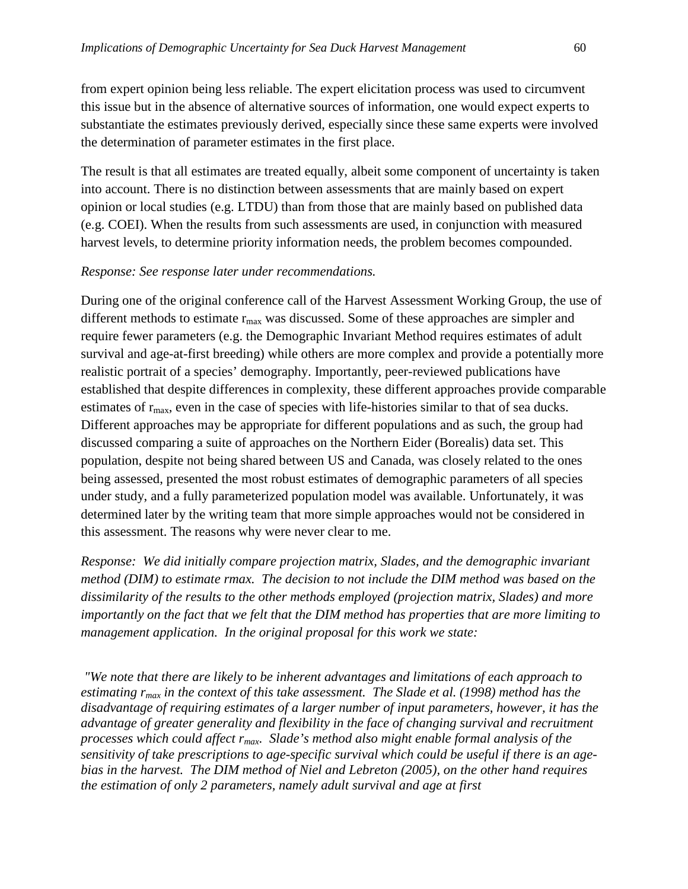from expert opinion being less reliable. The expert elicitation process was used to circumvent this issue but in the absence of alternative sources of information, one would expect experts to substantiate the estimates previously derived, especially since these same experts were involved the determination of parameter estimates in the first place.

The result is that all estimates are treated equally, albeit some component of uncertainty is taken into account. There is no distinction between assessments that are mainly based on expert opinion or local studies (e.g. LTDU) than from those that are mainly based on published data (e.g. COEI). When the results from such assessments are used, in conjunction with measured harvest levels, to determine priority information needs, the problem becomes compounded.

*Response: See response later under recommendations.*

During one of the original conference call of the Harvest Assessment Working Group, the use of different methods to estimate $r_{max}$ was discussed. Some of these approaches are simpler and require fewer parameters (e.g. the Demographic Invariant Method requires estimates of adult survival and age-at-first breeding) while others are more complex and provide a potentially more realistic portrait of a species' demography. Importantly, peer-reviewed publications have established that despite differences in complexity, these different approaches provide comparable estimates of $r_{max}$, even in the case of species with life-histories similar to that of sea ducks. Different approaches may be appropriate for different populations and as such, the group had discussed comparing a suite of approaches on the Northern Eider (Borealis) data set. This population, despite not being shared between US and Canada, was closely related to the ones being assessed, presented the most robust estimates of demographic parameters of all species under study, and a fully parameterized population model was available. Unfortunately, it was determined later by the writing team that more simple approaches would not be considered in this assessment. The reasons why were never clear to me.

*Response: We did initially compare projection matrix, Slades, and the demographic invariant method (DIM) to estimate rmax. The decision to not include the DIM method was based on the dissimilarity of the results to the other methods employed (projection matrix, Slades) and more importantly on the fact that we felt that the DIM method has properties that are more limiting to management application. In the original proposal for this work we state:*

*"We note that there are likely to be inherent advantages and limitations of each approach to estimating $r_{max}$ in the context of this take assessment. The Slade et al. (1998) method has the disadvantage of requiring estimates of a larger number of input parameters, however, it has the advantage of greater generality and flexibility in the face of changing survival and recruitment processes which could affect $r_{max}$. Slade's method also might enable formal analysis of the sensitivity of take prescriptions to age-specific survival which could be useful if there is an age-bias in the harvest. The DIM method of Niel and Lebreton (2005), on the other hand requires the estimation of only 2 parameters, namely adult survival and age at first*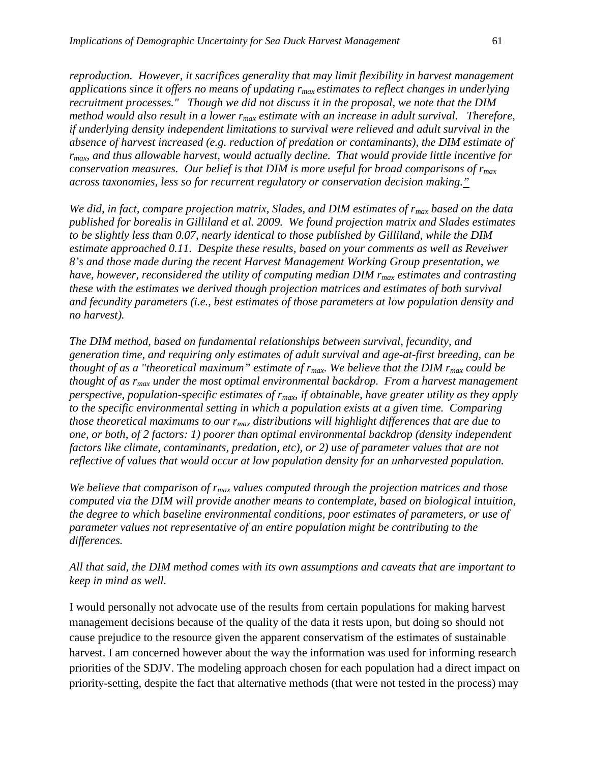*reproduction. However, it sacrifices generality that may limit flexibility in harvest management applications since it offers no means of updating $r_{max}$ estimates to reflect changes in underlying recruitment processes." Though we did not discuss it in the proposal, we note that the DIM method would also result in a lower $r_{max}$ estimate with an increase in adult survival. Therefore, if underlying density independent limitations to survival were relieved and adult survival in the absence of harvest increased (e.g. reduction of predation or contaminants), the DIM estimate of $r_{max}$, and thus allowable harvest, would actually decline. That would provide little incentive for conservation measures. Our belief is that DIM is more useful for broad comparisons of $r_{max}$ across taxonomies, less so for recurrent regulatory or conservation decision making."*

*We did, in fact, compare projection matrix, Slades, and DIM estimates of $r_{max}$ based on the data published for borealis in Gilliland et al. 2009. We found projection matrix and Slades estimates to be slightly less than 0.07, nearly identical to those published by Gilliland, while the DIM estimate approached 0.11. Despite these results, based on your comments as well as Reveiwer 8's and those made during the recent Harvest Management Working Group presentation, we have, however, reconsidered the utility of computing median DIM $r_{max}$ estimates and contrasting these with the estimates we derived though projection matrices and estimates of both survival and fecundity parameters (i.e., best estimates of those parameters at low population density and no harvest).*

*The DIM method, based on fundamental relationships between survival, fecundity, and generation time, and requiring only estimates of adult survival and age-at-first breeding, can be thought of as a "theoretical maximum" estimate of $r_{max}$. We believe that the DIM $r_{max}$ could be thought of as $r_{max}$ under the most optimal environmental backdrop. From a harvest management perspective, population-specific estimates of $r_{max}$, if obtainable, have greater utility as they apply to the specific environmental setting in which a population exists at a given time. Comparing those theoretical maximums to our $r_{max}$ distributions will highlight differences that are due to one, or both, of 2 factors: 1) poorer than optimal environmental backdrop (density independent factors like climate, contaminants, predation, etc), or 2) use of parameter values that are not reflective of values that would occur at low population density for an unharvested population.*

*We believe that comparison of $r_{max}$ values computed through the projection matrices and those computed via the DIM will provide another means to contemplate, based on biological intuition, the degree to which baseline environmental conditions, poor estimates of parameters, or use of parameter values not representative of an entire population might be contributing to the differences.*

*All that said, the DIM method comes with its own assumptions and caveats that are important to keep in mind as well.*

I would personally not advocate use of the results from certain populations for making harvest management decisions because of the quality of the data it rests upon, but doing so should not cause prejudice to the resource given the apparent conservatism of the estimates of sustainable harvest. I am concerned however about the way the information was used for informing research priorities of the SDJV. The modeling approach chosen for each population had a direct impact on priority-setting, despite the fact that alternative methods (that were not tested in the process) may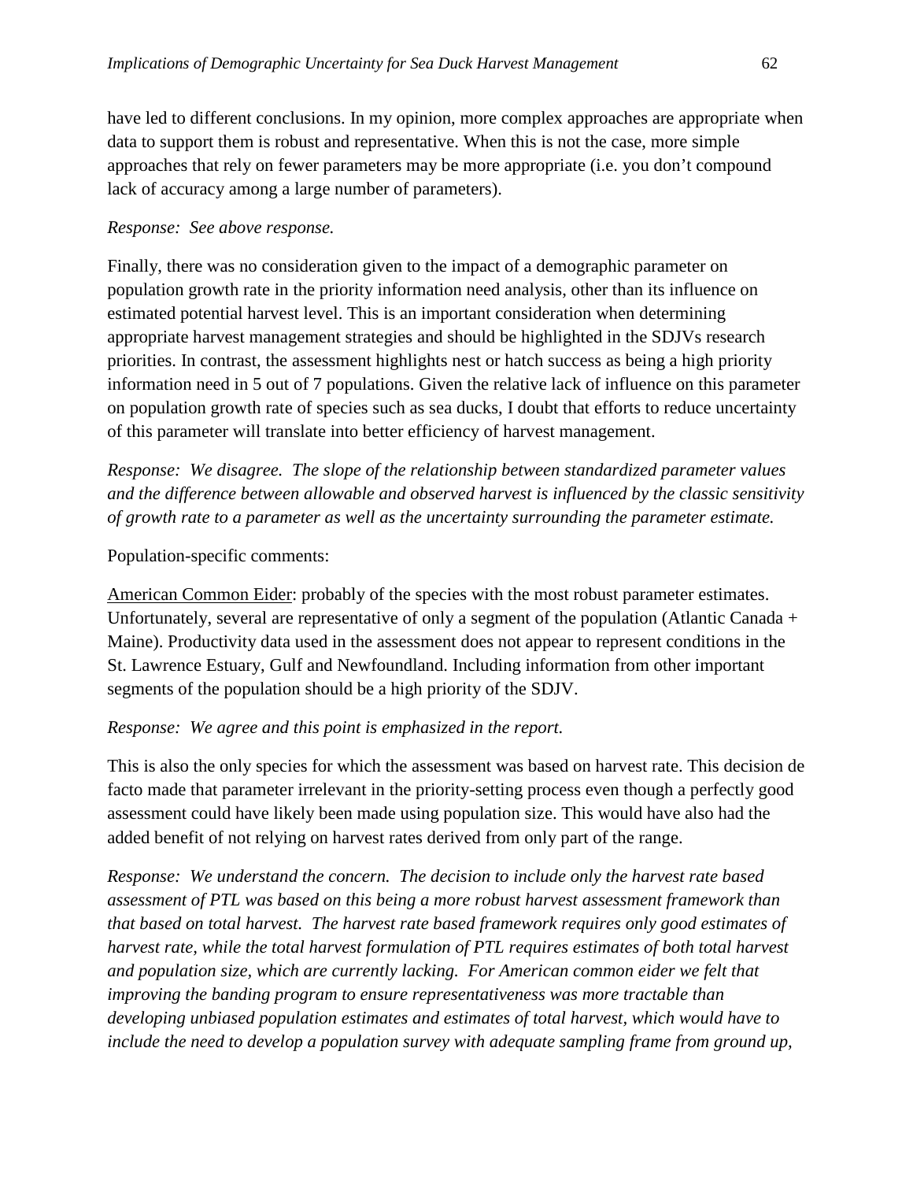have led to different conclusions. In my opinion, more complex approaches are appropriate when data to support them is robust and representative. When this is not the case, more simple approaches that rely on fewer parameters may be more appropriate (i.e. you don't compound lack of accuracy among a large number of parameters).

*Response: See above response.*

Finally, there was no consideration given to the impact of a demographic parameter on population growth rate in the priority information need analysis, other than its influence on estimated potential harvest level. This is an important consideration when determining appropriate harvest management strategies and should be highlighted in the SDJVs research priorities. In contrast, the assessment highlights nest or hatch success as being a high priority information need in 5 out of 7 populations. Given the relative lack of influence on this parameter on population growth rate of species such as sea ducks, I doubt that efforts to reduce uncertainty of this parameter will translate into better efficiency of harvest management.

*Response: We disagree. The slope of the relationship between standardized parameter values and the difference between allowable and observed harvest is influenced by the classic sensitivity of growth rate to a parameter as well as the uncertainty surrounding the parameter estimate.*

Population-specific comments:

<u>American Common Eider</u>: probably of the species with the most robust parameter estimates. Unfortunately, several are representative of only a segment of the population (Atlantic Canada + Maine). Productivity data used in the assessment does not appear to represent conditions in the St. Lawrence Estuary, Gulf and Newfoundland. Including information from other important segments of the population should be a high priority of the SDJV.

*Response: We agree and this point is emphasized in the report.*

This is also the only species for which the assessment was based on harvest rate. This decision de facto made that parameter irrelevant in the priority-setting process even though a perfectly good assessment could have likely been made using population size. This would have also had the added benefit of not relying on harvest rates derived from only part of the range.

*Response: We understand the concern. The decision to include only the harvest rate based assessment of PTL was based on this being a more robust harvest assessment framework than that based on total harvest. The harvest rate based framework requires only good estimates of harvest rate, while the total harvest formulation of PTL requires estimates of both total harvest and population size, which are currently lacking. For American common eider we felt that improving the banding program to ensure representativeness was more tractable than developing unbiased population estimates and estimates of total harvest, which would have to include the need to develop a population survey with adequate sampling frame from ground up,*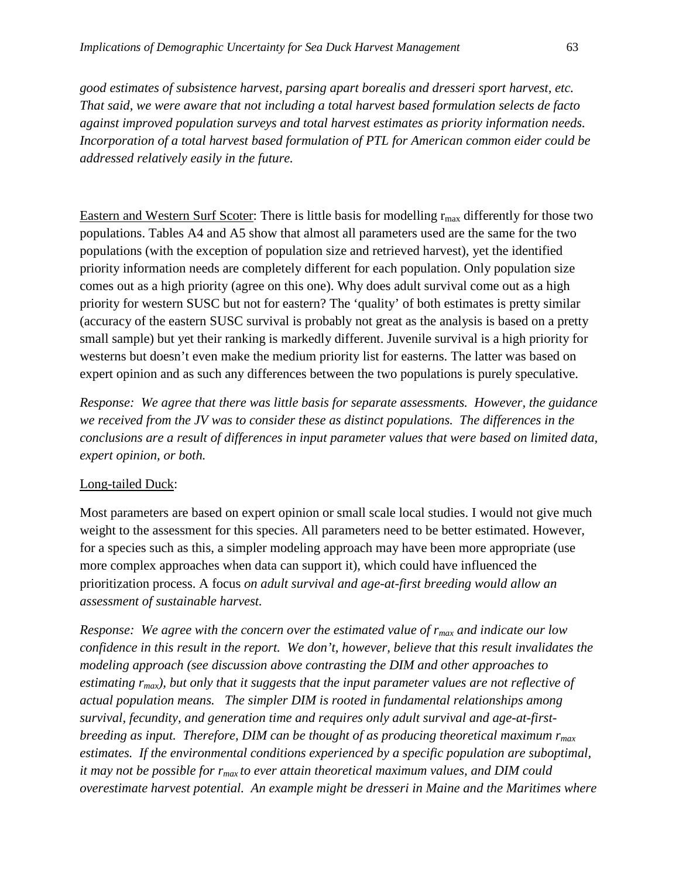*good estimates of subsistence harvest, parsing apart borealis and dresseri sport harvest, etc. That said, we were aware that not including a total harvest based formulation selects de facto against improved population surveys and total harvest estimates as priority information needs. Incorporation of a total harvest based formulation of PTL for American common eider could be addressed relatively easily in the future.*

Eastern and Western Surf Scoter: There is little basis for modelling $r_{max}$ differently for those two populations. Tables A4 and A5 show that almost all parameters used are the same for the two populations (with the exception of population size and retrieved harvest), yet the identified priority information needs are completely different for each population. Only population size comes out as a high priority (agree on this one). Why does adult survival come out as a high priority for western SUSC but not for eastern? The 'quality' of both estimates is pretty similar (accuracy of the eastern SUSC survival is probably not great as the analysis is based on a pretty small sample) but yet their ranking is markedly different. Juvenile survival is a high priority for westerns but doesn't even make the medium priority list for easterns. The latter was based on expert opinion and as such any differences between the two populations is purely speculative.

*Response: We agree that there was little basis for separate assessments. However, the guidance we received from the JV was to consider these as distinct populations. The differences in the conclusions are a result of differences in input parameter values that were based on limited data, expert opinion, or both.*

Long-tailed Duck:

Most parameters are based on expert opinion or small scale local studies. I would not give much weight to the assessment for this species. All parameters need to be better estimated. However, for a species such as this, a simpler modeling approach may have been more appropriate (use more complex approaches when data can support it), which could have influenced the prioritization process. A focus *on adult survival and age-at-first breeding would allow an assessment of sustainable harvest.*

*Response: We agree with the concern over the estimated value of $r_{max}$ and indicate our low confidence in this result in the report. We don't, however, believe that this result invalidates the modeling approach (see discussion above contrasting the DIM and other approaches to estimating $r_{max}$), but only that it suggests that the input parameter values are not reflective of actual population means. The simpler DIM is rooted in fundamental relationships among survival, fecundity, and generation time and requires only adult survival and age-at-first-breeding as input. Therefore, DIM can be thought of as producing theoretical maximum $r_{max}$ estimates. If the environmental conditions experienced by a specific population are suboptimal, it may not be possible for $r_{max}$ to ever attain theoretical maximum values, and DIM could overestimate harvest potential. An example might be dresseri in Maine and the Maritimes where*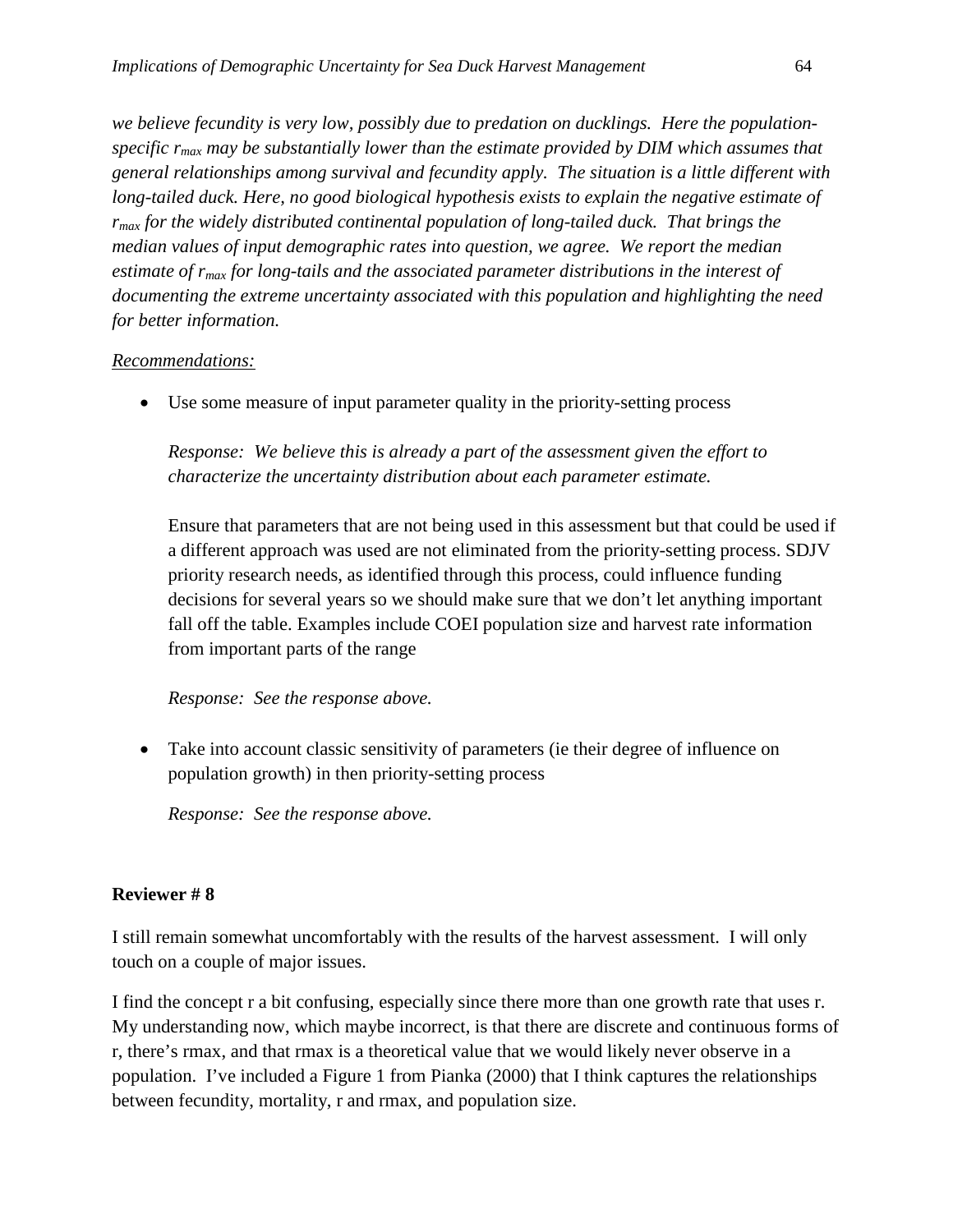*we believe fecundity is very low, possibly due to predation on ducklings. Here the population-specific $r_{max}$ may be substantially lower than the estimate provided by DIM which assumes that general relationships among survival and fecundity apply. The situation is a little different with long-tailed duck. Here, no good biological hypothesis exists to explain the negative estimate of $r_{max}$ for the widely distributed continental population of long-tailed duck. That brings the median values of input demographic rates into question, we agree. We report the median estimate of $r_{max}$ for long-tails and the associated parameter distributions in the interest of documenting the extreme uncertainty associated with this population and highlighting the need for better information.*

<u>Recommendations:</u>

- Use some measure of input parameter quality in the priority-setting process

  *Response: We believe this is already a part of the assessment given the effort to characterize the uncertainty distribution about each parameter estimate.*

  Ensure that parameters that are not being used in this assessment but that could be used if a different approach was used are not eliminated from the priority-setting process. SDJV priority research needs, as identified through this process, could influence funding decisions for several years so we should make sure that we don't let anything important fall off the table. Examples include COEI population size and harvest rate information from important parts of the range

  *Response: See the response above.*

- Take into account classic sensitivity of parameters (ie their degree of influence on population growth) in then priority-setting process

  *Response: See the response above.*

**Reviewer # 8**

I still remain somewhat uncomfortably with the results of the harvest assessment. I will only touch on a couple of major issues.

I find the concept r a bit confusing, especially since there more than one growth rate that uses r. My understanding now, which maybe incorrect, is that there are discrete and continuous forms of r, there's rmax, and that rmax is a theoretical value that we would likely never observe in a population. I've included a Figure 1 from Pianka (2000) that I think captures the relationships between fecundity, mortality, r and rmax, and population size.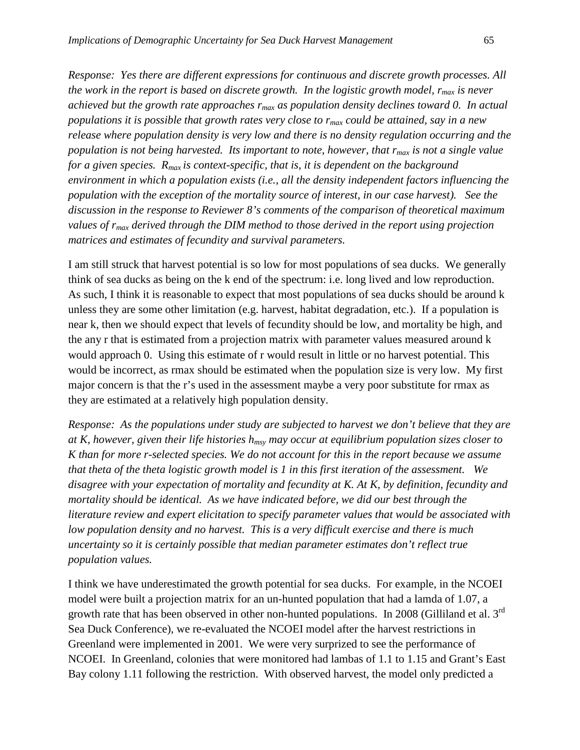*Response: Yes there are different expressions for continuous and discrete growth processes. All the work in the report is based on discrete growth. In the logistic growth model, $r_{max}$ is never achieved but the growth rate approaches $r_{max}$ as population density declines toward 0. In actual populations it is possible that growth rates very close to $r_{max}$ could be attained, say in a new release where population density is very low and there is no density regulation occurring and the population is not being harvested. Its important to note, however, that $r_{max}$ is not a single value for a given species. $R_{max}$ is context-specific, that is, it is dependent on the background environment in which a population exists (i.e., all the density independent factors influencing the population with the exception of the mortality source of interest, in our case harvest). See the discussion in the response to Reviewer 8's comments of the comparison of theoretical maximum values of $r_{max}$ derived through the DIM method to those derived in the report using projection matrices and estimates of fecundity and survival parameters.*

I am still struck that harvest potential is so low for most populations of sea ducks. We generally think of sea ducks as being on the k end of the spectrum: i.e. long lived and low reproduction. As such, I think it is reasonable to expect that most populations of sea ducks should be around k unless they are some other limitation (e.g. harvest, habitat degradation, etc.). If a population is near k, then we should expect that levels of fecundity should be low, and mortality be high, and the any r that is estimated from a projection matrix with parameter values measured around k would approach 0. Using this estimate of r would result in little or no harvest potential. This would be incorrect, as rmax should be estimated when the population size is very low. My first major concern is that the r's used in the assessment maybe a very poor substitute for rmax as they are estimated at a relatively high population density.

*Response: As the populations under study are subjected to harvest we don't believe that they are at K, however, given their life histories $h_{msy}$ may occur at equilibrium population sizes closer to K than for more r-selected species. We do not account for this in the report because we assume that theta of the theta logistic growth model is 1 in this first iteration of the assessment. We disagree with your expectation of mortality and fecundity at K. At K, by definition, fecundity and mortality should be identical. As we have indicated before, we did our best through the literature review and expert elicitation to specify parameter values that would be associated with low population density and no harvest. This is a very difficult exercise and there is much uncertainty so it is certainly possible that median parameter estimates don't reflect true population values.*

I think we have underestimated the growth potential for sea ducks. For example, in the NCOEI model were built a projection matrix for an un-hunted population that had a lamda of 1.07, a growth rate that has been observed in other non-hunted populations. In 2008 (Gilliland et al. 3rd Sea Duck Conference), we re-evaluated the NCOEI model after the harvest restrictions in Greenland were implemented in 2001. We were very surprized to see the performance of NCOEI. In Greenland, colonies that were monitored had lambas of 1.1 to 1.15 and Grant's East Bay colony 1.11 following the restriction. With observed harvest, the model only predicted a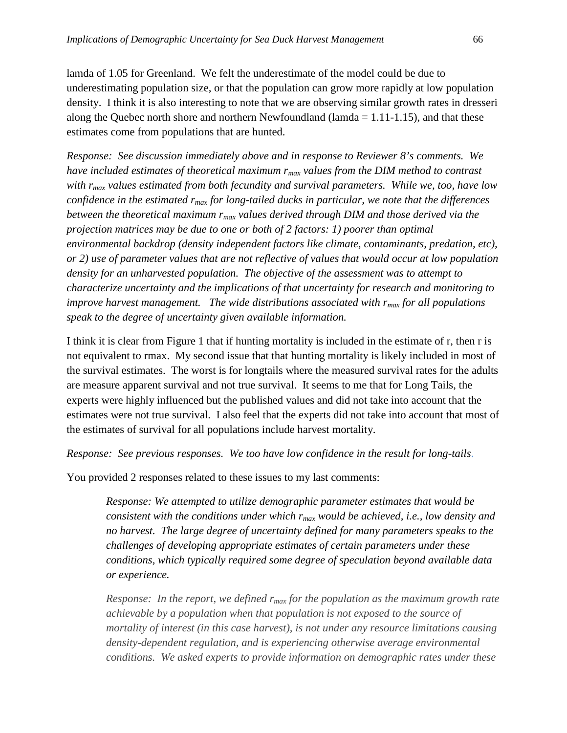lamda of 1.05 for Greenland. We felt the underestimate of the model could be due to underestimating population size, or that the population can grow more rapidly at low population density. I think it is also interesting to note that we are observing similar growth rates in dresseri along the Quebec north shore and northern Newfoundland (lamda = 1.11-1.15), and that these estimates come from populations that are hunted.

*Response: See discussion immediately above and in response to Reviewer 8's comments. We have included estimates of theoretical maximum $r_{max}$ values from the DIM method to contrast with $r_{max}$ values estimated from both fecundity and survival parameters. While we, too, have low confidence in the estimated $r_{max}$ for long-tailed ducks in particular, we note that the differences between the theoretical maximum $r_{max}$ values derived through DIM and those derived via the projection matrices may be due to one or both of 2 factors: 1) poorer than optimal environmental backdrop (density independent factors like climate, contaminants, predation, etc), or 2) use of parameter values that are not reflective of values that would occur at low population density for an unharvested population. The objective of the assessment was to attempt to characterize uncertainty and the implications of that uncertainty for research and monitoring to improve harvest management. The wide distributions associated with $r_{max}$ for all populations speak to the degree of uncertainty given available information.*

I think it is clear from Figure 1 that if hunting mortality is included in the estimate of r, then r is not equivalent to rmax. My second issue that that hunting mortality is likely included in most of the survival estimates. The worst is for longtails where the measured survival rates for the adults are measure apparent survival and not true survival. It seems to me that for Long Tails, the experts were highly influenced but the published values and did not take into account that the estimates were not true survival. I also feel that the experts did not take into account that most of the estimates of survival for all populations include harvest mortality.

*Response: See previous responses. We too have low confidence in the result for long-tails.*

You provided 2 responses related to these issues to my last comments:

> *Response: We attempted to utilize demographic parameter estimates that would be consistent with the conditions under which $r_{max}$ would be achieved, i.e., low density and no harvest. The large degree of uncertainty defined for many parameters speaks to the challenges of developing appropriate estimates of certain parameters under these conditions, which typically required some degree of speculation beyond available data or experience.*
>
> *Response: In the report, we defined $r_{max}$ for the population as the maximum growth rate achievable by a population when that population is not exposed to the source of mortality of interest (in this case harvest), is not under any resource limitations causing density-dependent regulation, and is experiencing otherwise average environmental conditions. We asked experts to provide information on demographic rates under these*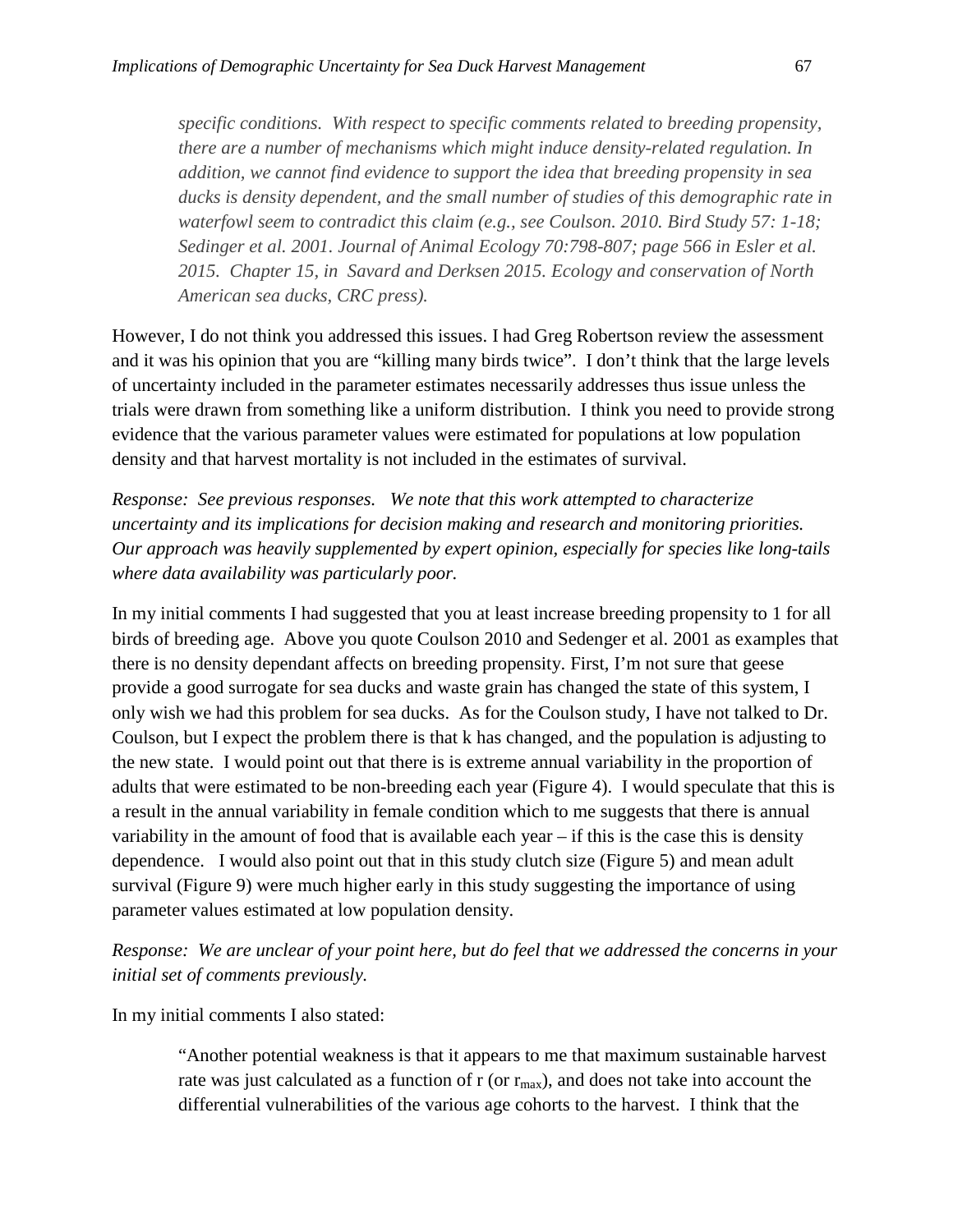> *specific conditions. With respect to specific comments related to breeding propensity, there are a number of mechanisms which might induce density-related regulation. In addition, we cannot find evidence to support the idea that breeding propensity in sea ducks is density dependent, and the small number of studies of this demographic rate in waterfowl seem to contradict this claim (e.g., see Coulson. 2010. Bird Study 57: 1-18; Sedinger et al. 2001. Journal of Animal Ecology 70:798-807; page 566 in Esler et al. 2015. Chapter 15, in Savard and Derksen 2015. Ecology and conservation of North American sea ducks, CRC press).*

However, I do not think you addressed this issues. I had Greg Robertson review the assessment and it was his opinion that you are "killing many birds twice". I don't think that the large levels of uncertainty included in the parameter estimates necessarily addresses thus issue unless the trials were drawn from something like a uniform distribution. I think you need to provide strong evidence that the various parameter values were estimated for populations at low population density and that harvest mortality is not included in the estimates of survival.

*Response: See previous responses. We note that this work attempted to characterize uncertainty and its implications for decision making and research and monitoring priorities. Our approach was heavily supplemented by expert opinion, especially for species like long-tails where data availability was particularly poor.*

In my initial comments I had suggested that you at least increase breeding propensity to 1 for all birds of breeding age. Above you quote Coulson 2010 and Sedenger et al. 2001 as examples that there is no density dependant affects on breeding propensity. First, I'm not sure that geese provide a good surrogate for sea ducks and waste grain has changed the state of this system, I only wish we had this problem for sea ducks. As for the Coulson study, I have not talked to Dr. Coulson, but I expect the problem there is that k has changed, and the population is adjusting to the new state. I would point out that there is is extreme annual variability in the proportion of adults that were estimated to be non-breeding each year (Figure 4). I would speculate that this is a result in the annual variability in female condition which to me suggests that there is annual variability in the amount of food that is available each year – if this is the case this is density dependence. I would also point out that in this study clutch size (Figure 5) and mean adult survival (Figure 9) were much higher early in this study suggesting the importance of using parameter values estimated at low population density.

*Response: We are unclear of your point here, but do feel that we addressed the concerns in your initial set of comments previously.*

In my initial comments I also stated:

> "Another potential weakness is that it appears to me that maximum sustainable harvest rate was just calculated as a function of r (or $r_{max}$), and does not take into account the differential vulnerabilities of the various age cohorts to the harvest. I think that the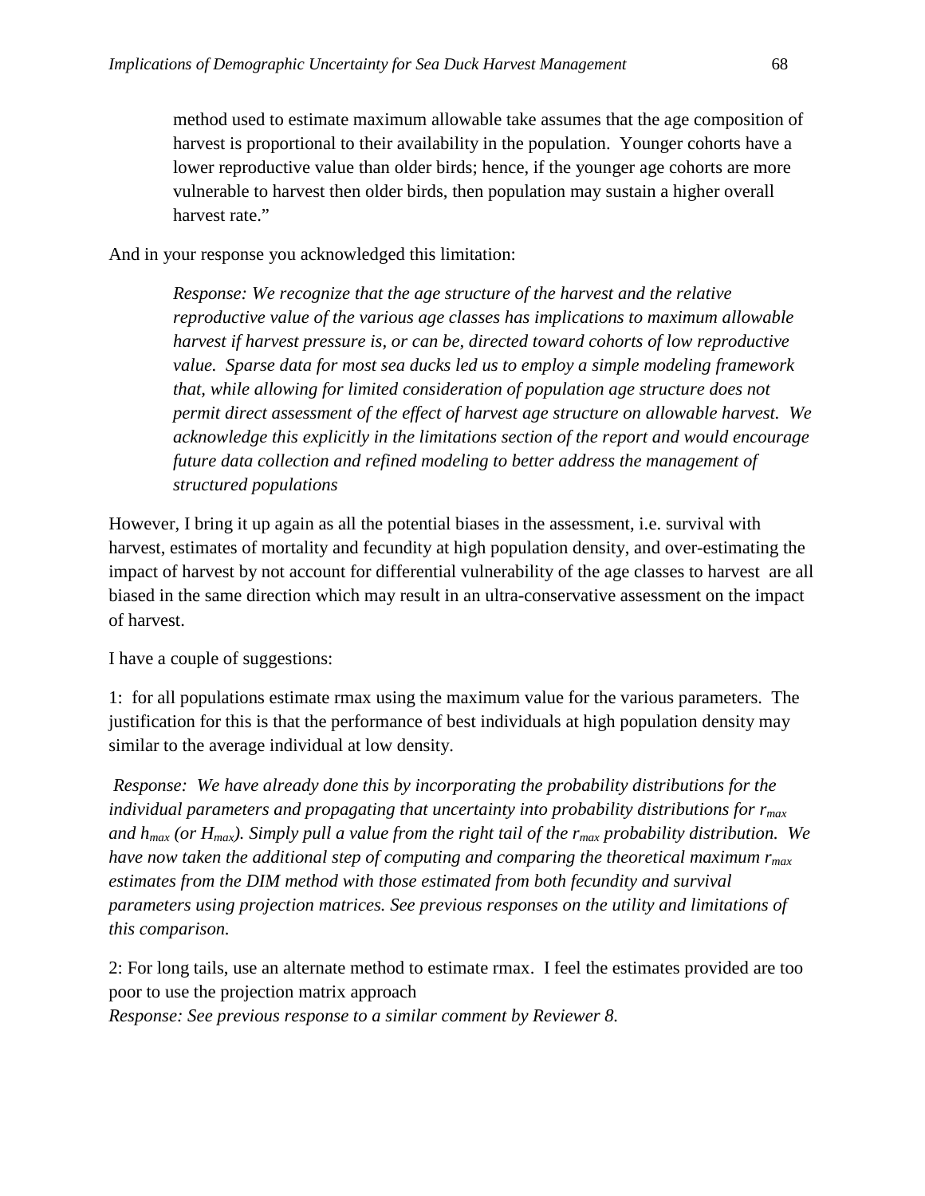> method used to estimate maximum allowable take assumes that the age composition of harvest is proportional to their availability in the population. Younger cohorts have a lower reproductive value than older birds; hence, if the younger age cohorts are more vulnerable to harvest then older birds, then population may sustain a higher overall harvest rate."

And in your response you acknowledged this limitation:

> *Response: We recognize that the age structure of the harvest and the relative reproductive value of the various age classes has implications to maximum allowable harvest if harvest pressure is, or can be, directed toward cohorts of low reproductive value. Sparse data for most sea ducks led us to employ a simple modeling framework that, while allowing for limited consideration of population age structure does not permit direct assessment of the effect of harvest age structure on allowable harvest. We acknowledge this explicitly in the limitations section of the report and would encourage future data collection and refined modeling to better address the management of structured populations*

However, I bring it up again as all the potential biases in the assessment, i.e. survival with harvest, estimates of mortality and fecundity at high population density, and over-estimating the impact of harvest by not account for differential vulnerability of the age classes to harvest are all biased in the same direction which may result in an ultra-conservative assessment on the impact of harvest.

I have a couple of suggestions:

1: for all populations estimate rmax using the maximum value for the various parameters. The justification for this is that the performance of best individuals at high population density may similar to the average individual at low density.

*Response: We have already done this by incorporating the probability distributions for the individual parameters and propagating that uncertainty into probability distributions for $r_{max}$ and $h_{max}$ (or $H_{max}$). Simply pull a value from the right tail of the $r_{max}$ probability distribution. We have now taken the additional step of computing and comparing the theoretical maximum $r_{max}$ estimates from the DIM method with those estimated from both fecundity and survival parameters using projection matrices. See previous responses on the utility and limitations of this comparison.*

2: For long tails, use an alternate method to estimate rmax. I feel the estimates provided are too poor to use the projection matrix approach
*Response: See previous response to a similar comment by Reviewer 8.*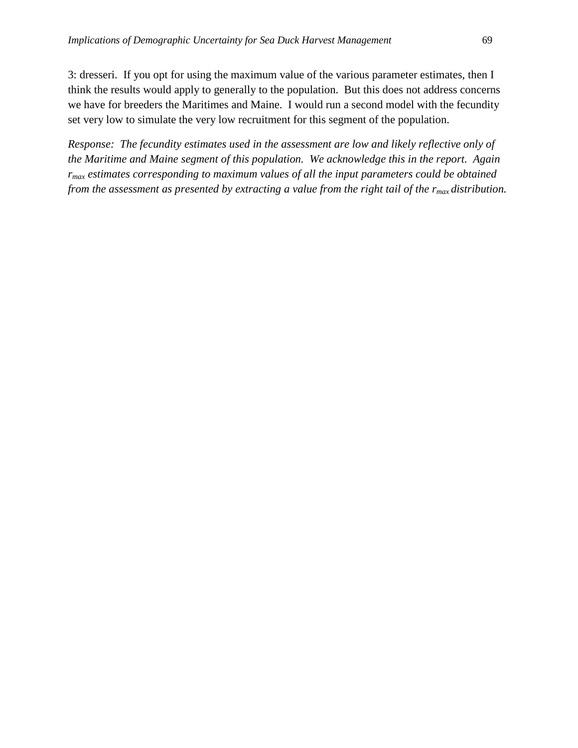3: dresseri. If you opt for using the maximum value of the various parameter estimates, then I think the results would apply to generally to the population. But this does not address concerns we have for breeders the Maritimes and Maine. I would run a second model with the fecundity set very low to simulate the very low recruitment for this segment of the population.

*Response: The fecundity estimates used in the assessment are low and likely reflective only of the Maritime and Maine segment of this population. We acknowledge this in the report. Again* $r_{max}$ *estimates corresponding to maximum values of all the input parameters could be obtained from the assessment as presented by extracting a value from the right tail of the* $r_{max}$ *distribution.*